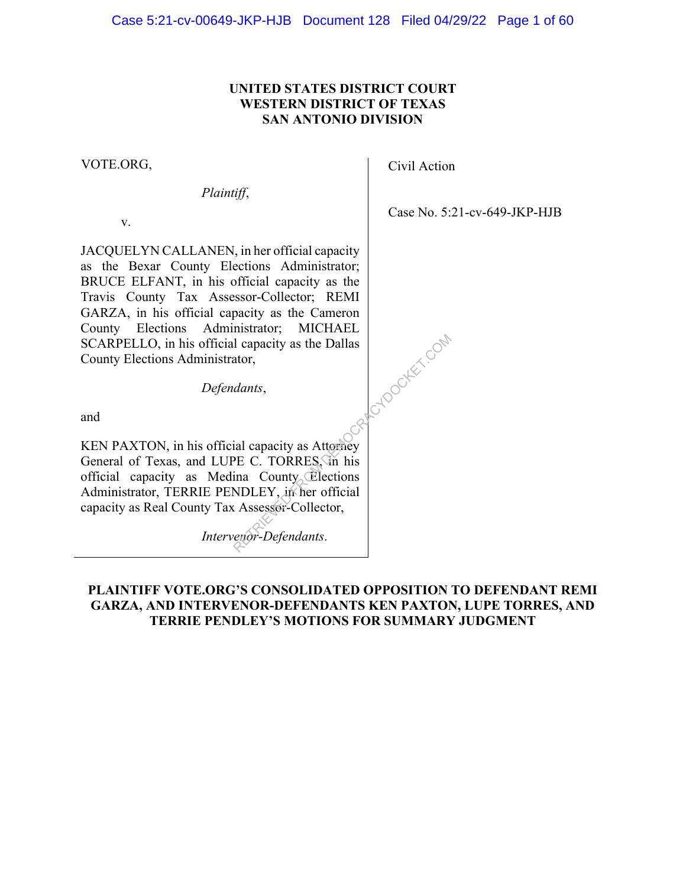**UNITED STATES DISTRICT COURT**
**WESTERN DISTRICT OF TEXAS**
**SAN ANTONIO DIVISION**

VOTE.ORG,

*Plaintiff*,

v.

JACQUELYN CALLANEN, in her official capacity as the Bexar County Elections Administrator; BRUCE ELFANT, in his official capacity as the Travis County Tax Assessor-Collector; REMI GARZA, in his official capacity as the Cameron County Elections Administrator; MICHAEL SCARPELLO, in his official capacity as the Dallas County Elections Administrator,

*Defendants*,

and

KEN PAXTON, in his official capacity as Attorney General of Texas, and LUPE C. TORRES, in his official capacity as Medina County Elections Administrator, TERRIE PENDLEY, in her official capacity as Real County Tax Assessor-Collector,

*Intervenor-Defendants*.

Civil Action

Case No. 5:21-cv-649-JKP-HJB

**PLAINTIFF VOTE.ORG'S CONSOLIDATED OPPOSITION TO DEFENDANT REMI GARZA, AND INTERVENOR-DEFENDANTS KEN PAXTON, LUPE TORRES, AND TERRIE PENDLEY'S MOTIONS FOR SUMMARY JUDGMENT**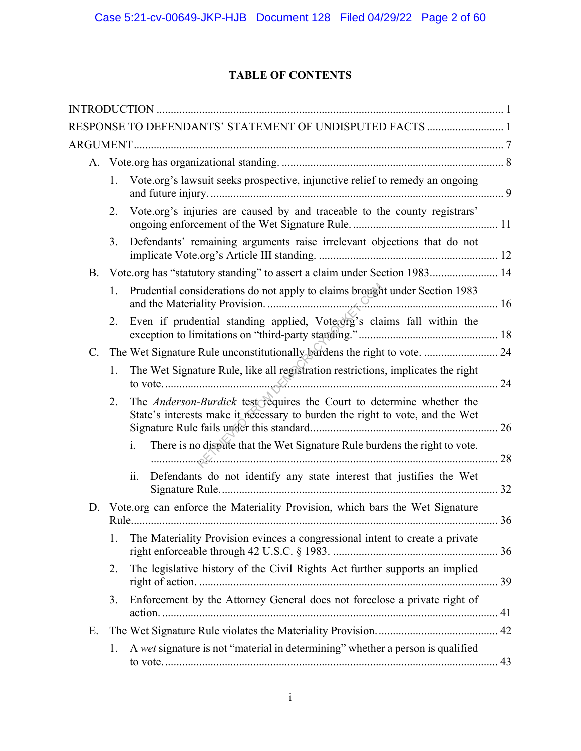# TABLE OF CONTENTS

INTRODUCTION ........................................................................................................................ 1

RESPONSE TO DEFENDANTS' STATEMENT OF UNDISPUTED FACTS .......................... 1

ARGUMENT ................................................................................................................................ 7

A. Vote.org has organizational standing. ............................................................................ 8

1. Vote.org's lawsuit seeks prospective, injunctive relief to remedy an ongoing and future injury. ...................................................................................................... 9

2. Vote.org's injuries are caused by and traceable to the county registrars' ongoing enforcement of the Wet Signature Rule. .................................................. 11

3. Defendants' remaining arguments raise irrelevant objections that do not implicate Vote.org's Article III standing. .............................................................. 12

B. Vote.org has "statutory standing" to assert a claim under Section 1983........................ 14

1. Prudential considerations do not apply to claims brought under Section 1983 and the Materiality Provision. ............................................................................... 16

2. Even if prudential standing applied, Vote.org's claims fall within the exception to limitations on "third-party standing." ................................................ 18

C. The Wet Signature Rule unconstitutionally burdens the right to vote. .......................... 24

1. The Wet Signature Rule, like all registration restrictions, implicates the right to vote. .................................................................................................................. 24

2. The *Anderson-Burdick* test requires the Court to determine whether the State's interests make it necessary to burden the right to vote, and the Wet Signature Rule fails under this standard. ................................................................ 26

i. There is no dispute that the Wet Signature Rule burdens the right to vote. ......................................................................................................................... 28

ii. Defendants do not identify any state interest that justifies the Wet Signature Rule. ............................................................................................... 32

D. Vote.org can enforce the Materiality Provision, which bars the Wet Signature Rule.............................................................................................................................. 36

1. The Materiality Provision evinces a congressional intent to create a private right enforceable through 42 U.S.C. § 1983. ......................................................... 36

2. The legislative history of the Civil Rights Act further supports an implied right of action. ....................................................................................................... 39

3. Enforcement by the Attorney General does not foreclose a private right of action. .................................................................................................................... 41

E. The Wet Signature Rule violates the Materiality Provision. .......................................... 42

1. A *wet* signature is not "material in determining" whether a person is qualified to vote. .................................................................................................................... 43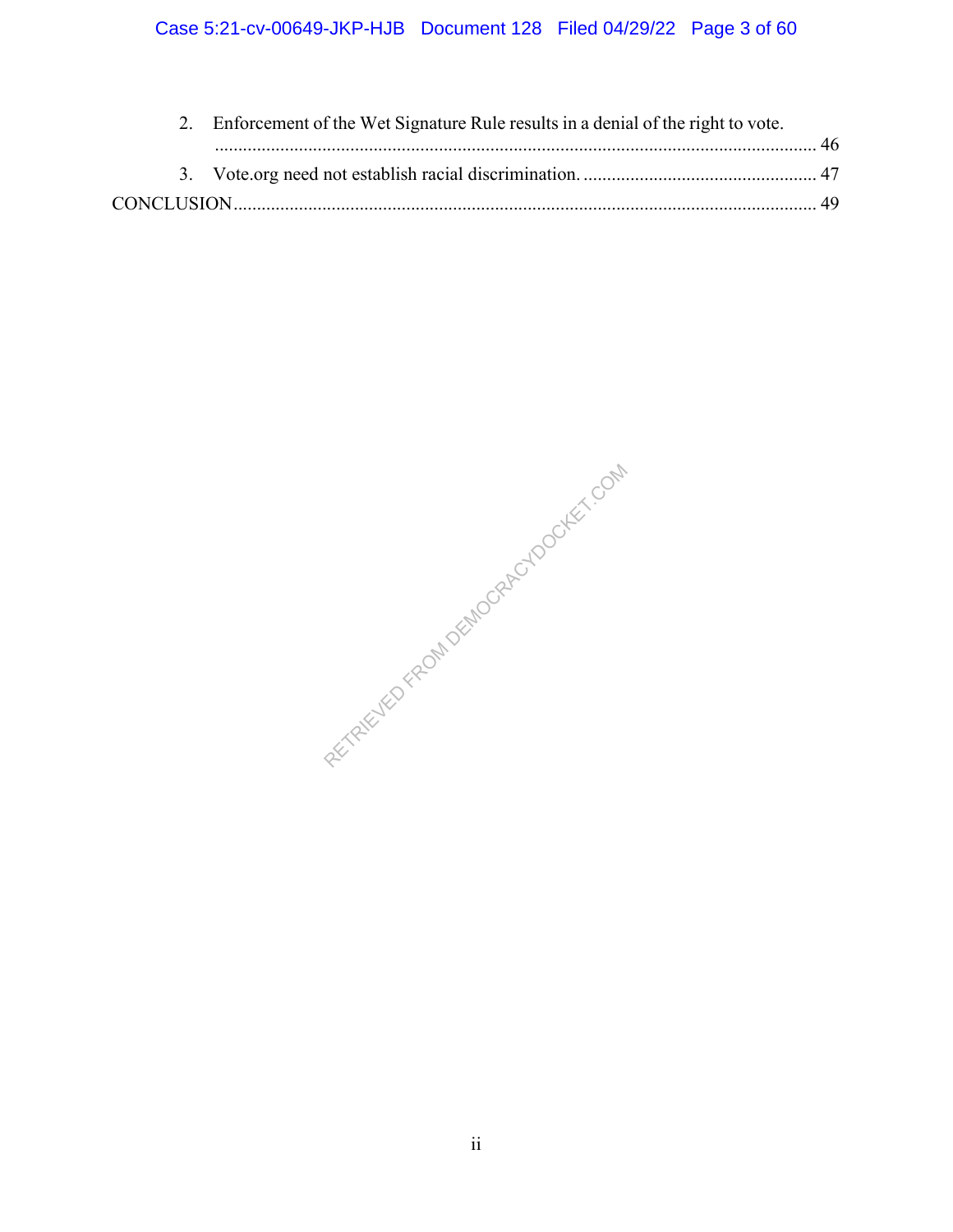2. Enforcement of the Wet Signature Rule results in a denial of the right to vote. ........ 46

3. Vote.org need not establish racial discrimination. ........ 47

CONCLUSION ........ 49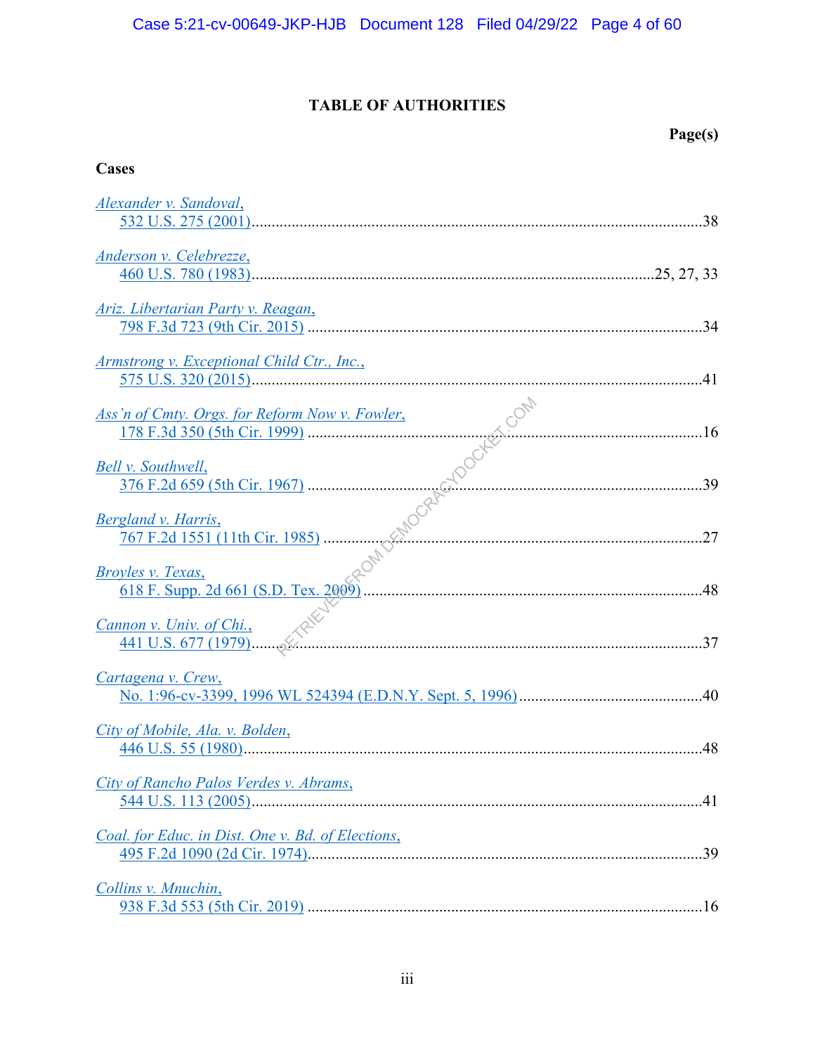## TABLE OF AUTHORITIES

**Page(s)**

**Cases**

*Alexander v. Sandoval*, 532 U.S. 275 (2001) ................................................................ 38

*Anderson v. Celebrezze*, 460 U.S. 780 (1983) ................................................................ 25, 27, 33

*Ariz. Libertarian Party v. Reagan*, 798 F.3d 723 (9th Cir. 2015) ................................................................ 34

*Armstrong v. Exceptional Child Ctr., Inc.*, 575 U.S. 320 (2015) ................................................................ 41

*Ass'n of Cmty. Orgs. for Reform Now v. Fowler*, 178 F.3d 350 (5th Cir. 1999) ................................................................ 16

*Bell v. Southwell*, 376 F.2d 659 (5th Cir. 1967) ................................................................ 39

*Bergland v. Harris*, 767 F.2d 1551 (11th Cir. 1985) ................................................................ 27

*Broyles v. Texas*, 618 F. Supp. 2d 661 (S.D. Tex. 2009) ................................................................ 48

*Cannon v. Univ. of Chi.*, 441 U.S. 677 (1979) ................................................................ 37

*Cartagena v. Crew*, No. 1:96-cv-3399, 1996 WL 524394 (E.D.N.Y. Sept. 5, 1996) ................................................................ 40

*City of Mobile, Ala. v. Bolden*, 446 U.S. 55 (1980) ................................................................ 48

*City of Rancho Palos Verdes v. Abrams*, 544 U.S. 113 (2005) ................................................................ 41

*Coal. for Educ. in Dist. One v. Bd. of Elections*, 495 F.2d 1090 (2d Cir. 1974) ................................................................ 39

*Collins v. Mnuchin*, 938 F.3d 553 (5th Cir. 2019) ................................................................ 16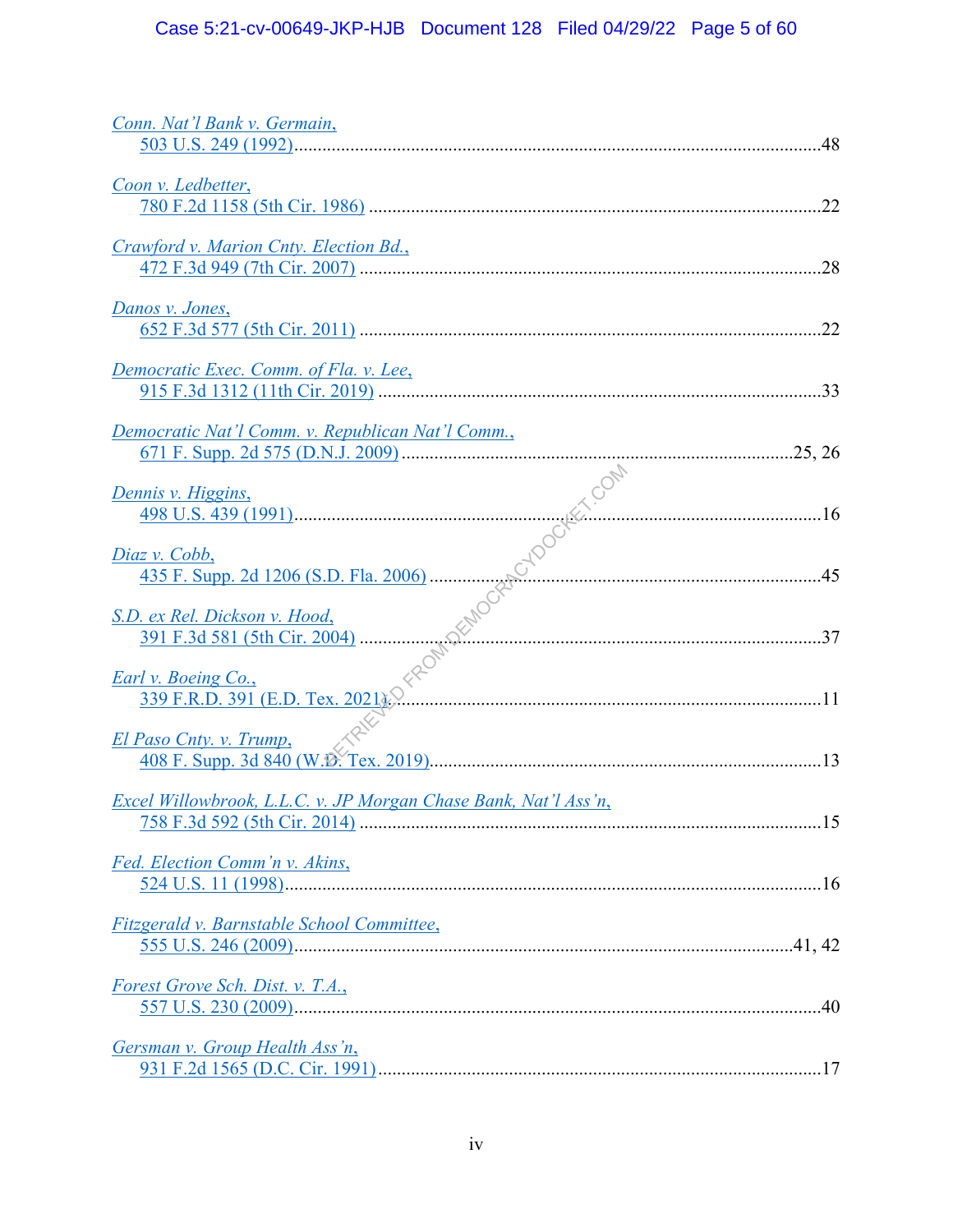*Conn. Nat'l Bank v. Germain*,
503 U.S. 249 (1992)....................................................................................................48

*Coon v. Ledbetter*,
780 F.2d 1158 (5th Cir. 1986) ......................................................................................22

*Crawford v. Marion Cnty. Election Bd.*,
472 F.3d 949 (7th Cir. 2007) ........................................................................................28

*Danos v. Jones*,
652 F.3d 577 (5th Cir. 2011) ........................................................................................22

*Democratic Exec. Comm. of Fla. v. Lee*,
915 F.3d 1312 (11th Cir. 2019) ....................................................................................33

*Democratic Nat'l Comm. v. Republican Nat'l Comm.*,
671 F. Supp. 2d 575 (D.N.J. 2009) .........................................................................25, 26

*Dennis v. Higgins*,
498 U.S. 439 (1991)....................................................................................................16

*Diaz v. Cobb*,
435 F. Supp. 2d 1206 (S.D. Fla. 2006) .........................................................................45

*S.D. ex Rel. Dickson v. Hood*,
391 F.3d 581 (5th Cir. 2004) ........................................................................................37

*Earl v. Boeing Co.*,
339 F.R.D. 391 (E.D. Tex. 2021)..................................................................................11

*El Paso Cnty. v. Trump*,
408 F. Supp. 3d 840 (W.D. Tex. 2019)..........................................................................13

*Excel Willowbrook, L.L.C. v. JP Morgan Chase Bank, Nat'l Ass'n*,
758 F.3d 592 (5th Cir. 2014) ........................................................................................15

*Fed. Election Comm'n v. Akins*,
524 U.S. 11 (1998)......................................................................................................16

*Fitzgerald v. Barnstable School Committee*,
555 U.S. 246 (2009).................................................................................................41, 42

*Forest Grove Sch. Dist. v. T.A.*,
557 U.S. 230 (2009)....................................................................................................40

*Gersman v. Group Health Ass'n*,
931 F.2d 1565 (D.C. Cir. 1991)....................................................................................17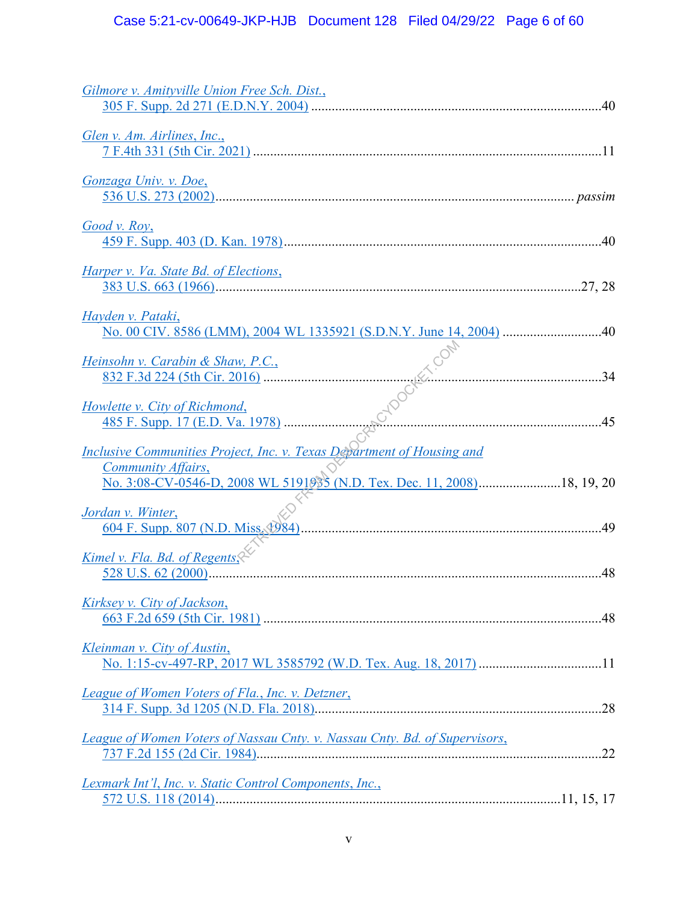*Gilmore v. Amityville Union Free Sch. Dist.*,
305 F. Supp. 2d 271 (E.D.N.Y. 2004) ....................................................................................40

*Glen v. Am. Airlines, Inc.*,
7 F.4th 331 (5th Cir. 2021) ....................................................................................................11

*Gonzaga Univ. v. Doe*,
536 U.S. 273 (2002)........................................................................................................ *passim*

*Good v. Roy*,
459 F. Supp. 403 (D. Kan. 1978)............................................................................................40

*Harper v. Va. State Bd. of Elections*,
383 U.S. 663 (1966)...........................................................................................................27, 28

*Hayden v. Pataki*,
No. 00 CIV. 8586 (LMM), 2004 WL 1335921 (S.D.N.Y. June 14, 2004) .............................40

*Heinsohn v. Carabin & Shaw, P.C.*,
832 F.3d 224 (5th Cir. 2016) ..................................................................................................34

*Howlette v. City of Richmond*,
485 F. Supp. 17 (E.D. Va. 1978) ............................................................................................45

*Inclusive Communities Project, Inc. v. Texas Department of Housing and Community Affairs*,
No. 3:08-CV-0546-D, 2008 WL 5191935 (N.D. Tex. Dec. 11, 2008)........................18, 19, 20

*Jordan v. Winter*,
604 F. Supp. 807 (N.D. Miss. 1984)........................................................................................49

*Kimel v. Fla. Bd. of Regents*,
528 U.S. 62 (2000)...................................................................................................................48

*Kirksey v. City of Jackson*,
663 F.2d 659 (5th Cir. 1981) ..................................................................................................48

*Kleinman v. City of Austin*,
No. 1:15-cv-497-RP, 2017 WL 3585792 (W.D. Tex. Aug. 18, 2017) ...................................11

*League of Women Voters of Fla., Inc. v. Detzner*,
314 F. Supp. 3d 1205 (N.D. Fla. 2018)...................................................................................28

*League of Women Voters of Nassau Cnty. v. Nassau Cnty. Bd. of Supervisors*,
737 F.2d 155 (2d Cir. 1984).....................................................................................................22

*Lexmark Int'l, Inc. v. Static Control Components, Inc.*,
572 U.S. 118 (2014)...................................................................................................11, 15, 17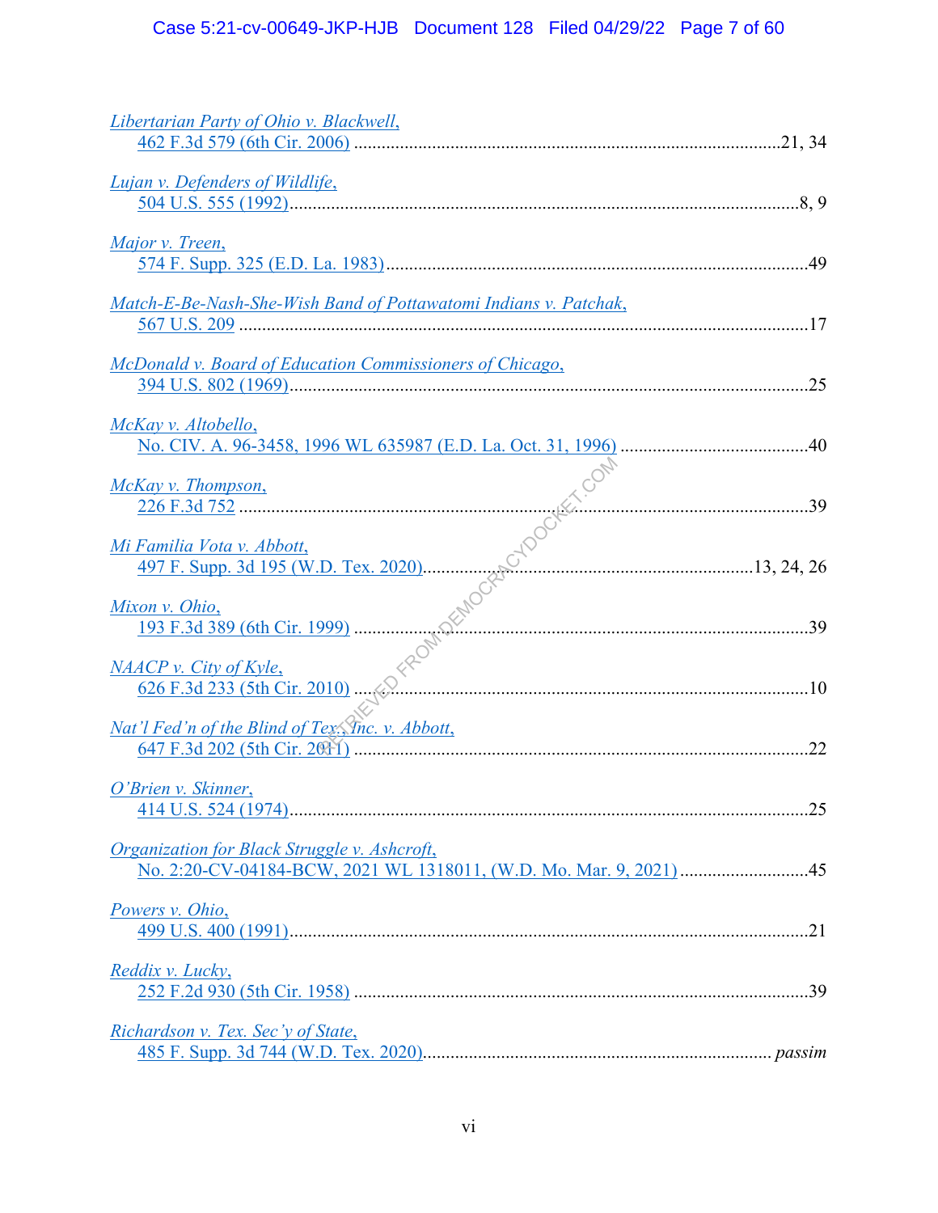*Libertarian Party of Ohio v. Blackwell*,
462 F.3d 579 (6th Cir. 2006) ....................................................................................21, 34

*Lujan v. Defenders of Wildlife*,
504 U.S. 555 (1992)..................................................................................................8, 9

*Major v. Treen*,
574 F. Supp. 325 (E.D. La. 1983)..........................................................................................49

*Match-E-Be-Nash-She-Wish Band of Pottawatomi Indians v. Patchak*,
567 U.S. 209 .........................................................................................................................17

*McDonald v. Board of Education Commissioners of Chicago*,
394 U.S. 802 (1969)...............................................................................................................25

*McKay v. Altobello*,
No. CIV. A. 96-3458, 1996 WL 635987 (E.D. La. Oct. 31, 1996) ........................................40

*McKay v. Thompson*,
226 F.3d 752 .........................................................................................................................39

*Mi Familia Vota v. Abbott*,
497 F. Supp. 3d 195 (W.D. Tex. 2020).....................................................................13, 24, 26

*Mixon v. Ohio*,
193 F.3d 389 (6th Cir. 1999) .................................................................................................39

*NAACP v. City of Kyle*,
626 F.3d 233 (5th Cir. 2010) .................................................................................................10

*Nat'l Fed'n of the Blind of Tex., Inc. v. Abbott*,
647 F.3d 202 (5th Cir. 2011) .................................................................................................22

*O'Brien v. Skinner*,
414 U.S. 524 (1974)...............................................................................................................25

*Organization for Black Struggle v. Ashcroft*,
No. 2:20-CV-04184-BCW, 2021 WL 1318011, (W.D. Mo. Mar. 9, 2021) ............................45

*Powers v. Ohio*,
499 U.S. 400 (1991)...............................................................................................................21

*Reddix v. Lucky*,
252 F.2d 930 (5th Cir. 1958) .................................................................................................39

*Richardson v. Tex. Sec'y of State*,
485 F. Supp. 3d 744 (W.D. Tex. 2020)........................................................................... *passim*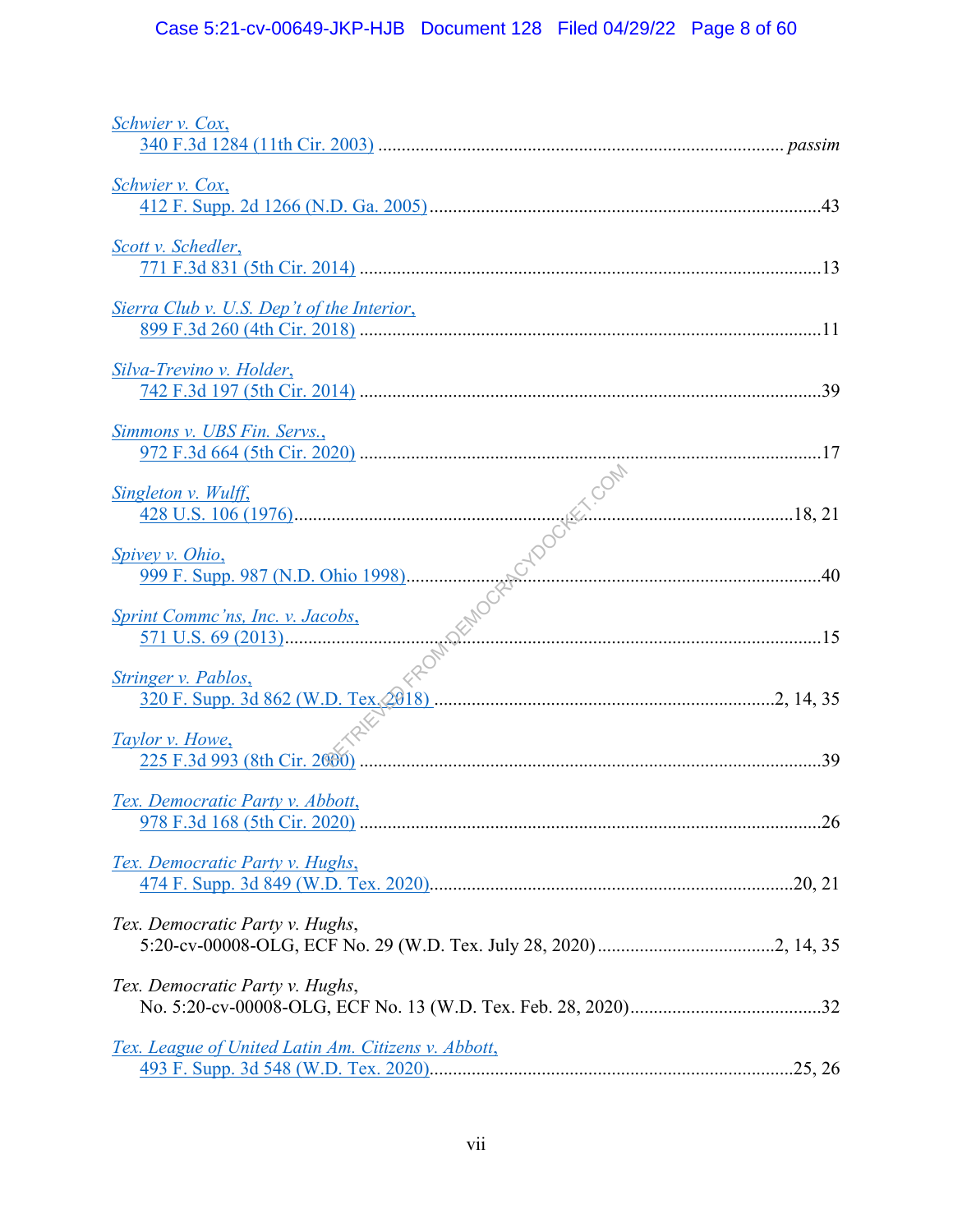*Schwier v. Cox*,
340 F.3d 1284 (11th Cir. 2003) ........................................................................................ *passim*

*Schwier v. Cox*,
412 F. Supp. 2d 1266 (N.D. Ga. 2005) ....................................................................................43

*Scott v. Schedler*,
771 F.3d 831 (5th Cir. 2014) ..................................................................................................13

*Sierra Club v. U.S. Dep't of the Interior*,
899 F.3d 260 (4th Cir. 2018) ..................................................................................................11

*Silva-Trevino v. Holder*,
742 F.3d 197 (5th Cir. 2014) ..................................................................................................39

*Simmons v. UBS Fin. Servs.*,
972 F.3d 664 (5th Cir. 2020) ..................................................................................................17

*Singleton v. Wulff*,
428 U.S. 106 (1976)...........................................................................................................18, 21

*Spivey v. Ohio*,
999 F. Supp. 987 (N.D. Ohio 1998).........................................................................................40

*Sprint Commc'ns, Inc. v. Jacobs*,
571 U.S. 69 (2013)....................................................................................................................15

*Stringer v. Pablos*,
320 F. Supp. 3d 862 (W.D. Tex. 2018) .......................................................................2, 14, 35

*Taylor v. Howe*,
225 F.3d 993 (8th Cir. 2000) ..................................................................................................39

*Tex. Democratic Party v. Abbott*,
978 F.3d 168 (5th Cir. 2020) ..................................................................................................26

*Tex. Democratic Party v. Hughs*,
474 F. Supp. 3d 849 (W.D. Tex. 2020).............................................................................20, 21

*Tex. Democratic Party v. Hughs*,
5:20-cv-00008-OLG, ECF No. 29 (W.D. Tex. July 28, 2020).....................................2, 14, 35

*Tex. Democratic Party v. Hughs*,
No. 5:20-cv-00008-OLG, ECF No. 13 (W.D. Tex. Feb. 28, 2020).........................................32

*Tex. League of United Latin Am. Citizens v. Abbott*,
493 F. Supp. 3d 548 (W.D. Tex. 2020).............................................................................25, 26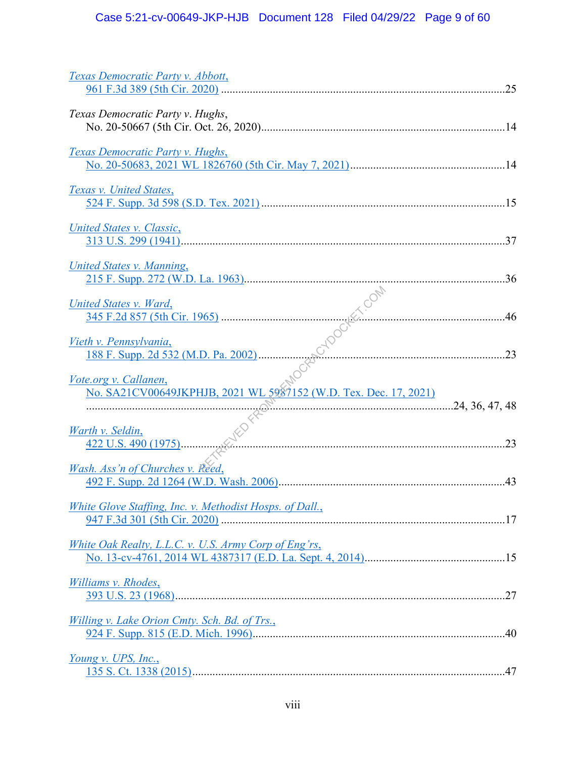*Texas Democratic Party v. Abbott*,
961 F.3d 389 (5th Cir. 2020) ....................................................................................................25

*Texas Democratic Party v. Hughs*,
No. 20-50667 (5th Cir. Oct. 26, 2020)......................................................................................14

*Texas Democratic Party v. Hughs*,
No. 20-50683, 2021 WL 1826760 (5th Cir. May 7, 2021).....................................................14

*Texas v. United States*,
524 F. Supp. 3d 598 (S.D. Tex. 2021) ......................................................................................15

*United States v. Classic*,
313 U.S. 299 (1941)..................................................................................................................37

*United States v. Manning*,
215 F. Supp. 272 (W.D. La. 1963)............................................................................................36

*United States v. Ward*,
345 F.2d 857 (5th Cir. 1965) ....................................................................................................46

*Vieth v. Pennsylvania*,
188 F. Supp. 2d 532 (M.D. Pa. 2002) .......................................................................................23

*Vote.org v. Callanen*,
No. SA21CV00649JKPHJB, 2021 WL 5987152 (W.D. Tex. Dec. 17, 2021)
.....................................................................................................................................24, 36, 47, 48

*Warth v. Seldin*,
422 U.S. 490 (1975)..................................................................................................................23

*Wash. Ass'n of Churches v. Reed*,
492 F. Supp. 2d 1264 (W.D. Wash. 2006)................................................................................43

*White Glove Staffing, Inc. v. Methodist Hosps. of Dall.*,
947 F.3d 301 (5th Cir. 2020) ....................................................................................................17

*White Oak Realty, L.L.C. v. U.S. Army Corp of Eng'rs*,
No. 13-cv-4761, 2014 WL 4387317 (E.D. La. Sept. 4, 2014)..................................................15

*Williams v. Rhodes*,
393 U.S. 23 (1968)....................................................................................................................27

*Willing v. Lake Orion Cmty. Sch. Bd. of Trs.*,
924 F. Supp. 815 (E.D. Mich. 1996).........................................................................................40

*Young v. UPS, Inc.*,
135 S. Ct. 1338 (2015)..............................................................................................................47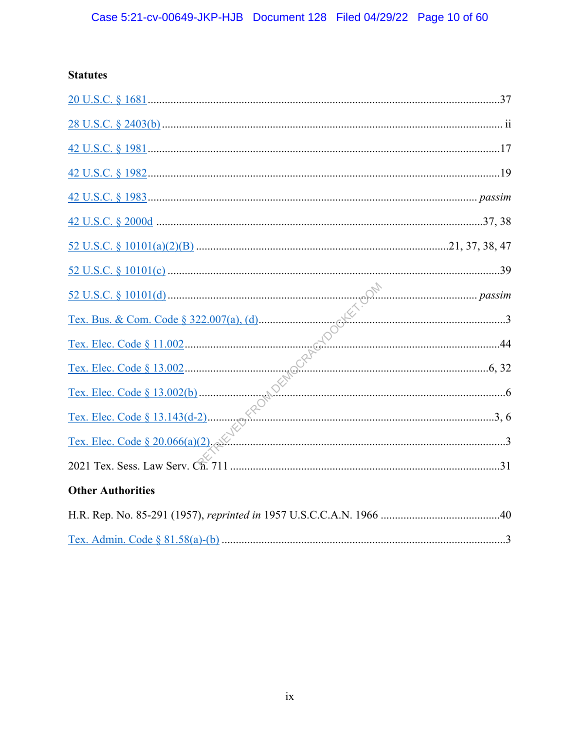**Statutes**

20 U.S.C. § 1681 ....................................................................................................................37

28 U.S.C. § 2403(b) .................................................................................................................ii

42 U.S.C. § 1981 ....................................................................................................................17

42 U.S.C. § 1982 ....................................................................................................................19

42 U.S.C. § 1983 .............................................................................................................*passim*

42 U.S.C. § 2000d ........................................................................................................37, 38

52 U.S.C. § 10101(a)(2)(B) ..............................................................................21, 37, 38, 47

52 U.S.C. § 10101(c) ..............................................................................................................39

52 U.S.C. § 10101(d) ......................................................................................................*passim*

Tex. Bus. & Com. Code § 322.007(a), (d)...................................................................................3

Tex. Elec. Code § 11.002.........................................................................................................44

Tex. Elec. Code § 13.002.....................................................................................................6, 32

Tex. Elec. Code § 13.002(b).......................................................................................................6

Tex. Elec. Code § 13.143(d-2)..............................................................................................3, 6

Tex. Elec. Code § 20.066(a)(2)..................................................................................................3

2021 Tex. Sess. Law Serv. Ch. 711 .........................................................................................31

**Other Authorities**

H.R. Rep. No. 85-291 (1957), *reprinted in* 1957 U.S.C.C.A.N. 1966 .....................................40

Tex. Admin. Code § 81.58(a)-(b) ................................................................................................3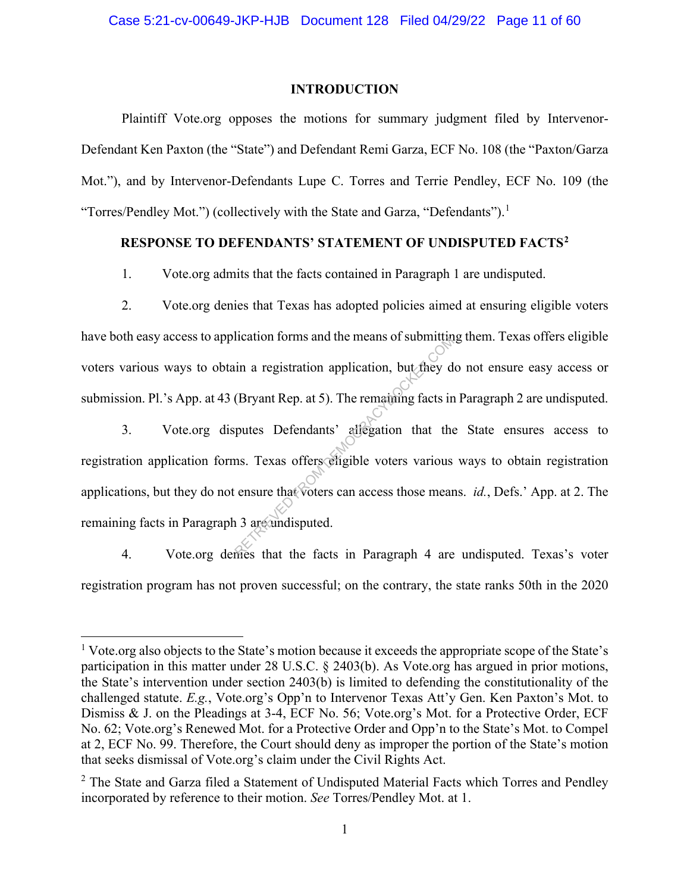## INTRODUCTION

Plaintiff Vote.org opposes the motions for summary judgment filed by Intervenor-Defendant Ken Paxton (the "State") and Defendant Remi Garza, ECF No. 108 (the "Paxton/Garza Mot."), and by Intervenor-Defendants Lupe C. Torres and Terrie Pendley, ECF No. 109 (the "Torres/Pendley Mot.") (collectively with the State and Garza, "Defendants").[1]

## RESPONSE TO DEFENDANTS' STATEMENT OF UNDISPUTED FACTS[2]

1. Vote.org admits that the facts contained in Paragraph 1 are undisputed.

2. Vote.org denies that Texas has adopted policies aimed at ensuring eligible voters have both easy access to application forms and the means of submitting them. Texas offers eligible voters various ways to obtain a registration application, but they do not ensure easy access or submission. Pl.'s App. at 43 (Bryant Rep. at 5). The remaining facts in Paragraph 2 are undisputed.

3. Vote.org disputes Defendants' allegation that the State ensures access to registration application forms. Texas offers eligible voters various ways to obtain registration applications, but they do not ensure that voters can access those means. *id.*, Defs.' App. at 2. The remaining facts in Paragraph 3 are undisputed.

4. Vote.org denies that the facts in Paragraph 4 are undisputed. Texas's voter registration program has not proven successful; on the contrary, the state ranks 50th in the 2020

---

[1] Vote.org also objects to the State's motion because it exceeds the appropriate scope of the State's participation in this matter under 28 U.S.C. § 2403(b). As Vote.org has argued in prior motions, the State's intervention under section 2403(b) is limited to defending the constitutionality of the challenged statute. *E.g.*, Vote.org's Opp'n to Intervenor Texas Att'y Gen. Ken Paxton's Mot. to Dismiss & J. on the Pleadings at 3-4, ECF No. 56; Vote.org's Mot. for a Protective Order, ECF No. 62; Vote.org's Renewed Mot. for a Protective Order and Opp'n to the State's Mot. to Compel at 2, ECF No. 99. Therefore, the Court should deny as improper the portion of the State's motion that seeks dismissal of Vote.org's claim under the Civil Rights Act.

[2] The State and Garza filed a Statement of Undisputed Material Facts which Torres and Pendley incorporated by reference to their motion. *See* Torres/Pendley Mot. at 1.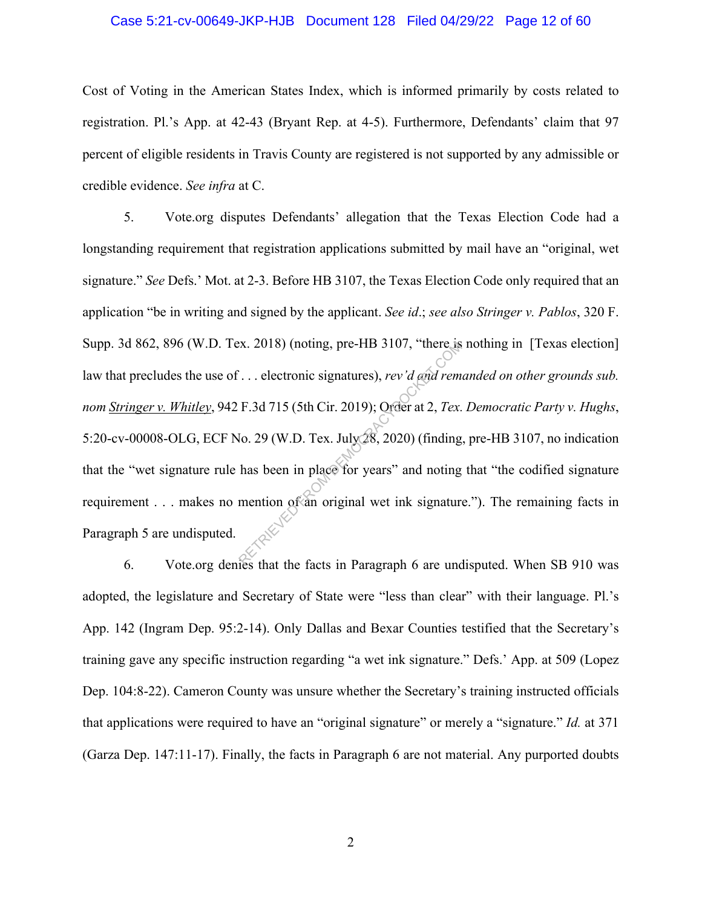Cost of Voting in the American States Index, which is informed primarily by costs related to registration. Pl.'s App. at 42-43 (Bryant Rep. at 4-5). Furthermore, Defendants' claim that 97 percent of eligible residents in Travis County are registered is not supported by any admissible or credible evidence. *See infra* at C.

5. Vote.org disputes Defendants' allegation that the Texas Election Code had a longstanding requirement that registration applications submitted by mail have an "original, wet signature." *See* Defs.' Mot. at 2-3. Before HB 3107, the Texas Election Code only required that an application "be in writing and signed by the applicant. *See id*.; *see also Stringer v. Pablos*, 320 F. Supp. 3d 862, 896 (W.D. Tex. 2018) (noting, pre-HB 3107, "there is nothing in [Texas election] law that precludes the use of . . . electronic signatures), *rev'd and remanded on other grounds sub. nom Stringer v. Whitley*, 942 F.3d 715 (5th Cir. 2019); Order at 2, *Tex. Democratic Party v. Hughs*, 5:20-cv-00008-OLG, ECF No. 29 (W.D. Tex. July 28, 2020) (finding, pre-HB 3107, no indication that the "wet signature rule has been in place for years" and noting that "the codified signature requirement . . . makes no mention of an original wet ink signature."). The remaining facts in Paragraph 5 are undisputed.

6. Vote.org denies that the facts in Paragraph 6 are undisputed. When SB 910 was adopted, the legislature and Secretary of State were "less than clear" with their language. Pl.'s App. 142 (Ingram Dep. 95:2-14). Only Dallas and Bexar Counties testified that the Secretary's training gave any specific instruction regarding "a wet ink signature." Defs.' App. at 509 (Lopez Dep. 104:8-22). Cameron County was unsure whether the Secretary's training instructed officials that applications were required to have an "original signature" or merely a "signature." *Id.* at 371 (Garza Dep. 147:11-17). Finally, the facts in Paragraph 6 are not material. Any purported doubts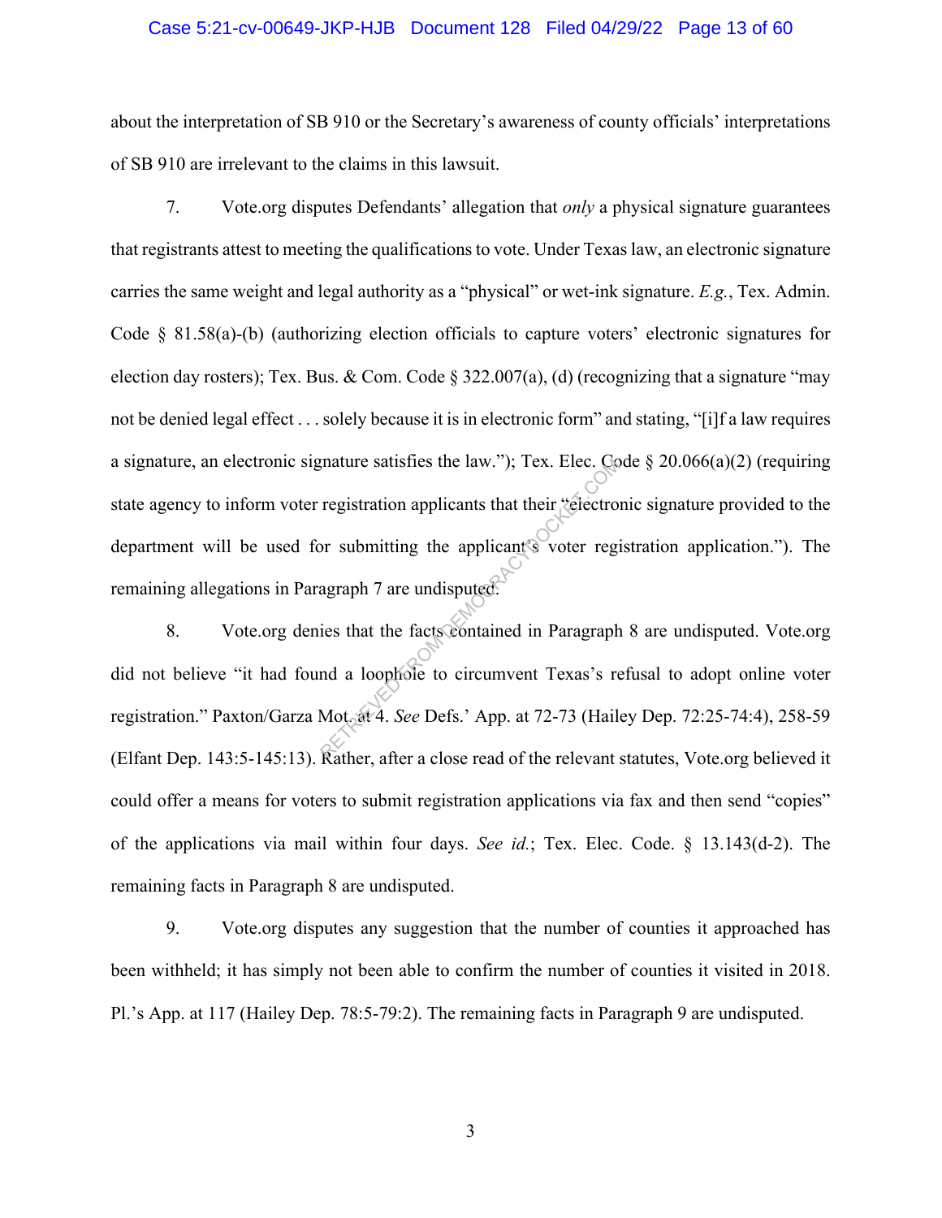about the interpretation of SB 910 or the Secretary's awareness of county officials' interpretations of SB 910 are irrelevant to the claims in this lawsuit.

7. Vote.org disputes Defendants' allegation that *only* a physical signature guarantees that registrants attest to meeting the qualifications to vote. Under Texas law, an electronic signature carries the same weight and legal authority as a "physical" or wet-ink signature. *E.g.*, Tex. Admin. Code § 81.58(a)-(b) (authorizing election officials to capture voters' electronic signatures for election day rosters); Tex. Bus. & Com. Code § 322.007(a), (d) (recognizing that a signature "may not be denied legal effect . . . solely because it is in electronic form" and stating, "[i]f a law requires a signature, an electronic signature satisfies the law."); Tex. Elec. Code § 20.066(a)(2) (requiring state agency to inform voter registration applicants that their "electronic signature provided to the department will be used for submitting the applicant's voter registration application."). The remaining allegations in Paragraph 7 are undisputed.

8. Vote.org denies that the facts contained in Paragraph 8 are undisputed. Vote.org did not believe "it had found a loophole to circumvent Texas's refusal to adopt online voter registration." Paxton/Garza Mot. at 4. *See* Defs.' App. at 72-73 (Hailey Dep. 72:25-74:4), 258-59 (Elfant Dep. 143:5-145:13). Rather, after a close read of the relevant statutes, Vote.org believed it could offer a means for voters to submit registration applications via fax and then send "copies" of the applications via mail within four days. *See id.*; Tex. Elec. Code. § 13.143(d-2). The remaining facts in Paragraph 8 are undisputed.

9. Vote.org disputes any suggestion that the number of counties it approached has been withheld; it has simply not been able to confirm the number of counties it visited in 2018. Pl.'s App. at 117 (Hailey Dep. 78:5-79:2). The remaining facts in Paragraph 9 are undisputed.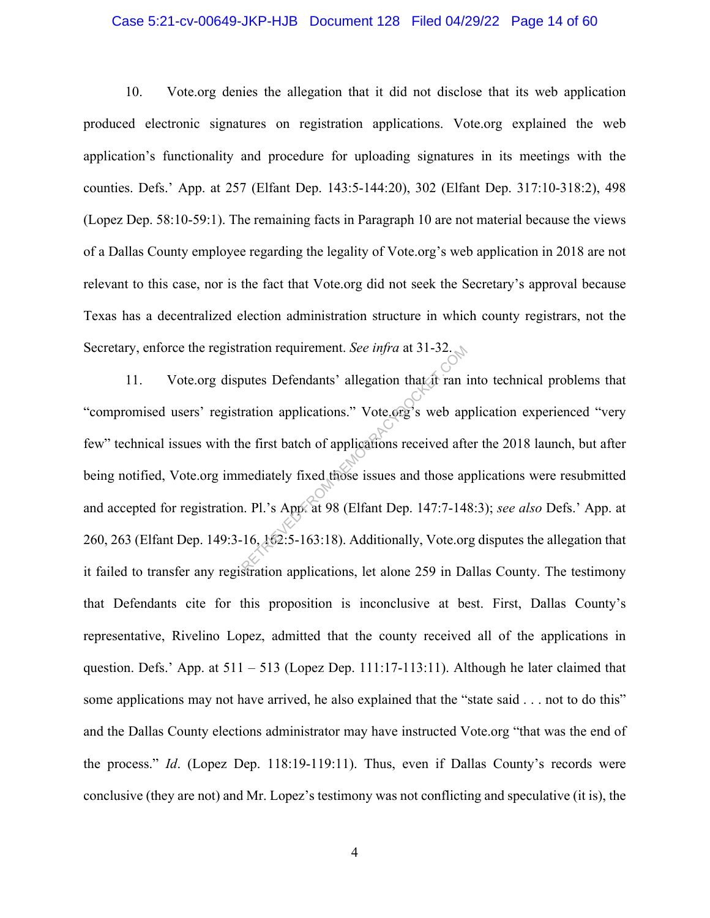10. Vote.org denies the allegation that it did not disclose that its web application produced electronic signatures on registration applications. Vote.org explained the web application's functionality and procedure for uploading signatures in its meetings with the counties. Defs.' App. at 257 (Elfant Dep. 143:5-144:20), 302 (Elfant Dep. 317:10-318:2), 498 (Lopez Dep. 58:10-59:1). The remaining facts in Paragraph 10 are not material because the views of a Dallas County employee regarding the legality of Vote.org's web application in 2018 are not relevant to this case, nor is the fact that Vote.org did not seek the Secretary's approval because Texas has a decentralized election administration structure in which county registrars, not the Secretary, enforce the registration requirement. *See infra* at 31-32.

11. Vote.org disputes Defendants' allegation that it ran into technical problems that "compromised users' registration applications." Vote.org's web application experienced "very few" technical issues with the first batch of applications received after the 2018 launch, but after being notified, Vote.org immediately fixed those issues and those applications were resubmitted and accepted for registration. Pl.'s App. at 98 (Elfant Dep. 147:7-148:3); *see also* Defs.' App. at 260, 263 (Elfant Dep. 149:3-16, 162:5-163:18). Additionally, Vote.org disputes the allegation that it failed to transfer any registration applications, let alone 259 in Dallas County. The testimony that Defendants cite for this proposition is inconclusive at best. First, Dallas County's representative, Rivelino Lopez, admitted that the county received all of the applications in question. Defs.' App. at 511 – 513 (Lopez Dep. 111:17-113:11). Although he later claimed that some applications may not have arrived, he also explained that the "state said . . . not to do this" and the Dallas County elections administrator may have instructed Vote.org "that was the end of the process." *Id*. (Lopez Dep. 118:19-119:11). Thus, even if Dallas County's records were conclusive (they are not) and Mr. Lopez's testimony was not conflicting and speculative (it is), the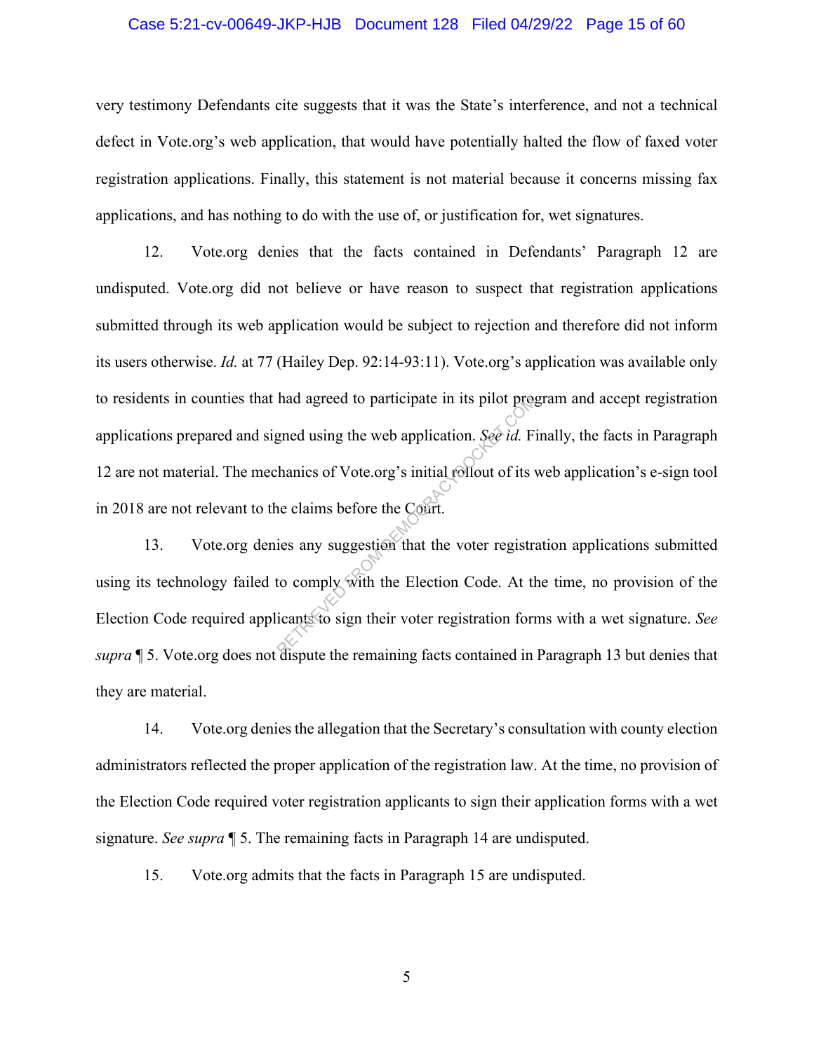very testimony Defendants cite suggests that it was the State's interference, and not a technical defect in Vote.org's web application, that would have potentially halted the flow of faxed voter registration applications. Finally, this statement is not material because it concerns missing fax applications, and has nothing to do with the use of, or justification for, wet signatures.

12. Vote.org denies that the facts contained in Defendants' Paragraph 12 are undisputed. Vote.org did not believe or have reason to suspect that registration applications submitted through its web application would be subject to rejection and therefore did not inform its users otherwise. *Id.* at 77 (Hailey Dep. 92:14-93:11). Vote.org's application was available only to residents in counties that had agreed to participate in its pilot program and accept registration applications prepared and signed using the web application. *See id.* Finally, the facts in Paragraph 12 are not material. The mechanics of Vote.org's initial rollout of its web application's e-sign tool in 2018 are not relevant to the claims before the Court.

13. Vote.org denies any suggestion that the voter registration applications submitted using its technology failed to comply with the Election Code. At the time, no provision of the Election Code required applicants to sign their voter registration forms with a wet signature. *See supra* ¶ 5. Vote.org does not dispute the remaining facts contained in Paragraph 13 but denies that they are material.

14. Vote.org denies the allegation that the Secretary's consultation with county election administrators reflected the proper application of the registration law. At the time, no provision of the Election Code required voter registration applicants to sign their application forms with a wet signature. *See supra* ¶ 5. The remaining facts in Paragraph 14 are undisputed.

15. Vote.org admits that the facts in Paragraph 15 are undisputed.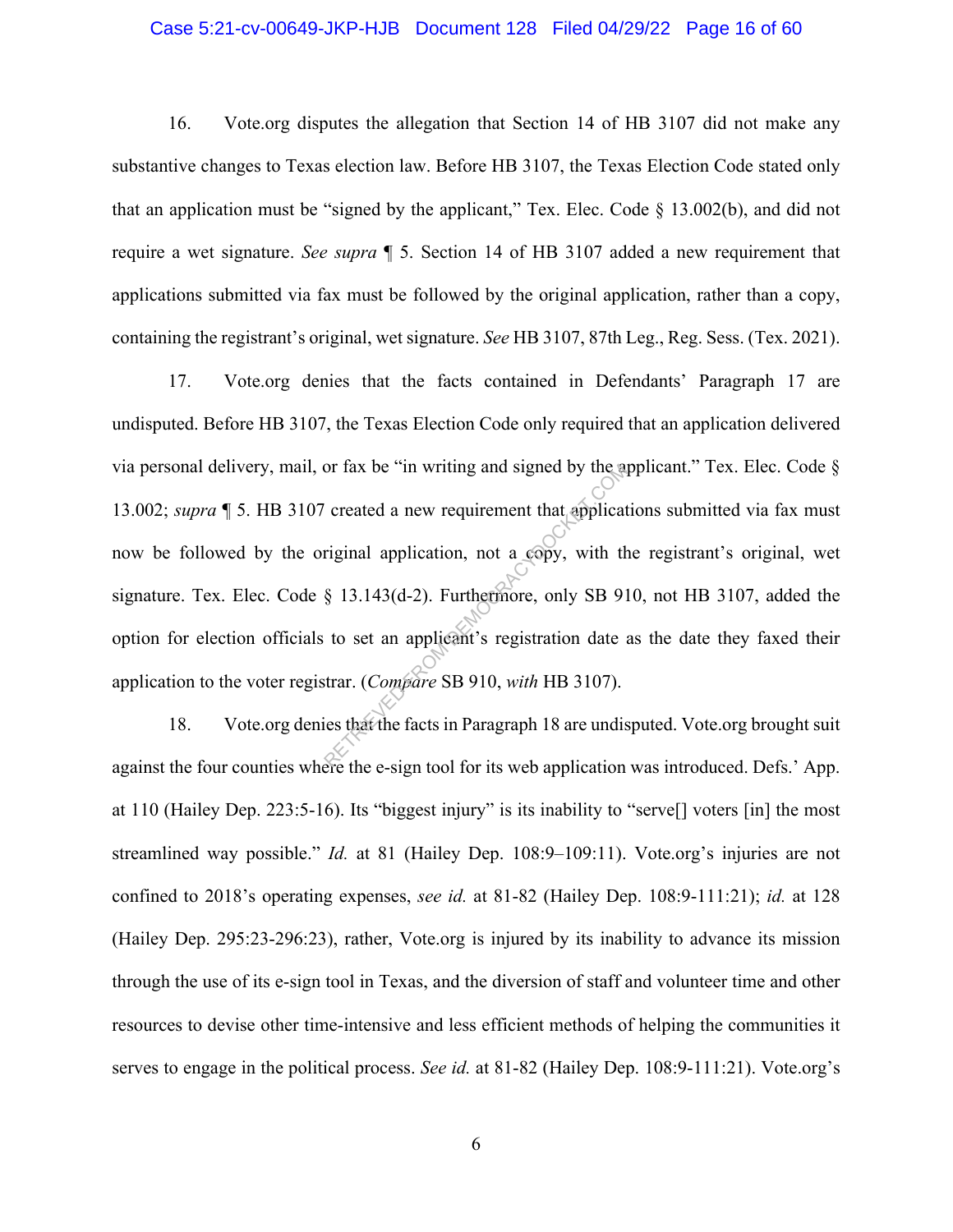16. Vote.org disputes the allegation that Section 14 of HB 3107 did not make any substantive changes to Texas election law. Before HB 3107, the Texas Election Code stated only that an application must be "signed by the applicant," Tex. Elec. Code § 13.002(b), and did not require a wet signature. *See supra* ¶ 5. Section 14 of HB 3107 added a new requirement that applications submitted via fax must be followed by the original application, rather than a copy, containing the registrant's original, wet signature. *See* HB 3107, 87th Leg., Reg. Sess. (Tex. 2021).

17. Vote.org denies that the facts contained in Defendants' Paragraph 17 are undisputed. Before HB 3107, the Texas Election Code only required that an application delivered via personal delivery, mail, or fax be "in writing and signed by the applicant." Tex. Elec. Code § 13.002; *supra* ¶ 5. HB 3107 created a new requirement that applications submitted via fax must now be followed by the original application, not a copy, with the registrant's original, wet signature. Tex. Elec. Code § 13.143(d-2). Furthermore, only SB 910, not HB 3107, added the option for election officials to set an applicant's registration date as the date they faxed their application to the voter registrar. (*Compare* SB 910, *with* HB 3107).

18. Vote.org denies that the facts in Paragraph 18 are undisputed. Vote.org brought suit against the four counties where the e-sign tool for its web application was introduced. Defs.' App. at 110 (Hailey Dep. 223:5-16). Its "biggest injury" is its inability to "serve[] voters [in] the most streamlined way possible." *Id.* at 81 (Hailey Dep. 108:9–109:11). Vote.org's injuries are not confined to 2018's operating expenses, *see id.* at 81-82 (Hailey Dep. 108:9-111:21); *id.* at 128 (Hailey Dep. 295:23-296:23), rather, Vote.org is injured by its inability to advance its mission through the use of its e-sign tool in Texas, and the diversion of staff and volunteer time and other resources to devise other time-intensive and less efficient methods of helping the communities it serves to engage in the political process. *See id.* at 81-82 (Hailey Dep. 108:9-111:21). Vote.org's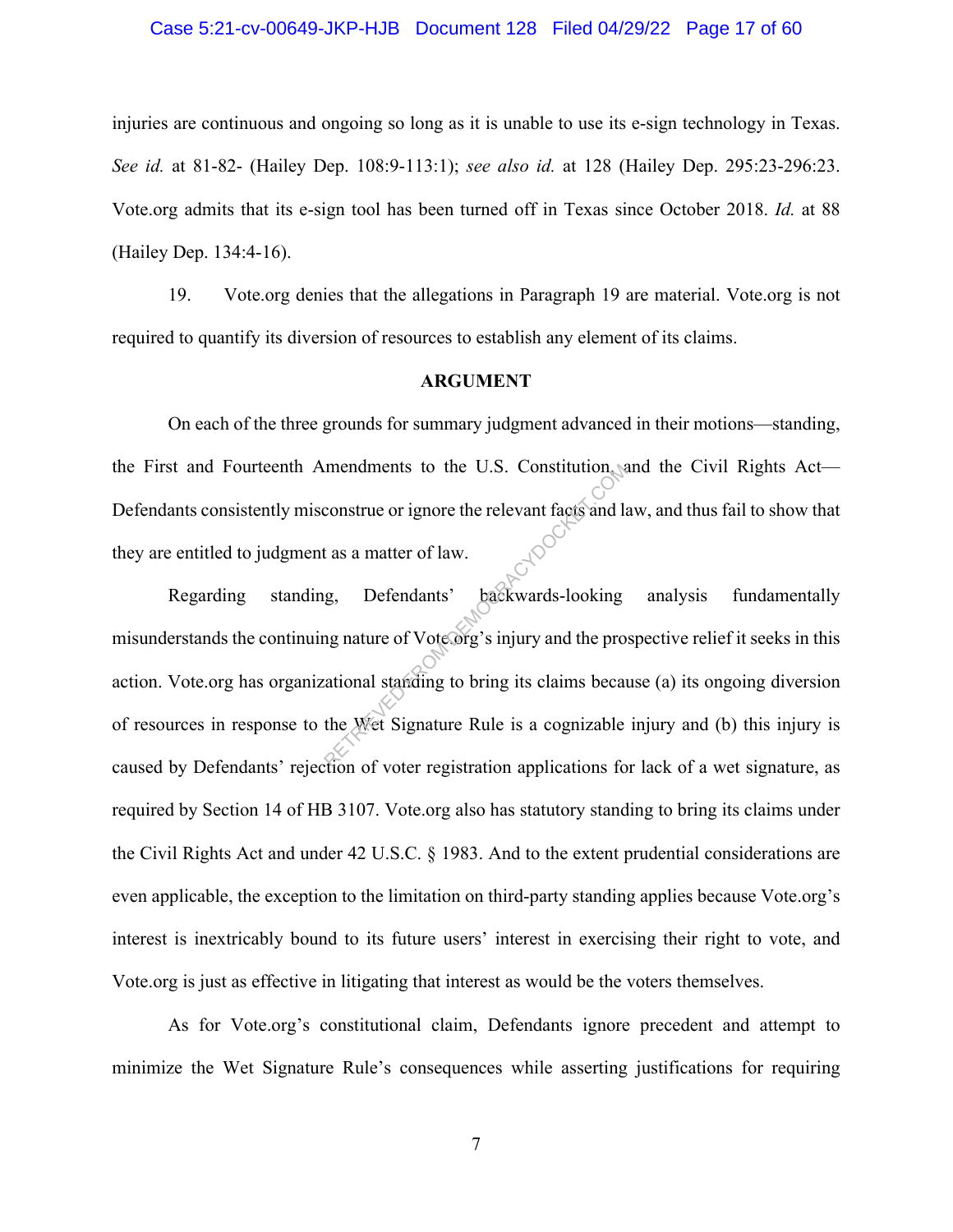injuries are continuous and ongoing so long as it is unable to use its e-sign technology in Texas. *See id.* at 81-82- (Hailey Dep. 108:9-113:1); *see also id.* at 128 (Hailey Dep. 295:23-296:23. Vote.org admits that its e-sign tool has been turned off in Texas since October 2018. *Id.* at 88 (Hailey Dep. 134:4-16).

19. Vote.org denies that the allegations in Paragraph 19 are material. Vote.org is not required to quantify its diversion of resources to establish any element of its claims.

## ARGUMENT

On each of the three grounds for summary judgment advanced in their motions—standing, the First and Fourteenth Amendments to the U.S. Constitution, and the Civil Rights Act—Defendants consistently misconstrue or ignore the relevant facts and law, and thus fail to show that they are entitled to judgment as a matter of law.

Regarding standing, Defendants' backwards-looking analysis fundamentally misunderstands the continuing nature of Vote.org's injury and the prospective relief it seeks in this action. Vote.org has organizational standing to bring its claims because (a) its ongoing diversion of resources in response to the Wet Signature Rule is a cognizable injury and (b) this injury is caused by Defendants' rejection of voter registration applications for lack of a wet signature, as required by Section 14 of HB 3107. Vote.org also has statutory standing to bring its claims under the Civil Rights Act and under 42 U.S.C. § 1983. And to the extent prudential considerations are even applicable, the exception to the limitation on third-party standing applies because Vote.org's interest is inextricably bound to its future users' interest in exercising their right to vote, and Vote.org is just as effective in litigating that interest as would be the voters themselves.

As for Vote.org's constitutional claim, Defendants ignore precedent and attempt to minimize the Wet Signature Rule's consequences while asserting justifications for requiring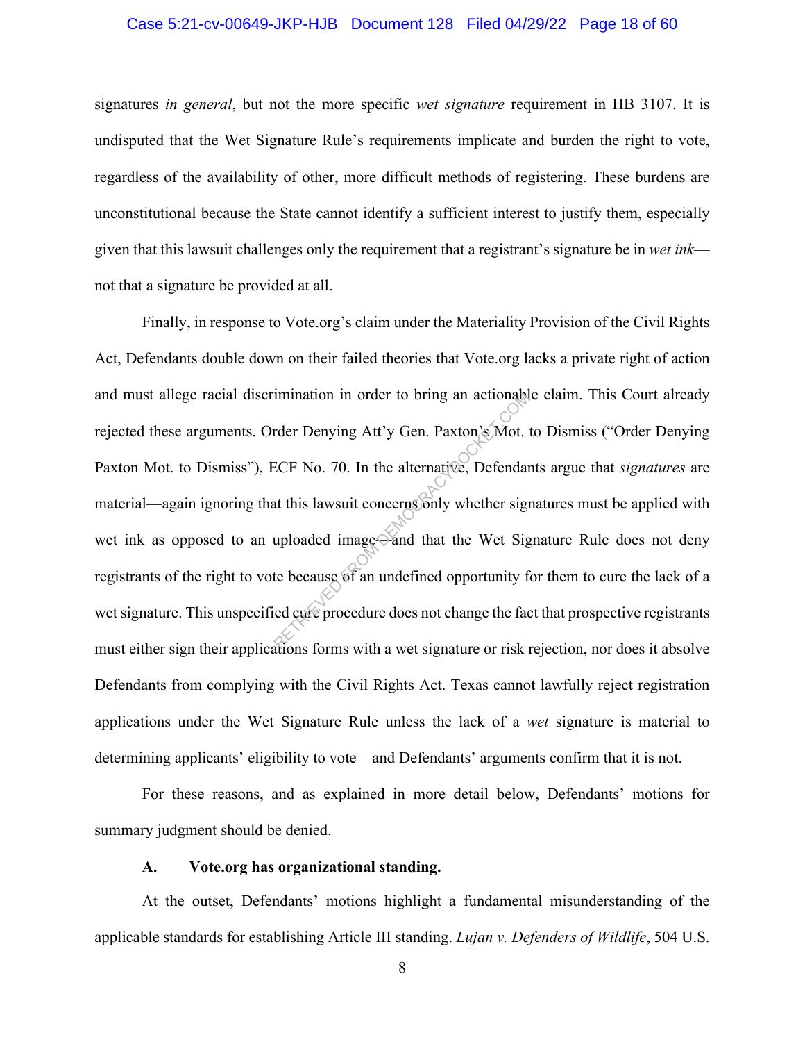signatures *in general*, but not the more specific *wet signature* requirement in HB 3107. It is undisputed that the Wet Signature Rule's requirements implicate and burden the right to vote, regardless of the availability of other, more difficult methods of registering. These burdens are unconstitutional because the State cannot identify a sufficient interest to justify them, especially given that this lawsuit challenges only the requirement that a registrant's signature be in *wet ink*—not that a signature be provided at all.

Finally, in response to Vote.org's claim under the Materiality Provision of the Civil Rights Act, Defendants double down on their failed theories that Vote.org lacks a private right of action and must allege racial discrimination in order to bring an actionable claim. This Court already rejected these arguments. Order Denying Att'y Gen. Paxton's Mot. to Dismiss ("Order Denying Paxton Mot. to Dismiss"), ECF No. 70. In the alternative, Defendants argue that *signatures* are material—again ignoring that this lawsuit concerns only whether signatures must be applied with wet ink as opposed to an uploaded image—and that the Wet Signature Rule does not deny registrants of the right to vote because of an undefined opportunity for them to cure the lack of a wet signature. This unspecified cure procedure does not change the fact that prospective registrants must either sign their applications forms with a wet signature or risk rejection, nor does it absolve Defendants from complying with the Civil Rights Act. Texas cannot lawfully reject registration applications under the Wet Signature Rule unless the lack of a *wet* signature is material to determining applicants' eligibility to vote—and Defendants' arguments confirm that it is not.

For these reasons, and as explained in more detail below, Defendants' motions for summary judgment should be denied.

### A. Vote.org has organizational standing.

At the outset, Defendants' motions highlight a fundamental misunderstanding of the applicable standards for establishing Article III standing. *Lujan v. Defenders of Wildlife*, 504 U.S.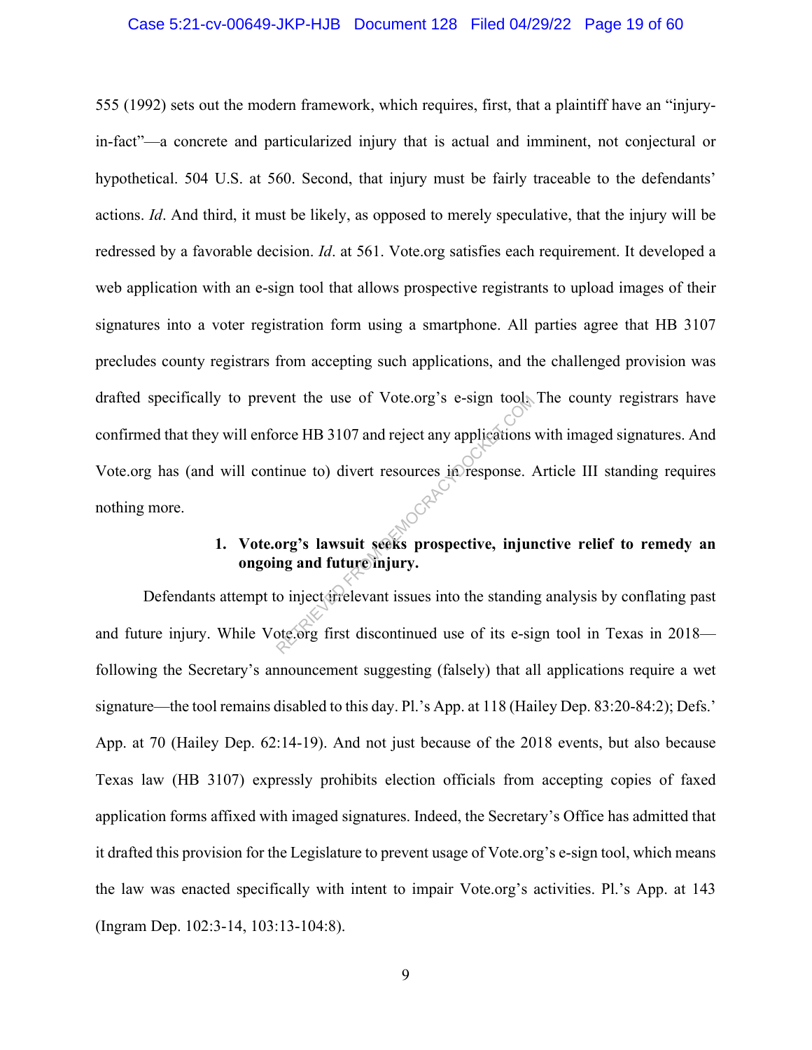555 (1992) sets out the modern framework, which requires, first, that a plaintiff have an "injury-in-fact"—a concrete and particularized injury that is actual and imminent, not conjectural or hypothetical. 504 U.S. at 560. Second, that injury must be fairly traceable to the defendants' actions. *Id*. And third, it must be likely, as opposed to merely speculative, that the injury will be redressed by a favorable decision. *Id*. at 561. Vote.org satisfies each requirement. It developed a web application with an e-sign tool that allows prospective registrants to upload images of their signatures into a voter registration form using a smartphone. All parties agree that HB 3107 precludes county registrars from accepting such applications, and the challenged provision was drafted specifically to prevent the use of Vote.org's e-sign tool. The county registrars have confirmed that they will enforce HB 3107 and reject any applications with imaged signatures. And Vote.org has (and will continue to) divert resources in response. Article III standing requires nothing more.

### 1. Vote.org's lawsuit seeks prospective, injunctive relief to remedy an ongoing and future injury.

Defendants attempt to inject irrelevant issues into the standing analysis by conflating past and future injury. While Vote.org first discontinued use of its e-sign tool in Texas in 2018—following the Secretary's announcement suggesting (falsely) that all applications require a wet signature—the tool remains disabled to this day. Pl.'s App. at 118 (Hailey Dep. 83:20-84:2); Defs.' App. at 70 (Hailey Dep. 62:14-19). And not just because of the 2018 events, but also because Texas law (HB 3107) expressly prohibits election officials from accepting copies of faxed application forms affixed with imaged signatures. Indeed, the Secretary's Office has admitted that it drafted this provision for the Legislature to prevent usage of Vote.org's e-sign tool, which means the law was enacted specifically with intent to impair Vote.org's activities. Pl.'s App. at 143 (Ingram Dep. 102:3-14, 103:13-104:8).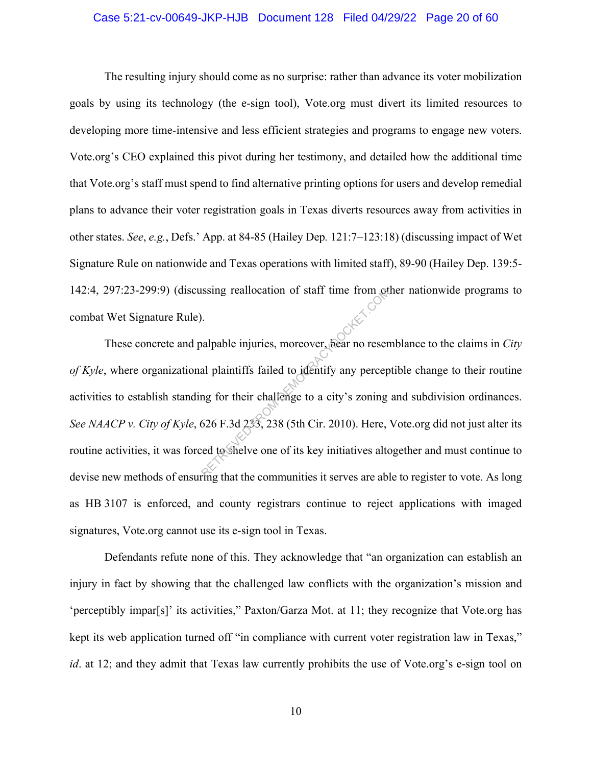The resulting injury should come as no surprise: rather than advance its voter mobilization goals by using its technology (the e-sign tool), Vote.org must divert its limited resources to developing more time-intensive and less efficient strategies and programs to engage new voters. Vote.org's CEO explained this pivot during her testimony, and detailed how the additional time that Vote.org's staff must spend to find alternative printing options for users and develop remedial plans to advance their voter registration goals in Texas diverts resources away from activities in other states. *See*, *e.g.*, Defs.' App. at 84-85 (Hailey Dep. 121:7–123:18) (discussing impact of Wet Signature Rule on nationwide and Texas operations with limited staff), 89-90 (Hailey Dep. 139:5-142:4, 297:23-299:9) (discussing reallocation of staff time from other nationwide programs to combat Wet Signature Rule).

These concrete and palpable injuries, moreover, bear no resemblance to the claims in *City of Kyle*, where organizational plaintiffs failed to identify any perceptible change to their routine activities to establish standing for their challenge to a city's zoning and subdivision ordinances. *See NAACP v. City of Kyle*, 626 F.3d 233, 238 (5th Cir. 2010). Here, Vote.org did not just alter its routine activities, it was forced to shelve one of its key initiatives altogether and must continue to devise new methods of ensuring that the communities it serves are able to register to vote. As long as HB 3107 is enforced, and county registrars continue to reject applications with imaged signatures, Vote.org cannot use its e-sign tool in Texas.

Defendants refute none of this. They acknowledge that "an organization can establish an injury in fact by showing that the challenged law conflicts with the organization's mission and 'perceptibly impar[s]' its activities," Paxton/Garza Mot. at 11; they recognize that Vote.org has kept its web application turned off "in compliance with current voter registration law in Texas," *id*. at 12; and they admit that Texas law currently prohibits the use of Vote.org's e-sign tool on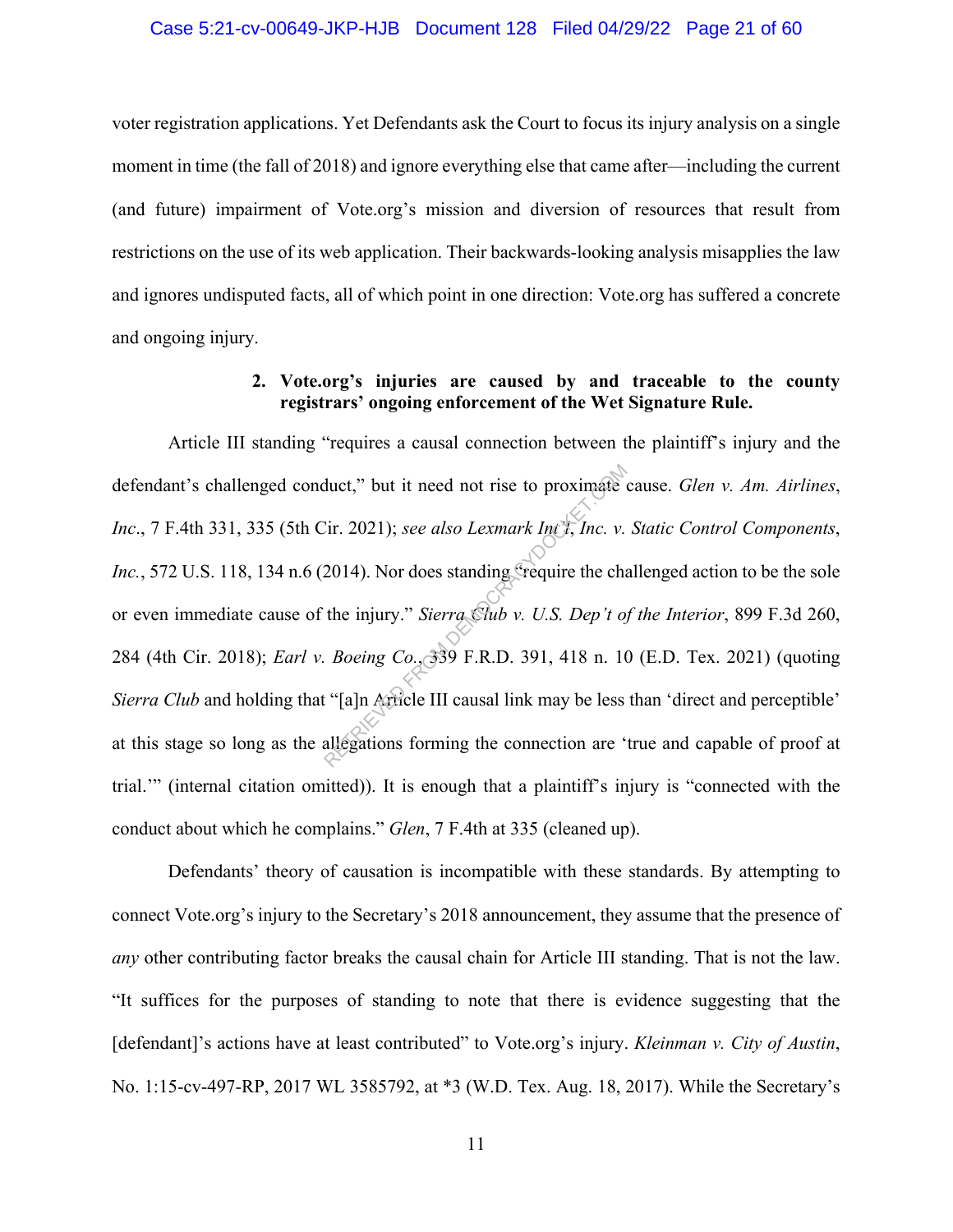voter registration applications. Yet Defendants ask the Court to focus its injury analysis on a single moment in time (the fall of 2018) and ignore everything else that came after—including the current (and future) impairment of Vote.org's mission and diversion of resources that result from restrictions on the use of its web application. Their backwards-looking analysis misapplies the law and ignores undisputed facts, all of which point in one direction: Vote.org has suffered a concrete and ongoing injury.

**2. Vote.org's injuries are caused by and traceable to the county registrars' ongoing enforcement of the Wet Signature Rule.**

Article III standing "requires a causal connection between the plaintiff's injury and the defendant's challenged conduct," but it need not rise to proximate cause. *Glen v. Am. Airlines, Inc.*, 7 F.4th 331, 335 (5th Cir. 2021); *see also Lexmark Int'l, Inc. v. Static Control Components, Inc.*, 572 U.S. 118, 134 n.6 (2014). Nor does standing "require the challenged action to be the sole or even immediate cause of the injury." *Sierra Club v. U.S. Dep't of the Interior*, 899 F.3d 260, 284 (4th Cir. 2018); *Earl v. Boeing Co.*, 339 F.R.D. 391, 418 n. 10 (E.D. Tex. 2021) (quoting *Sierra Club* and holding that "[a]n Article III causal link may be less than 'direct and perceptible' at this stage so long as the allegations forming the connection are 'true and capable of proof at trial.'" (internal citation omitted)). It is enough that a plaintiff's injury is "connected with the conduct about which he complains." *Glen*, 7 F.4th at 335 (cleaned up).

Defendants' theory of causation is incompatible with these standards. By attempting to connect Vote.org's injury to the Secretary's 2018 announcement, they assume that the presence of *any* other contributing factor breaks the causal chain for Article III standing. That is not the law. "It suffices for the purposes of standing to note that there is evidence suggesting that the [defendant]'s actions have at least contributed" to Vote.org's injury. *Kleinman v. City of Austin*, No. 1:15-cv-497-RP, 2017 WL 3585792, at *3 (W.D. Tex. Aug. 18, 2017). While the Secretary's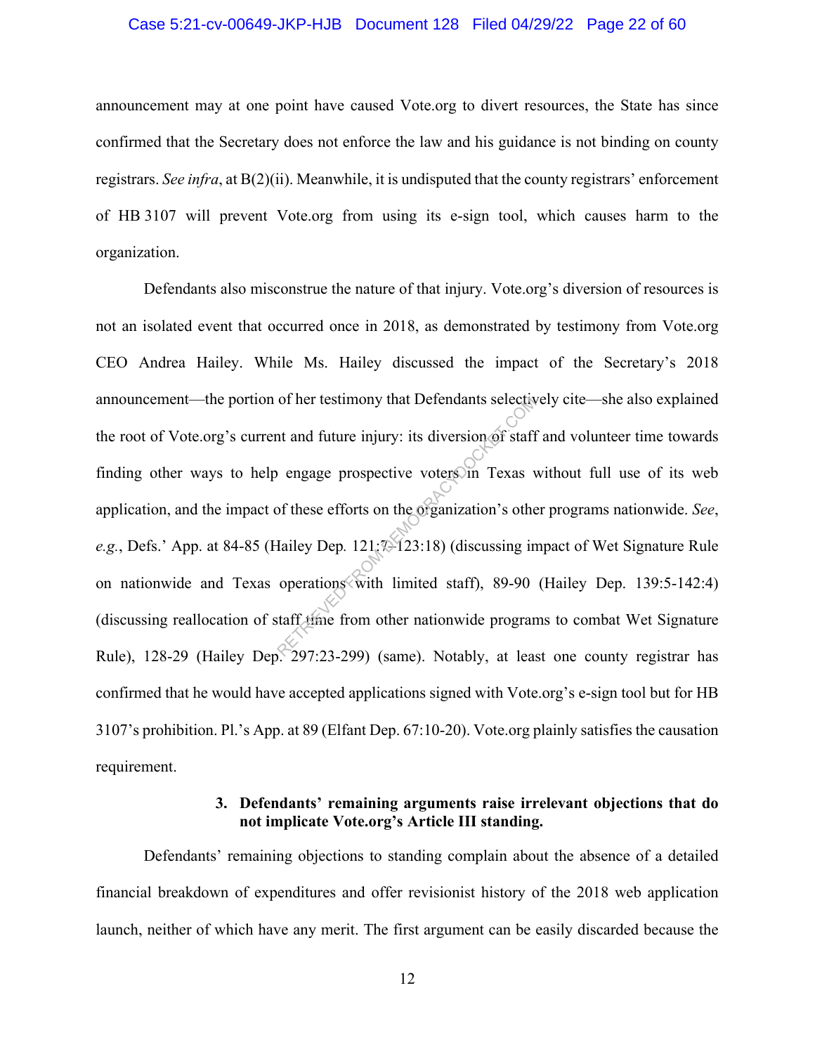announcement may at one point have caused Vote.org to divert resources, the State has since confirmed that the Secretary does not enforce the law and his guidance is not binding on county registrars. *See infra*, at B(2)(ii). Meanwhile, it is undisputed that the county registrars' enforcement of HB 3107 will prevent Vote.org from using its e-sign tool, which causes harm to the organization.

Defendants also misconstrue the nature of that injury. Vote.org's diversion of resources is not an isolated event that occurred once in 2018, as demonstrated by testimony from Vote.org CEO Andrea Hailey. While Ms. Hailey discussed the impact of the Secretary's 2018 announcement—the portion of her testimony that Defendants selectively cite—she also explained the root of Vote.org's current and future injury: its diversion of staff and volunteer time towards finding other ways to help engage prospective voters in Texas without full use of its web application, and the impact of these efforts on the organization's other programs nationwide. *See*, *e.g.*, Defs.' App. at 84-85 (Hailey Dep. 121:7-123:18) (discussing impact of Wet Signature Rule on nationwide and Texas operations with limited staff), 89-90 (Hailey Dep. 139:5-142:4) (discussing reallocation of staff time from other nationwide programs to combat Wet Signature Rule), 128-29 (Hailey Dep. 297:23-299) (same). Notably, at least one county registrar has confirmed that he would have accepted applications signed with Vote.org's e-sign tool but for HB 3107's prohibition. Pl.'s App. at 89 (Elfant Dep. 67:10-20). Vote.org plainly satisfies the causation requirement.

### 3. Defendants' remaining arguments raise irrelevant objections that do not implicate Vote.org's Article III standing.

Defendants' remaining objections to standing complain about the absence of a detailed financial breakdown of expenditures and offer revisionist history of the 2018 web application launch, neither of which have any merit. The first argument can be easily discarded because the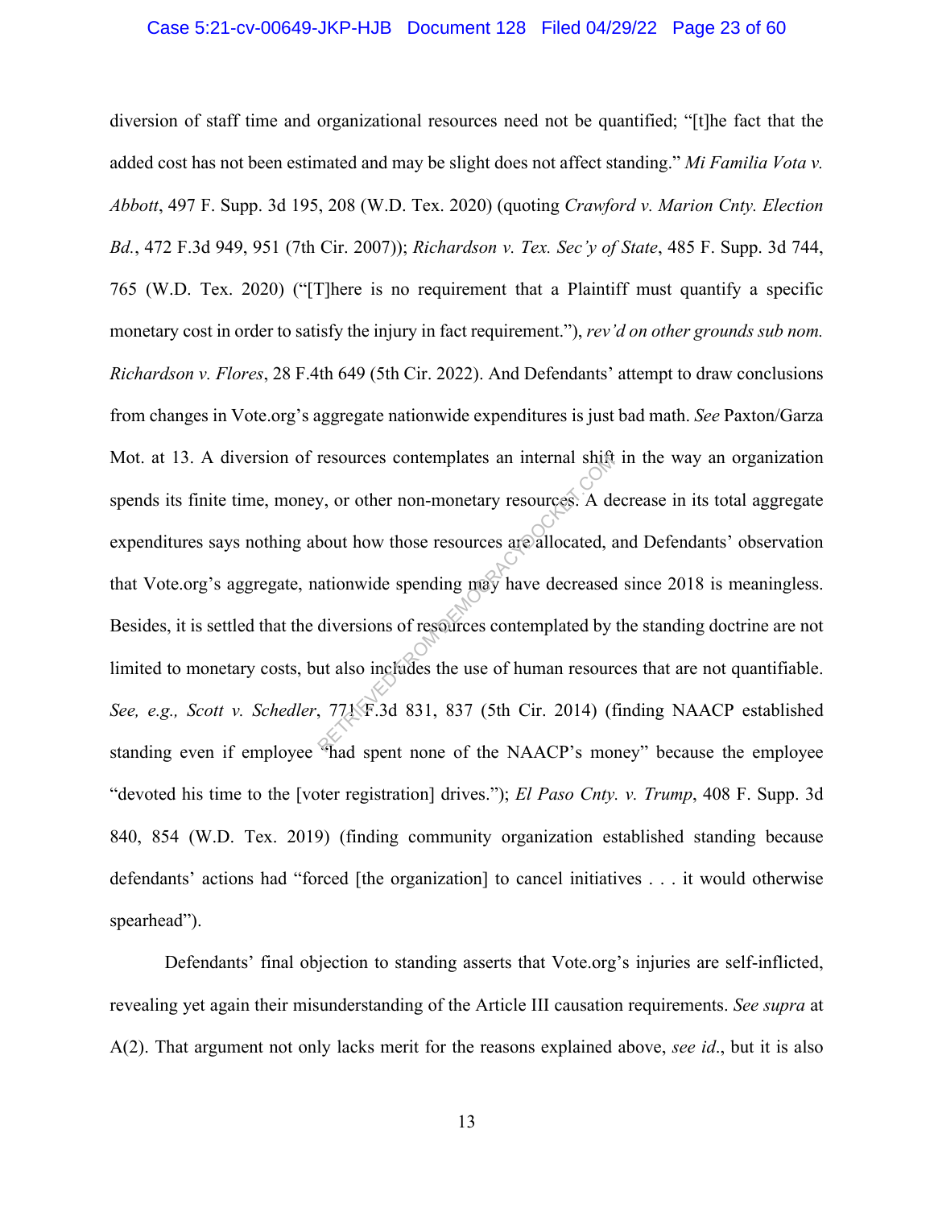diversion of staff time and organizational resources need not be quantified; "[t]he fact that the added cost has not been estimated and may be slight does not affect standing." *Mi Familia Vota v. Abbott*, 497 F. Supp. 3d 195, 208 (W.D. Tex. 2020) (quoting *Crawford v. Marion Cnty. Election Bd.*, 472 F.3d 949, 951 (7th Cir. 2007)); *Richardson v. Tex. Sec'y of State*, 485 F. Supp. 3d 744, 765 (W.D. Tex. 2020) ("[T]here is no requirement that a Plaintiff must quantify a specific monetary cost in order to satisfy the injury in fact requirement."), *rev'd on other grounds sub nom. Richardson v. Flores*, 28 F.4th 649 (5th Cir. 2022). And Defendants' attempt to draw conclusions from changes in Vote.org's aggregate nationwide expenditures is just bad math. *See* Paxton/Garza Mot. at 13. A diversion of resources contemplates an internal shift in the way an organization spends its finite time, money, or other non-monetary resources. A decrease in its total aggregate expenditures says nothing about how those resources are allocated, and Defendants' observation that Vote.org's aggregate, nationwide spending may have decreased since 2018 is meaningless. Besides, it is settled that the diversions of resources contemplated by the standing doctrine are not limited to monetary costs, but also includes the use of human resources that are not quantifiable. *See, e.g., Scott v. Schedler*, 771 F.3d 831, 837 (5th Cir. 2014) (finding NAACP established standing even if employee "had spent none of the NAACP's money" because the employee "devoted his time to the [voter registration] drives."); *El Paso Cnty. v. Trump*, 408 F. Supp. 3d 840, 854 (W.D. Tex. 2019) (finding community organization established standing because defendants' actions had "forced [the organization] to cancel initiatives . . . it would otherwise spearhead").

Defendants' final objection to standing asserts that Vote.org's injuries are self-inflicted, revealing yet again their misunderstanding of the Article III causation requirements. *See supra* at A(2). That argument not only lacks merit for the reasons explained above, *see id.*, but it is also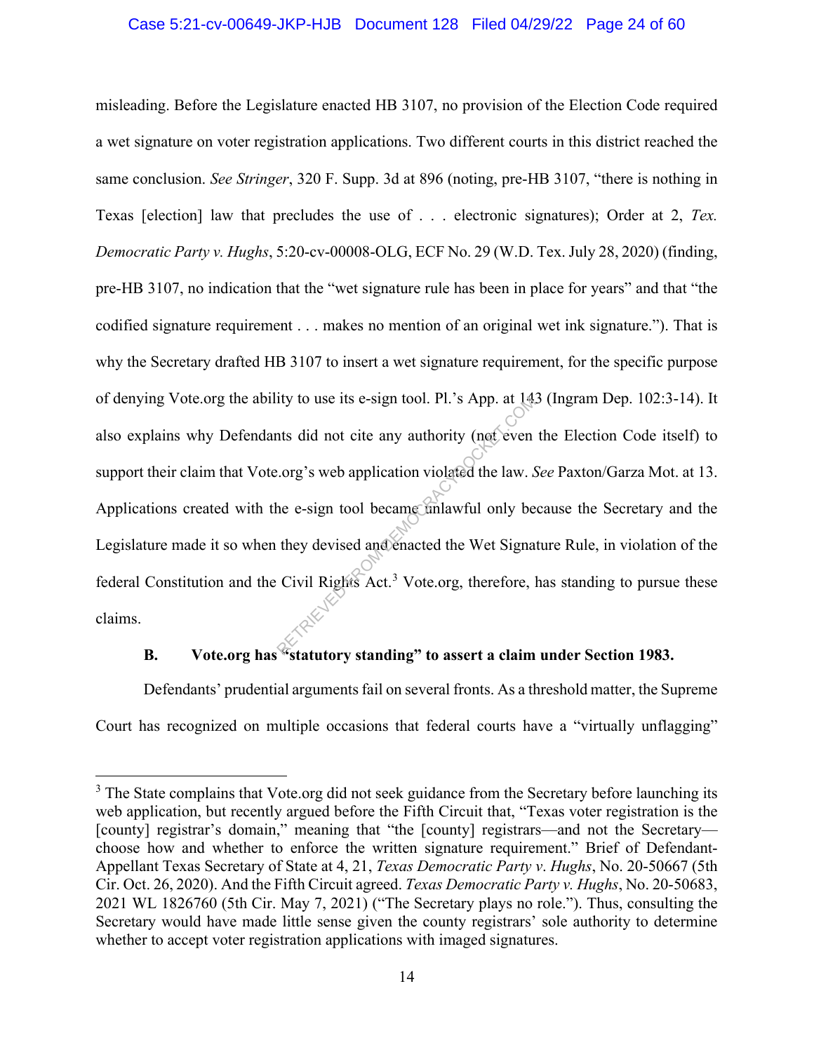misleading. Before the Legislature enacted HB 3107, no provision of the Election Code required a wet signature on voter registration applications. Two different courts in this district reached the same conclusion. *See Stringer*, 320 F. Supp. 3d at 896 (noting, pre-HB 3107, "there is nothing in Texas [election] law that precludes the use of . . . electronic signatures); Order at 2, *Tex. Democratic Party v. Hughs*, 5:20-cv-00008-OLG, ECF No. 29 (W.D. Tex. July 28, 2020) (finding, pre-HB 3107, no indication that the "wet signature rule has been in place for years" and that "the codified signature requirement . . . makes no mention of an original wet ink signature."). That is why the Secretary drafted HB 3107 to insert a wet signature requirement, for the specific purpose of denying Vote.org the ability to use its e-sign tool. Pl.'s App. at 143 (Ingram Dep. 102:3-14). It also explains why Defendants did not cite any authority (not even the Election Code itself) to support their claim that Vote.org's web application violated the law. *See* Paxton/Garza Mot. at 13. Applications created with the e-sign tool became unlawful only because the Secretary and the Legislature made it so when they devised and enacted the Wet Signature Rule, in violation of the federal Constitution and the Civil Rights Act.[3] Vote.org, therefore, has standing to pursue these claims.

### B. Vote.org has "statutory standing" to assert a claim under Section 1983.

Defendants' prudential arguments fail on several fronts. As a threshold matter, the Supreme Court has recognized on multiple occasions that federal courts have a "virtually unflagging"

---

[3] The State complains that Vote.org did not seek guidance from the Secretary before launching its web application, but recently argued before the Fifth Circuit that, "Texas voter registration is the [county] registrar's domain," meaning that "the [county] registrars—and not the Secretary—choose how and whether to enforce the written signature requirement." Brief of Defendant-Appellant Texas Secretary of State at 4, 21, *Texas Democratic Party v. Hughs*, No. 20-50667 (5th Cir. Oct. 26, 2020). And the Fifth Circuit agreed. *Texas Democratic Party v. Hughs*, No. 20-50683, 2021 WL 1826760 (5th Cir. May 7, 2021) ("The Secretary plays no role."). Thus, consulting the Secretary would have made little sense given the county registrars' sole authority to determine whether to accept voter registration applications with imaged signatures.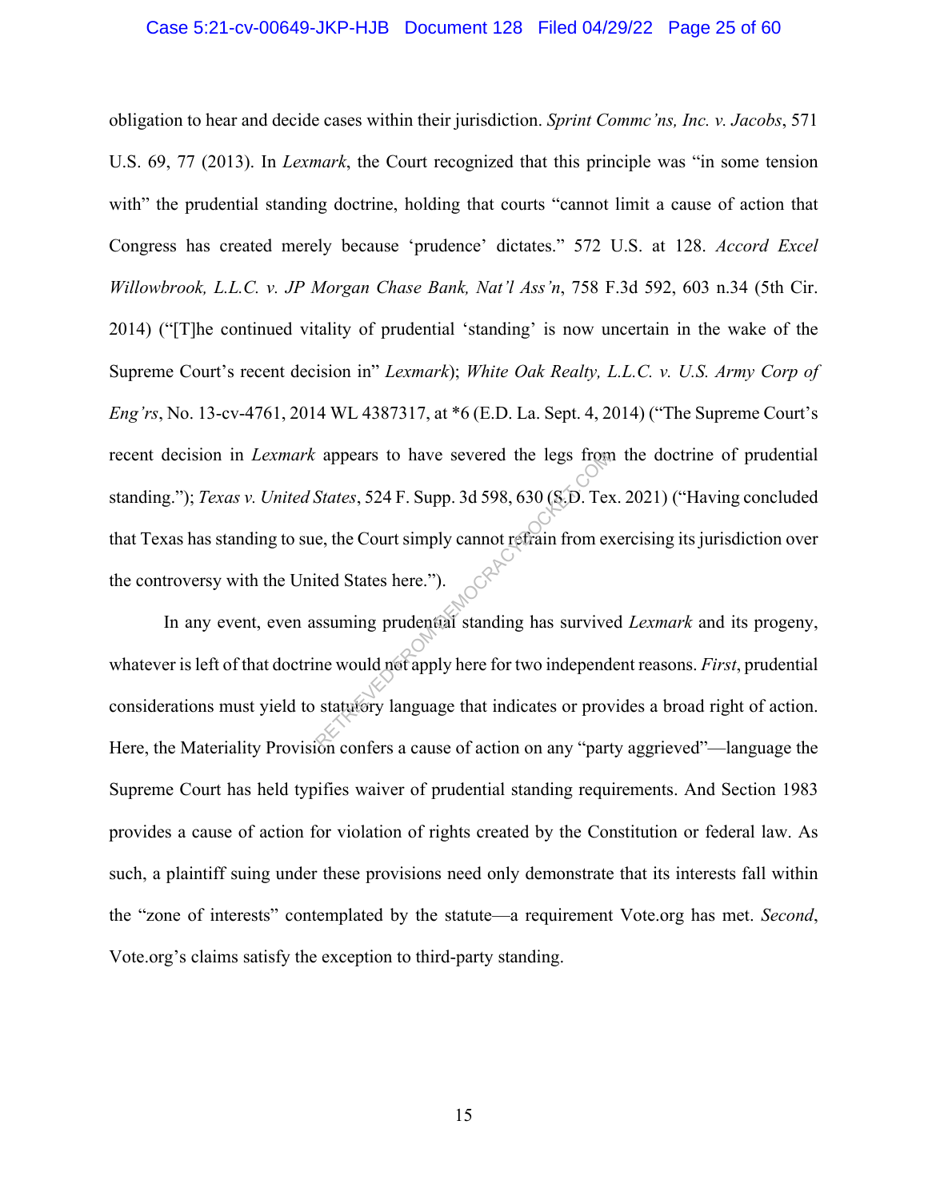obligation to hear and decide cases within their jurisdiction. *Sprint Commc'ns, Inc. v. Jacobs*, 571 U.S. 69, 77 (2013). In *Lexmark*, the Court recognized that this principle was "in some tension with" the prudential standing doctrine, holding that courts "cannot limit a cause of action that Congress has created merely because 'prudence' dictates." 572 U.S. at 128. *Accord Excel Willowbrook, L.L.C. v. JP Morgan Chase Bank, Nat'l Ass'n*, 758 F.3d 592, 603 n.34 (5th Cir. 2014) ("[T]he continued vitality of prudential 'standing' is now uncertain in the wake of the Supreme Court's recent decision in" *Lexmark*); *White Oak Realty, L.L.C. v. U.S. Army Corp of Eng'rs*, No. 13-cv-4761, 2014 WL 4387317, at *6 (E.D. La. Sept. 4, 2014) ("The Supreme Court's recent decision in *Lexmark* appears to have severed the legs from the doctrine of prudential standing."); *Texas v. United States*, 524 F. Supp. 3d 598, 630 (S.D. Tex. 2021) ("Having concluded that Texas has standing to sue, the Court simply cannot refrain from exercising its jurisdiction over the controversy with the United States here.").

In any event, even assuming prudential standing has survived *Lexmark* and its progeny, whatever is left of that doctrine would not apply here for two independent reasons. *First*, prudential considerations must yield to statutory language that indicates or provides a broad right of action. Here, the Materiality Provision confers a cause of action on any "party aggrieved"—language the Supreme Court has held typifies waiver of prudential standing requirements. And Section 1983 provides a cause of action for violation of rights created by the Constitution or federal law. As such, a plaintiff suing under these provisions need only demonstrate that its interests fall within the "zone of interests" contemplated by the statute—a requirement Vote.org has met. *Second*, Vote.org's claims satisfy the exception to third-party standing.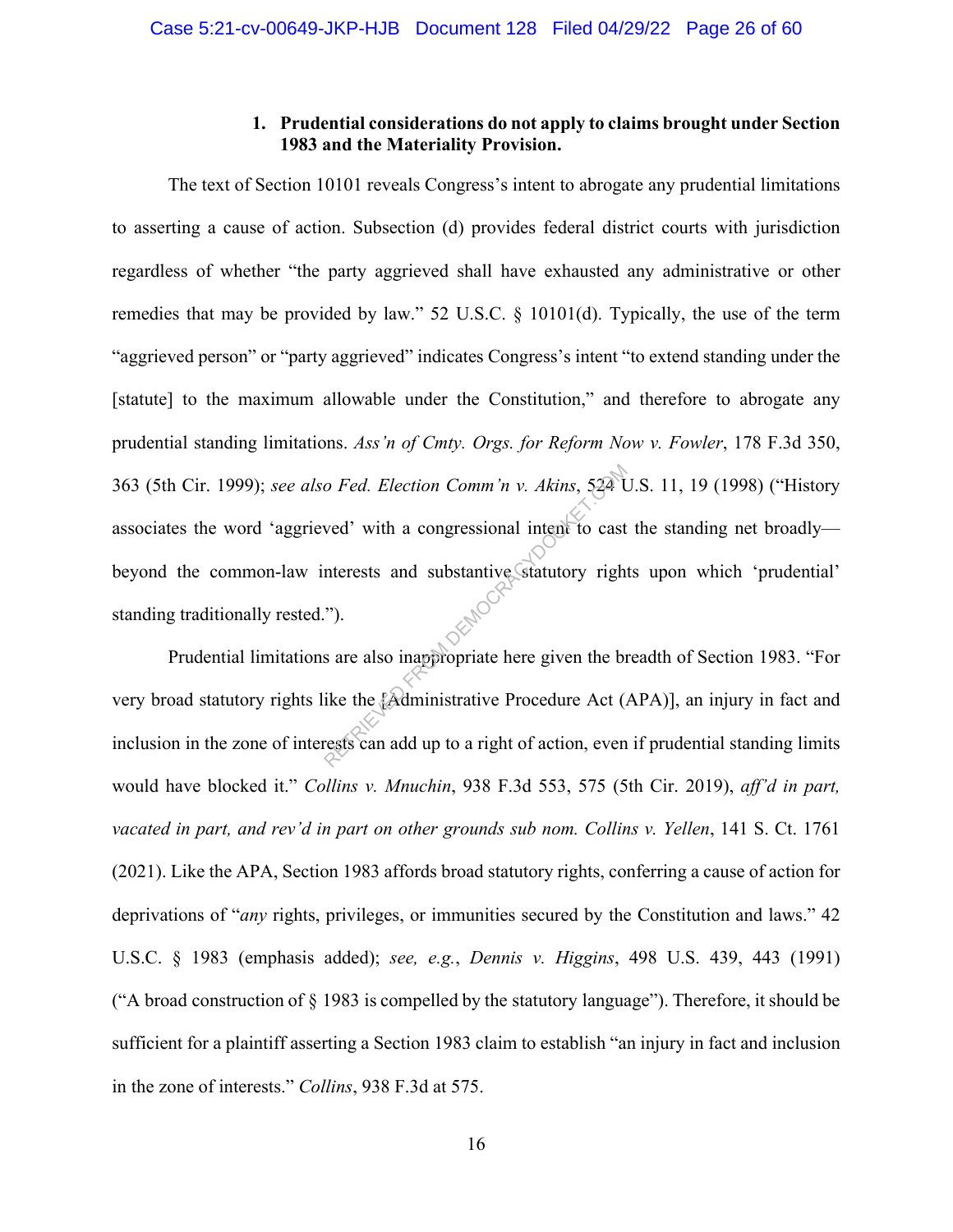### 1. Prudential considerations do not apply to claims brought under Section 1983 and the Materiality Provision.

The text of Section 10101 reveals Congress's intent to abrogate any prudential limitations to asserting a cause of action. Subsection (d) provides federal district courts with jurisdiction regardless of whether "the party aggrieved shall have exhausted any administrative or other remedies that may be provided by law." 52 U.S.C. § 10101(d). Typically, the use of the term "aggrieved person" or "party aggrieved" indicates Congress's intent "to extend standing under the [statute] to the maximum allowable under the Constitution," and therefore to abrogate any prudential standing limitations. *Ass'n of Cmty. Orgs. for Reform Now v. Fowler*, 178 F.3d 350, 363 (5th Cir. 1999); *see also Fed. Election Comm'n v. Akins*, 524 U.S. 11, 19 (1998) ("History associates the word 'aggrieved' with a congressional intent to cast the standing net broadly—beyond the common-law interests and substantive statutory rights upon which 'prudential' standing traditionally rested.").

Prudential limitations are also inappropriate here given the breadth of Section 1983. "For very broad statutory rights like the [Administrative Procedure Act (APA)], an injury in fact and inclusion in the zone of interests can add up to a right of action, even if prudential standing limits would have blocked it." *Collins v. Mnuchin*, 938 F.3d 553, 575 (5th Cir. 2019), *aff'd in part, vacated in part, and rev'd in part on other grounds sub nom. Collins v. Yellen*, 141 S. Ct. 1761 (2021). Like the APA, Section 1983 affords broad statutory rights, conferring a cause of action for deprivations of "*any* rights, privileges, or immunities secured by the Constitution and laws." 42 U.S.C. § 1983 (emphasis added); *see, e.g.*, *Dennis v. Higgins*, 498 U.S. 439, 443 (1991) ("A broad construction of § 1983 is compelled by the statutory language"). Therefore, it should be sufficient for a plaintiff asserting a Section 1983 claim to establish "an injury in fact and inclusion in the zone of interests." *Collins*, 938 F.3d at 575.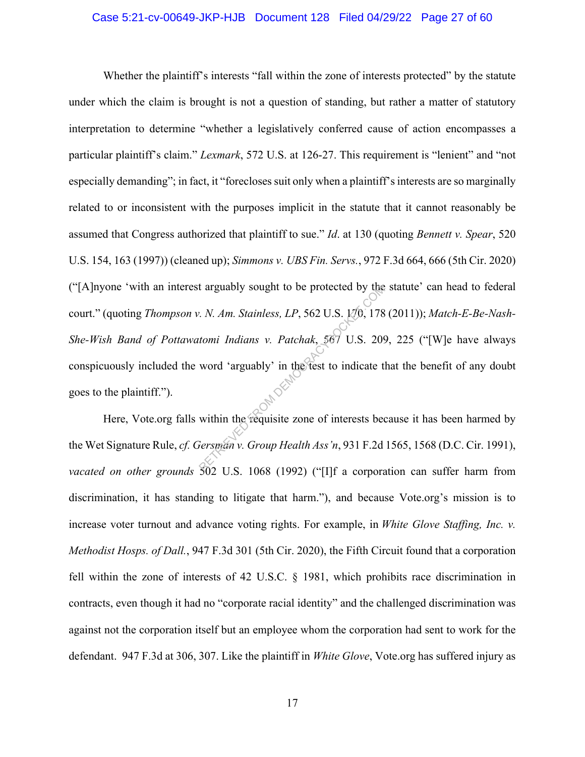Whether the plaintiff's interests "fall within the zone of interests protected" by the statute under which the claim is brought is not a question of standing, but rather a matter of statutory interpretation to determine "whether a legislatively conferred cause of action encompasses a particular plaintiff's claim." *Lexmark*, 572 U.S. at 126-27. This requirement is "lenient" and "not especially demanding"; in fact, it "forecloses suit only when a plaintiff's interests are so marginally related to or inconsistent with the purposes implicit in the statute that it cannot reasonably be assumed that Congress authorized that plaintiff to sue." *Id*. at 130 (quoting *Bennett v. Spear*, 520 U.S. 154, 163 (1997)) (cleaned up); *Simmons v. UBS Fin. Servs.*, 972 F.3d 664, 666 (5th Cir. 2020) ("[A]nyone 'with an interest arguably sought to be protected by the statute' can head to federal court." (quoting *Thompson v. N. Am. Stainless, LP*, 562 U.S. 170, 178 (2011)); *Match-E-Be-Nash-She-Wish Band of Pottawatomi Indians v. Patchak*, 567 U.S. 209, 225 ("[W]e have always conspicuously included the word 'arguably' in the test to indicate that the benefit of any doubt goes to the plaintiff.").

Here, Vote.org falls within the requisite zone of interests because it has been harmed by the Wet Signature Rule, *cf. Gersman v. Group Health Ass'n*, 931 F.2d 1565, 1568 (D.C. Cir. 1991), *vacated on other grounds* 502 U.S. 1068 (1992) ("[I]f a corporation can suffer harm from discrimination, it has standing to litigate that harm."), and because Vote.org's mission is to increase voter turnout and advance voting rights. For example, in *White Glove Staffing, Inc. v. Methodist Hosps. of Dall.*, 947 F.3d 301 (5th Cir. 2020), the Fifth Circuit found that a corporation fell within the zone of interests of 42 U.S.C. § 1981, which prohibits race discrimination in contracts, even though it had no "corporate racial identity" and the challenged discrimination was against not the corporation itself but an employee whom the corporation had sent to work for the defendant. 947 F.3d at 306, 307. Like the plaintiff in *White Glove*, Vote.org has suffered injury as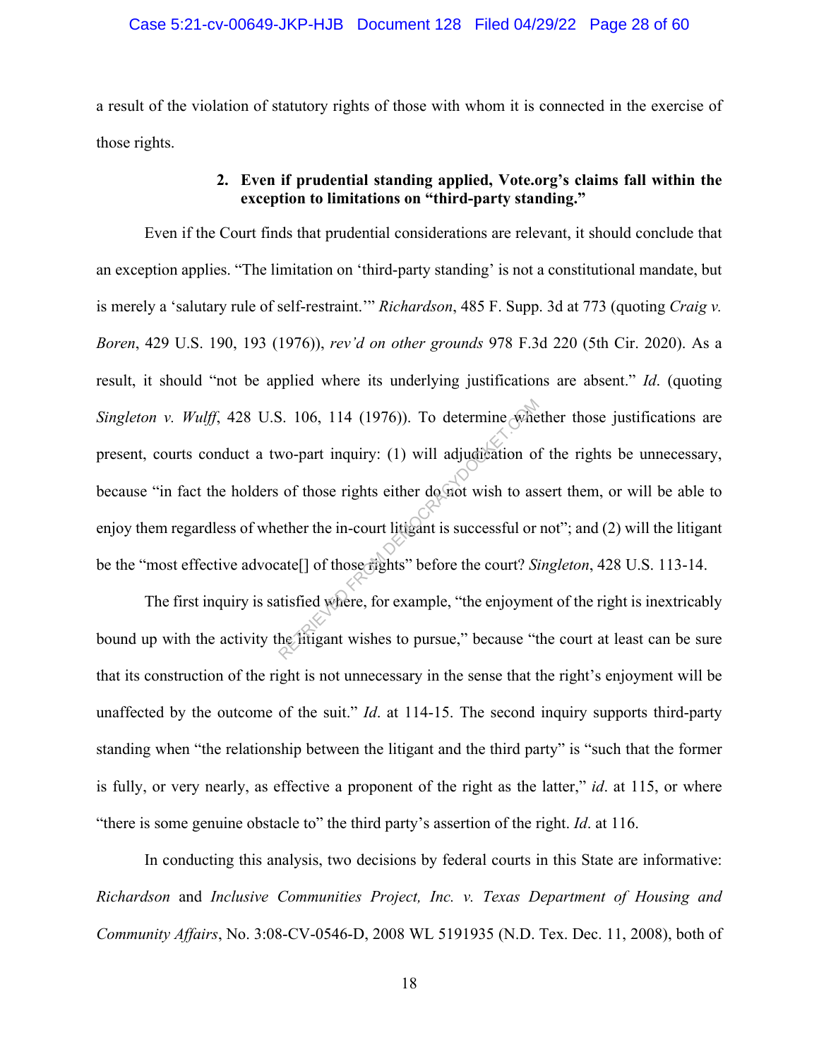a result of the violation of statutory rights of those with whom it is connected in the exercise of those rights.

### 2. Even if prudential standing applied, Vote.org's claims fall within the exception to limitations on "third-party standing."

Even if the Court finds that prudential considerations are relevant, it should conclude that an exception applies. "The limitation on 'third-party standing' is not a constitutional mandate, but is merely a 'salutary rule of self-restraint.'" *Richardson*, 485 F. Supp. 3d at 773 (quoting *Craig v. Boren*, 429 U.S. 190, 193 (1976)), *rev'd on other grounds* 978 F.3d 220 (5th Cir. 2020). As a result, it should "not be applied where its underlying justifications are absent." *Id*. (quoting *Singleton v. Wulff*, 428 U.S. 106, 114 (1976)). To determine whether those justifications are present, courts conduct a two-part inquiry: (1) will adjudication of the rights be unnecessary, because "in fact the holders of those rights either do not wish to assert them, or will be able to enjoy them regardless of whether the in-court litigant is successful or not"; and (2) will the litigant be the "most effective advocate[] of those rights" before the court? *Singleton*, 428 U.S. 113-14.

The first inquiry is satisfied where, for example, "the enjoyment of the right is inextricably bound up with the activity the litigant wishes to pursue," because "the court at least can be sure that its construction of the right is not unnecessary in the sense that the right's enjoyment will be unaffected by the outcome of the suit." *Id*. at 114-15. The second inquiry supports third-party standing when "the relationship between the litigant and the third party" is "such that the former is fully, or very nearly, as effective a proponent of the right as the latter," *id*. at 115, or where "there is some genuine obstacle to" the third party's assertion of the right. *Id*. at 116.

In conducting this analysis, two decisions by federal courts in this State are informative: *Richardson* and *Inclusive Communities Project, Inc. v. Texas Department of Housing and Community Affairs*, No. 3:08-CV-0546-D, 2008 WL 5191935 (N.D. Tex. Dec. 11, 2008), both of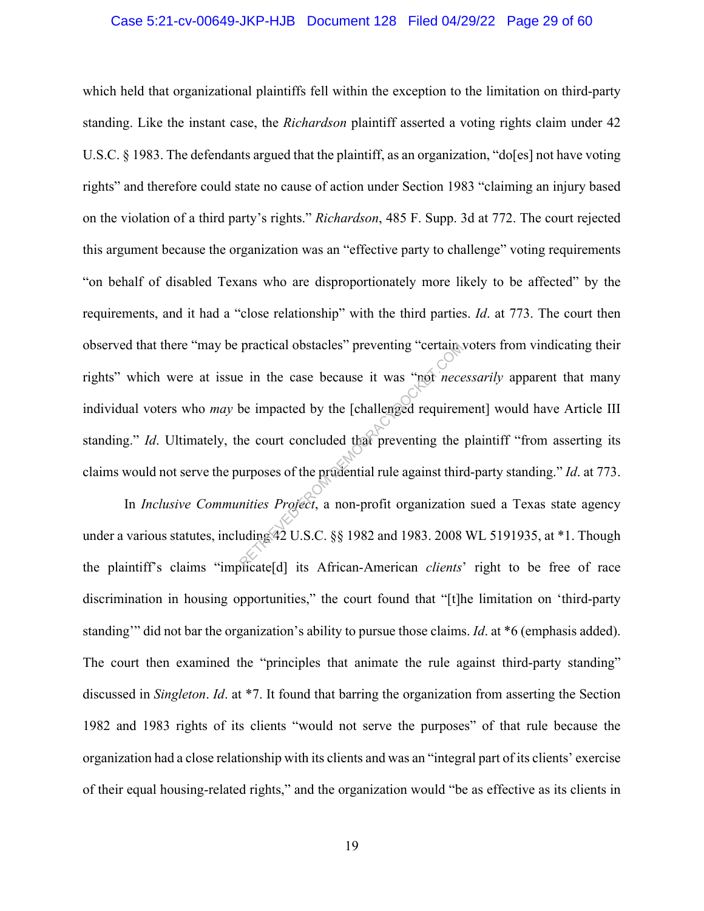which held that organizational plaintiffs fell within the exception to the limitation on third-party standing. Like the instant case, the *Richardson* plaintiff asserted a voting rights claim under 42 U.S.C. § 1983. The defendants argued that the plaintiff, as an organization, "do[es] not have voting rights" and therefore could state no cause of action under Section 1983 "claiming an injury based on the violation of a third party's rights." *Richardson*, 485 F. Supp. 3d at 772. The court rejected this argument because the organization was an "effective party to challenge" voting requirements "on behalf of disabled Texans who are disproportionately more likely to be affected" by the requirements, and it had a "close relationship" with the third parties. *Id*. at 773. The court then observed that there "may be practical obstacles" preventing "certain voters from vindicating their rights" which were at issue in the case because it was "not *necessarily* apparent that many individual voters who *may* be impacted by the [challenged requirement] would have Article III standing." *Id*. Ultimately, the court concluded that preventing the plaintiff "from asserting its claims would not serve the purposes of the prudential rule against third-party standing." *Id*. at 773.

In *Inclusive Communities Project*, a non-profit organization sued a Texas state agency under a various statutes, including 42 U.S.C. §§ 1982 and 1983. 2008 WL 5191935, at *1. Though the plaintiff's claims "implicate[d] its African-American *clients*' right to be free of race discrimination in housing opportunities," the court found that "[t]he limitation on 'third-party standing'" did not bar the organization's ability to pursue those claims. *Id*. at *6 (emphasis added). The court then examined the "principles that animate the rule against third-party standing" discussed in *Singleton*. *Id*. at *7. It found that barring the organization from asserting the Section 1982 and 1983 rights of its clients "would not serve the purposes" of that rule because the organization had a close relationship with its clients and was an "integral part of its clients' exercise of their equal housing-related rights," and the organization would "be as effective as its clients in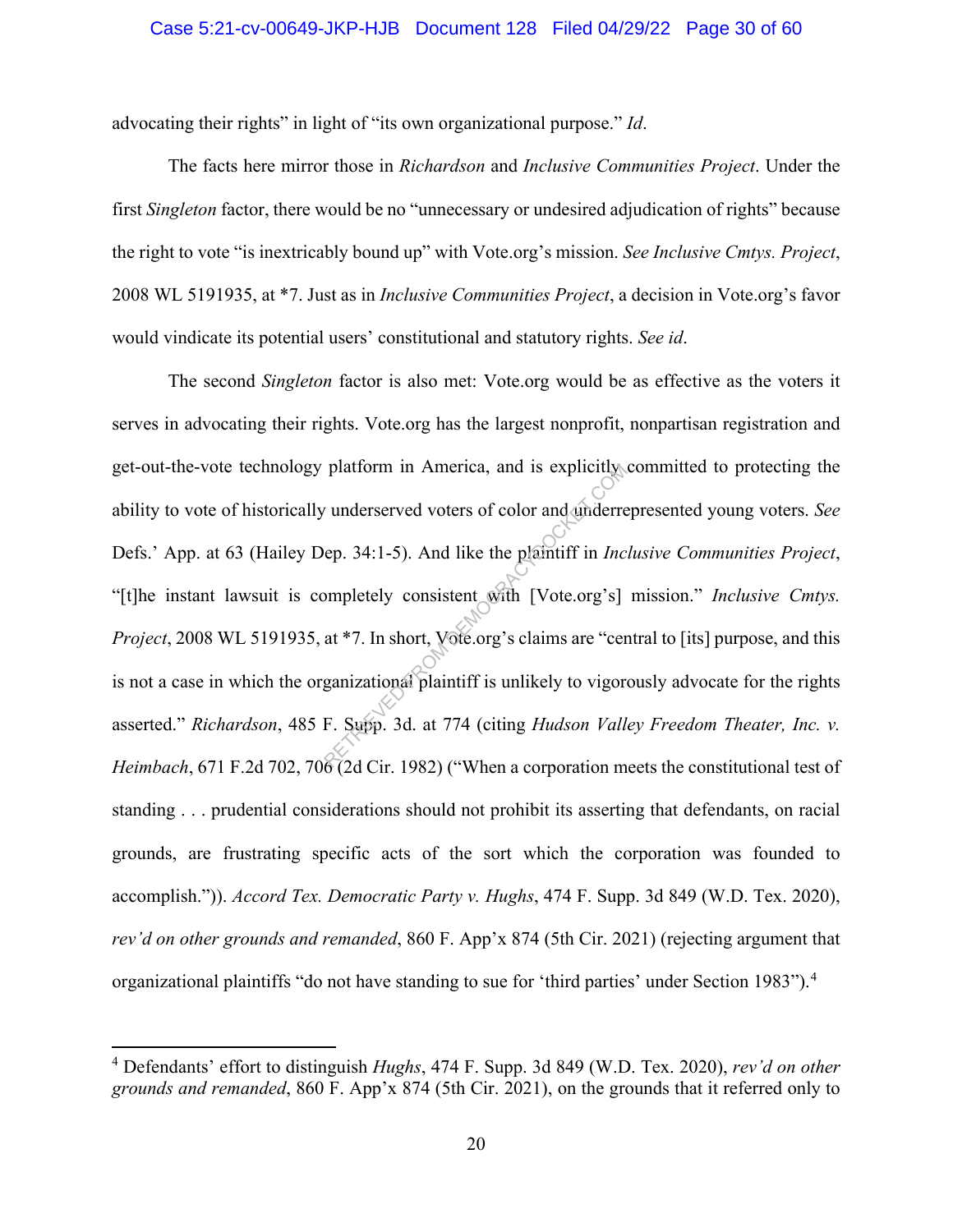advocating their rights" in light of "its own organizational purpose." *Id*.

The facts here mirror those in *Richardson* and *Inclusive Communities Project*. Under the first *Singleton* factor, there would be no "unnecessary or undesired adjudication of rights" because the right to vote "is inextricably bound up" with Vote.org's mission. *See Inclusive Cmtys. Project*, 2008 WL 5191935, at *7. Just as in *Inclusive Communities Project*, a decision in Vote.org's favor would vindicate its potential users' constitutional and statutory rights. *See id*.

The second *Singleton* factor is also met: Vote.org would be as effective as the voters it serves in advocating their rights. Vote.org has the largest nonprofit, nonpartisan registration and get-out-the-vote technology platform in America, and is explicitly committed to protecting the ability to vote of historically underserved voters of color and underrepresented young voters. *See* Defs.' App. at 63 (Hailey Dep. 34:1-5). And like the plaintiff in *Inclusive Communities Project*, "[t]he instant lawsuit is completely consistent with [Vote.org's] mission." *Inclusive Cmtys. Project*, 2008 WL 5191935, at *7. In short, Vote.org's claims are "central to [its] purpose, and this is not a case in which the organizational plaintiff is unlikely to vigorously advocate for the rights asserted." *Richardson*, 485 F. Supp. 3d. at 774 (citing *Hudson Valley Freedom Theater, Inc. v. Heimbach*, 671 F.2d 702, 706 (2d Cir. 1982) ("When a corporation meets the constitutional test of standing . . . prudential considerations should not prohibit its asserting that defendants, on racial grounds, are frustrating specific acts of the sort which the corporation was founded to accomplish.")). *Accord Tex. Democratic Party v. Hughs*, 474 F. Supp. 3d 849 (W.D. Tex. 2020), *rev'd on other grounds and remanded*, 860 F. App'x 874 (5th Cir. 2021) (rejecting argument that organizational plaintiffs "do not have standing to sue for 'third parties' under Section 1983").[4]

---

[4] Defendants' effort to distinguish *Hughs*, 474 F. Supp. 3d 849 (W.D. Tex. 2020), *rev'd on other grounds and remanded*, 860 F. App'x 874 (5th Cir. 2021), on the grounds that it referred only to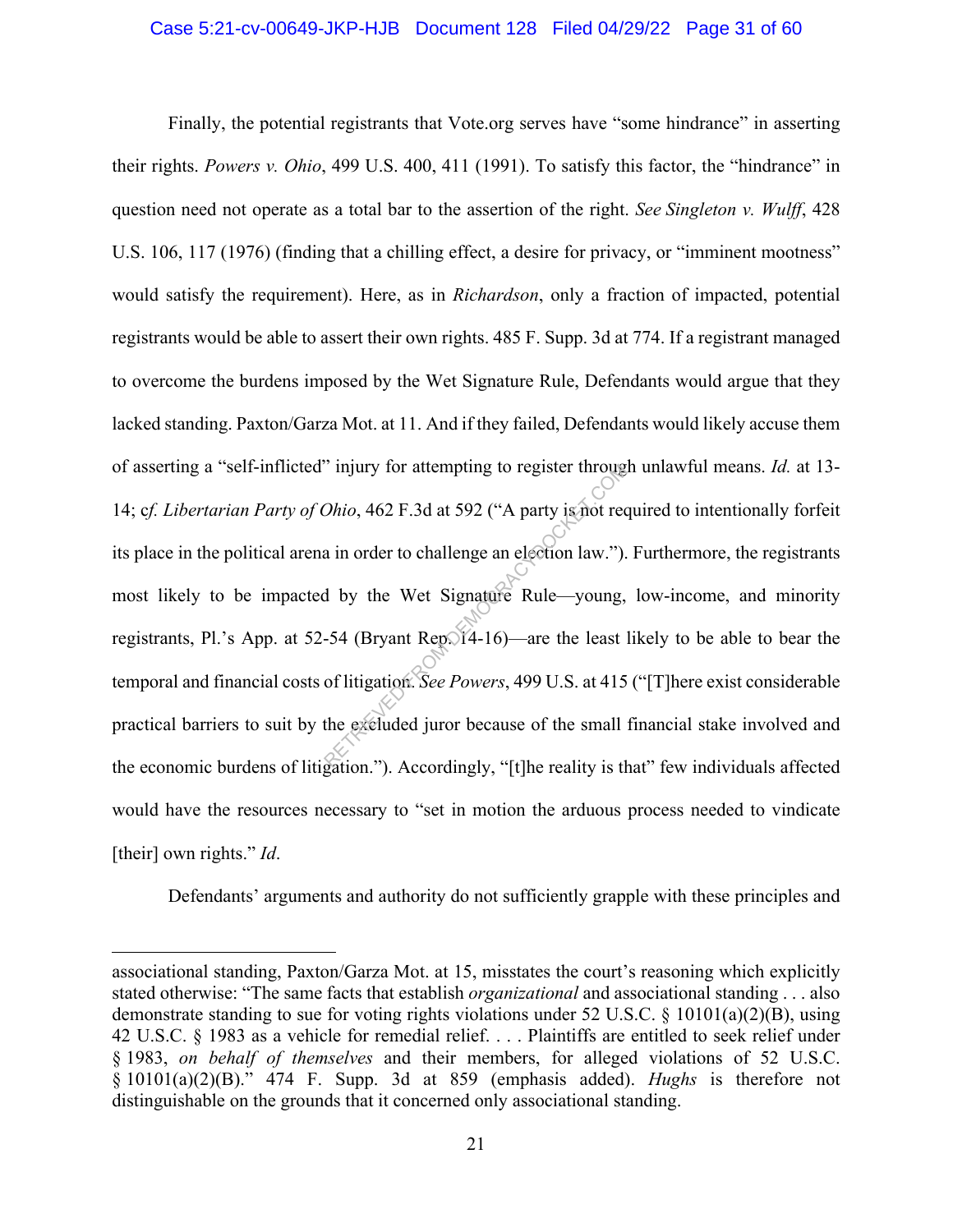Finally, the potential registrants that Vote.org serves have "some hindrance" in asserting their rights. *Powers v. Ohio*, 499 U.S. 400, 411 (1991). To satisfy this factor, the "hindrance" in question need not operate as a total bar to the assertion of the right. *See Singleton v. Wulff*, 428 U.S. 106, 117 (1976) (finding that a chilling effect, a desire for privacy, or "imminent mootness" would satisfy the requirement). Here, as in *Richardson*, only a fraction of impacted, potential registrants would be able to assert their own rights. 485 F. Supp. 3d at 774. If a registrant managed to overcome the burdens imposed by the Wet Signature Rule, Defendants would argue that they lacked standing. Paxton/Garza Mot. at 11. And if they failed, Defendants would likely accuse them of asserting a "self-inflicted" injury for attempting to register through unlawful means. *Id.* at 13-14; c*f. Libertarian Party of Ohio*, 462 F.3d at 592 ("A party is not required to intentionally forfeit its place in the political arena in order to challenge an election law."). Furthermore, the registrants most likely to be impacted by the Wet Signature Rule—young, low-income, and minority registrants, Pl.'s App. at 52-54 (Bryant Rep. 14-16)—are the least likely to be able to bear the temporal and financial costs of litigation. *See Powers*, 499 U.S. at 415 ("[T]here exist considerable practical barriers to suit by the excluded juror because of the small financial stake involved and the economic burdens of litigation."). Accordingly, "[t]he reality is that" few individuals affected would have the resources necessary to "set in motion the arduous process needed to vindicate [their] own rights." *Id*.

Defendants' arguments and authority do not sufficiently grapple with these principles and

---

associational standing, Paxton/Garza Mot. at 15, misstates the court's reasoning which explicitly stated otherwise: "The same facts that establish *organizational* and associational standing . . . also demonstrate standing to sue for voting rights violations under 52 U.S.C. § 10101(a)(2)(B), using 42 U.S.C. § 1983 as a vehicle for remedial relief. . . . Plaintiffs are entitled to seek relief under § 1983, *on behalf of themselves* and their members, for alleged violations of 52 U.S.C. § 10101(a)(2)(B)." 474 F. Supp. 3d at 859 (emphasis added). *Hughs* is therefore not distinguishable on the grounds that it concerned only associational standing.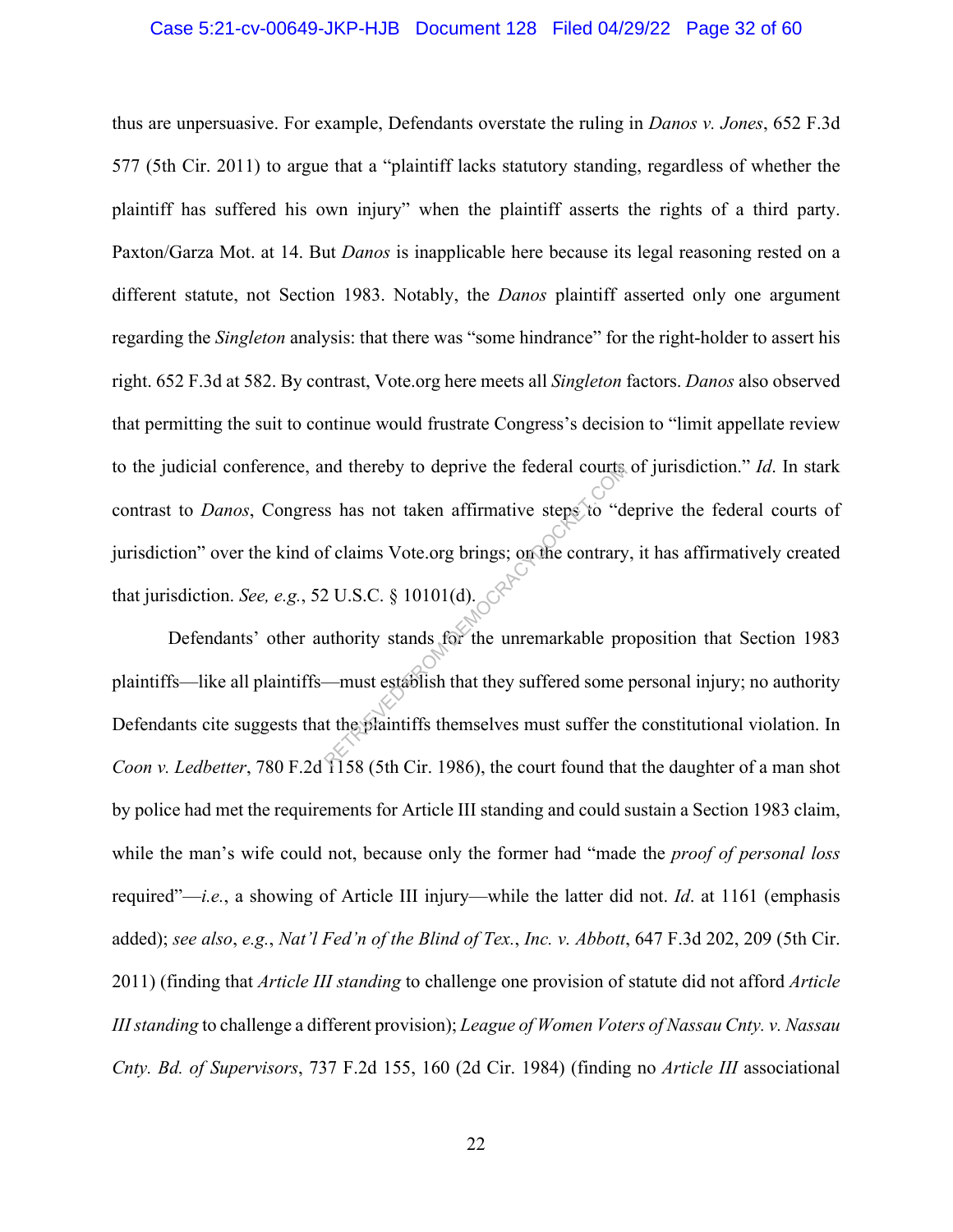thus are unpersuasive. For example, Defendants overstate the ruling in *Danos v. Jones*, 652 F.3d 577 (5th Cir. 2011) to argue that a "plaintiff lacks statutory standing, regardless of whether the plaintiff has suffered his own injury" when the plaintiff asserts the rights of a third party. Paxton/Garza Mot. at 14. But *Danos* is inapplicable here because its legal reasoning rested on a different statute, not Section 1983. Notably, the *Danos* plaintiff asserted only one argument regarding the *Singleton* analysis: that there was "some hindrance" for the right-holder to assert his right. 652 F.3d at 582. By contrast, Vote.org here meets all *Singleton* factors. *Danos* also observed that permitting the suit to continue would frustrate Congress's decision to "limit appellate review to the judicial conference, and thereby to deprive the federal courts of jurisdiction." *Id*. In stark contrast to *Danos*, Congress has not taken affirmative steps to "deprive the federal courts of jurisdiction" over the kind of claims Vote.org brings; on the contrary, it has affirmatively created that jurisdiction. *See, e.g.*, 52 U.S.C. § 10101(d).

Defendants' other authority stands for the unremarkable proposition that Section 1983 plaintiffs—like all plaintiffs—must establish that they suffered some personal injury; no authority Defendants cite suggests that the plaintiffs themselves must suffer the constitutional violation. In *Coon v. Ledbetter*, 780 F.2d 1158 (5th Cir. 1986), the court found that the daughter of a man shot by police had met the requirements for Article III standing and could sustain a Section 1983 claim, while the man's wife could not, because only the former had "made the *proof of personal loss* required"—*i.e.*, a showing of Article III injury—while the latter did not. *Id*. at 1161 (emphasis added); *see also*, *e.g.*, *Nat'l Fed'n of the Blind of Tex.*, *Inc. v. Abbott*, 647 F.3d 202, 209 (5th Cir. 2011) (finding that *Article III standing* to challenge one provision of statute did not afford *Article III standing* to challenge a different provision); *League of Women Voters of Nassau Cnty. v. Nassau Cnty. Bd. of Supervisors*, 737 F.2d 155, 160 (2d Cir. 1984) (finding no *Article III* associational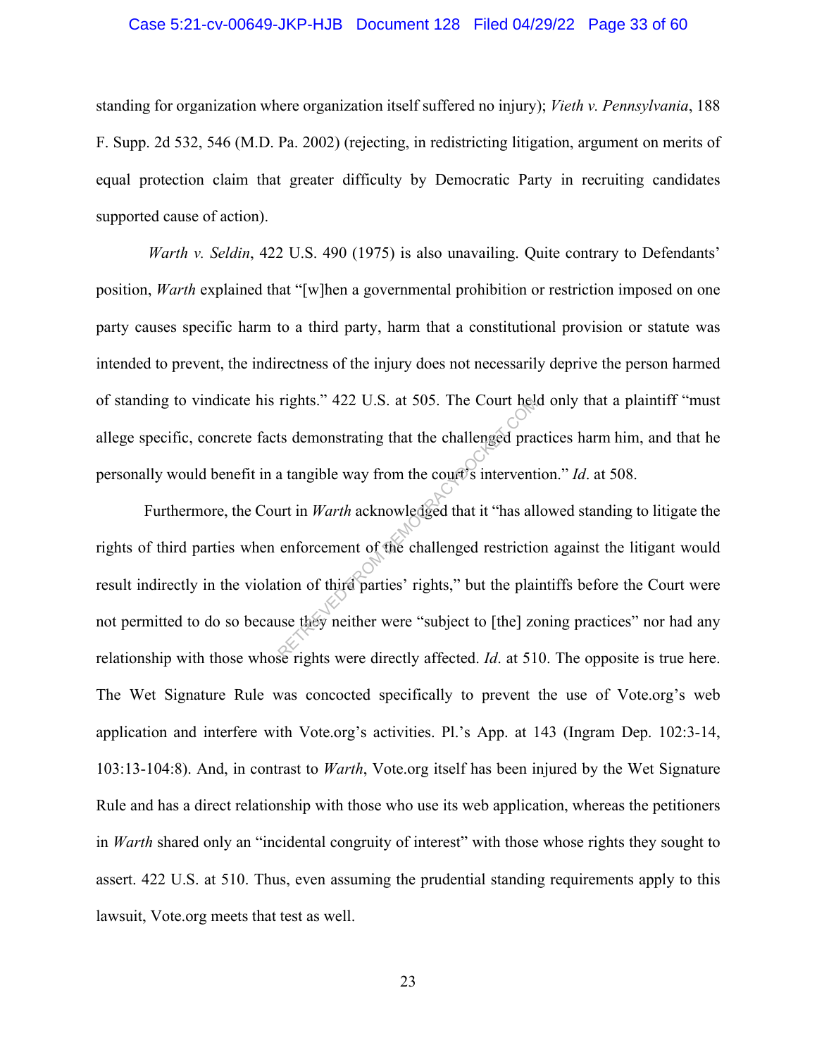standing for organization where organization itself suffered no injury); *Vieth v. Pennsylvania*, 188 F. Supp. 2d 532, 546 (M.D. Pa. 2002) (rejecting, in redistricting litigation, argument on merits of equal protection claim that greater difficulty by Democratic Party in recruiting candidates supported cause of action).

*Warth v. Seldin*, 422 U.S. 490 (1975) is also unavailing. Quite contrary to Defendants' position, *Warth* explained that "[w]hen a governmental prohibition or restriction imposed on one party causes specific harm to a third party, harm that a constitutional provision or statute was intended to prevent, the indirectness of the injury does not necessarily deprive the person harmed of standing to vindicate his rights." 422 U.S. at 505. The Court held only that a plaintiff "must allege specific, concrete facts demonstrating that the challenged practices harm him, and that he personally would benefit in a tangible way from the court's intervention." *Id*. at 508.

Furthermore, the Court in *Warth* acknowledged that it "has allowed standing to litigate the rights of third parties when enforcement of the challenged restriction against the litigant would result indirectly in the violation of third parties' rights," but the plaintiffs before the Court were not permitted to do so because they neither were "subject to [the] zoning practices" nor had any relationship with those whose rights were directly affected. *Id*. at 510. The opposite is true here. The Wet Signature Rule was concocted specifically to prevent the use of Vote.org's web application and interfere with Vote.org's activities. Pl.'s App. at 143 (Ingram Dep. 102:3-14, 103:13-104:8). And, in contrast to *Warth*, Vote.org itself has been injured by the Wet Signature Rule and has a direct relationship with those who use its web application, whereas the petitioners in *Warth* shared only an "incidental congruity of interest" with those whose rights they sought to assert. 422 U.S. at 510. Thus, even assuming the prudential standing requirements apply to this lawsuit, Vote.org meets that test as well.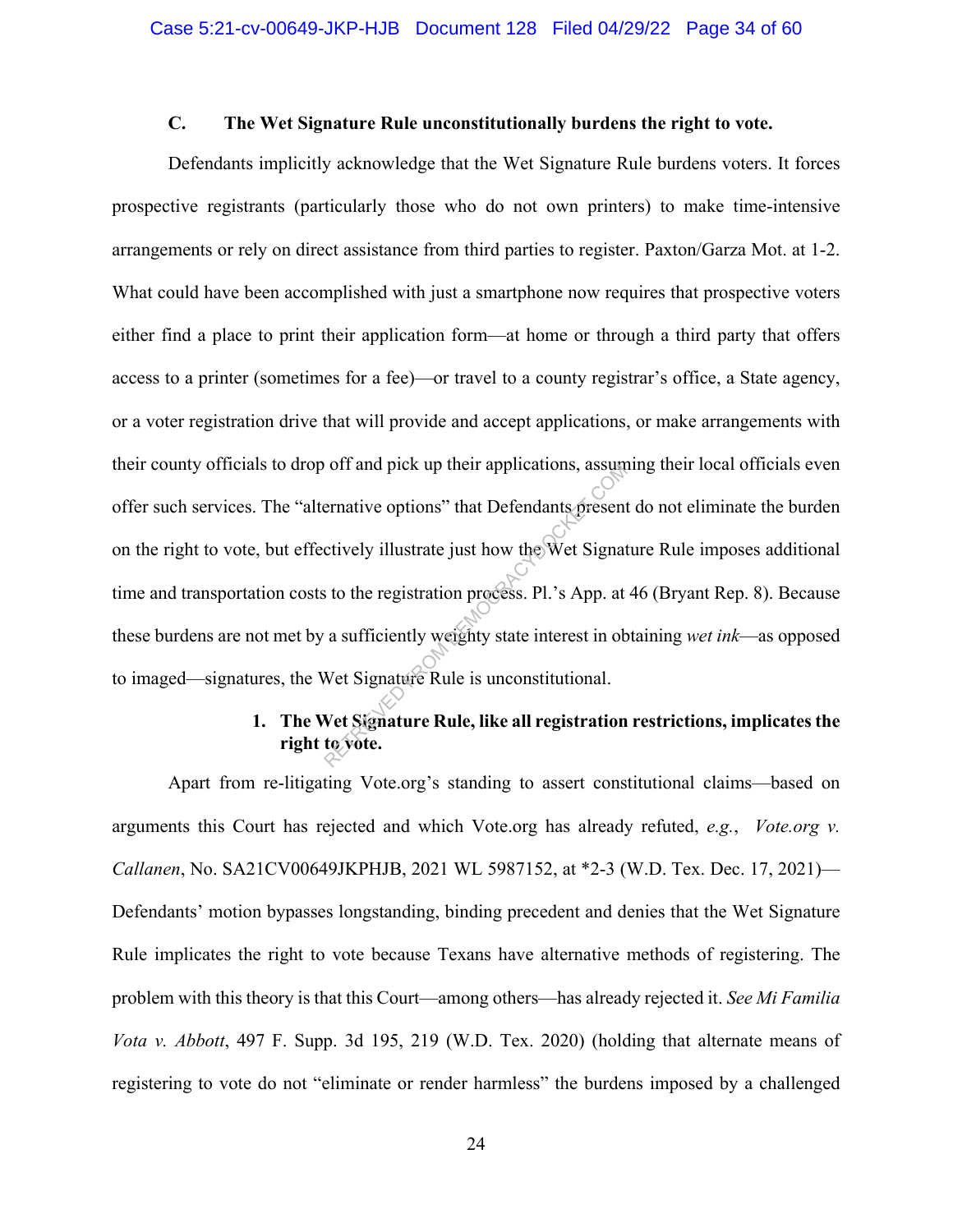### C. The Wet Signature Rule unconstitutionally burdens the right to vote.

Defendants implicitly acknowledge that the Wet Signature Rule burdens voters. It forces prospective registrants (particularly those who do not own printers) to make time-intensive arrangements or rely on direct assistance from third parties to register. Paxton/Garza Mot. at 1-2. What could have been accomplished with just a smartphone now requires that prospective voters either find a place to print their application form—at home or through a third party that offers access to a printer (sometimes for a fee)—or travel to a county registrar's office, a State agency, or a voter registration drive that will provide and accept applications, or make arrangements with their county officials to drop off and pick up their applications, assuming their local officials even offer such services. The "alternative options" that Defendants present do not eliminate the burden on the right to vote, but effectively illustrate just how the Wet Signature Rule imposes additional time and transportation costs to the registration process. Pl.'s App. at 46 (Bryant Rep. 8). Because these burdens are not met by a sufficiently weighty state interest in obtaining *wet ink*—as opposed to imaged—signatures, the Wet Signature Rule is unconstitutional.

#### 1. The Wet Signature Rule, like all registration restrictions, implicates the right to vote.

Apart from re-litigating Vote.org's standing to assert constitutional claims—based on arguments this Court has rejected and which Vote.org has already refuted, *e.g.*, *Vote.org v. Callanen*, No. SA21CV00649JKPHJB, 2021 WL 5987152, at *2-3 (W.D. Tex. Dec. 17, 2021)—Defendants' motion bypasses longstanding, binding precedent and denies that the Wet Signature Rule implicates the right to vote because Texans have alternative methods of registering. The problem with this theory is that this Court—among others—has already rejected it. *See Mi Familia Vota v. Abbott*, 497 F. Supp. 3d 195, 219 (W.D. Tex. 2020) (holding that alternate means of registering to vote do not "eliminate or render harmless" the burdens imposed by a challenged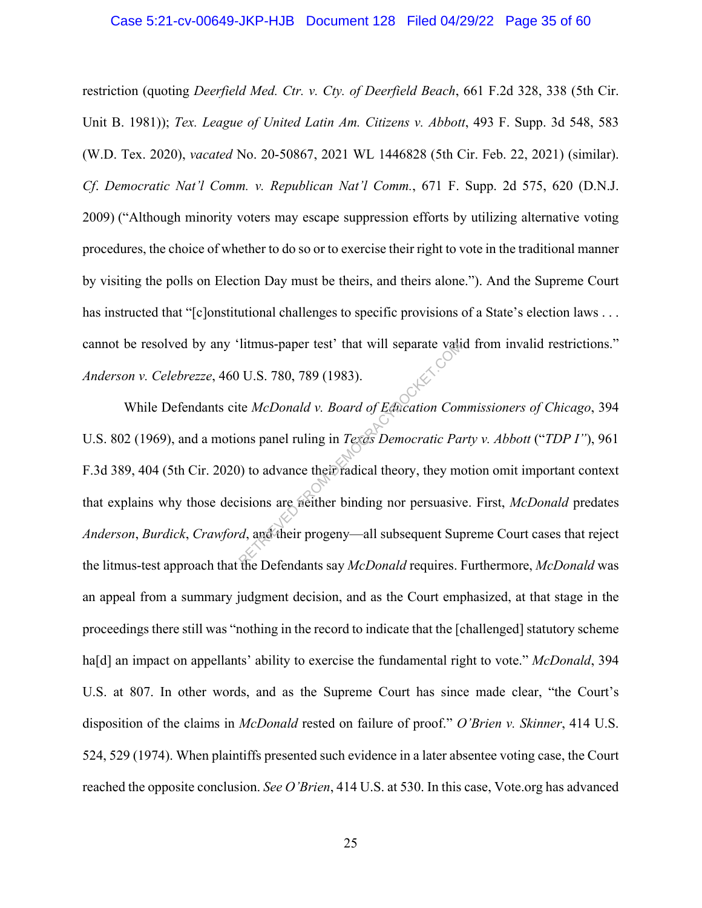restriction (quoting *Deerfield Med. Ctr. v. Cty. of Deerfield Beach*, 661 F.2d 328, 338 (5th Cir. Unit B. 1981)); *Tex. League of United Latin Am. Citizens v. Abbott*, 493 F. Supp. 3d 548, 583 (W.D. Tex. 2020), *vacated* No. 20-50867, 2021 WL 1446828 (5th Cir. Feb. 22, 2021) (similar). *Cf. Democratic Nat'l Comm. v. Republican Nat'l Comm.*, 671 F. Supp. 2d 575, 620 (D.N.J. 2009) ("Although minority voters may escape suppression efforts by utilizing alternative voting procedures, the choice of whether to do so or to exercise their right to vote in the traditional manner by visiting the polls on Election Day must be theirs, and theirs alone."). And the Supreme Court has instructed that "[c]onstitutional challenges to specific provisions of a State's election laws . . . cannot be resolved by any 'litmus-paper test' that will separate valid from invalid restrictions." *Anderson v. Celebrezze*, 460 U.S. 780, 789 (1983).

While Defendants cite *McDonald v. Board of Education Commissioners of Chicago*, 394 U.S. 802 (1969), and a motions panel ruling in *Texas Democratic Party v. Abbott* ("*TDP I*"), 961 F.3d 389, 404 (5th Cir. 2020) to advance their radical theory, they motion omit important context that explains why those decisions are neither binding nor persuasive. First, *McDonald* predates *Anderson*, *Burdick*, *Crawford*, and their progeny—all subsequent Supreme Court cases that reject the litmus-test approach that the Defendants say *McDonald* requires. Furthermore, *McDonald* was an appeal from a summary judgment decision, and as the Court emphasized, at that stage in the proceedings there still was "nothing in the record to indicate that the [challenged] statutory scheme ha[d] an impact on appellants' ability to exercise the fundamental right to vote." *McDonald*, 394 U.S. at 807. In other words, and as the Supreme Court has since made clear, "the Court's disposition of the claims in *McDonald* rested on failure of proof." *O'Brien v. Skinner*, 414 U.S. 524, 529 (1974). When plaintiffs presented such evidence in a later absentee voting case, the Court reached the opposite conclusion. *See O'Brien*, 414 U.S. at 530. In this case, Vote.org has advanced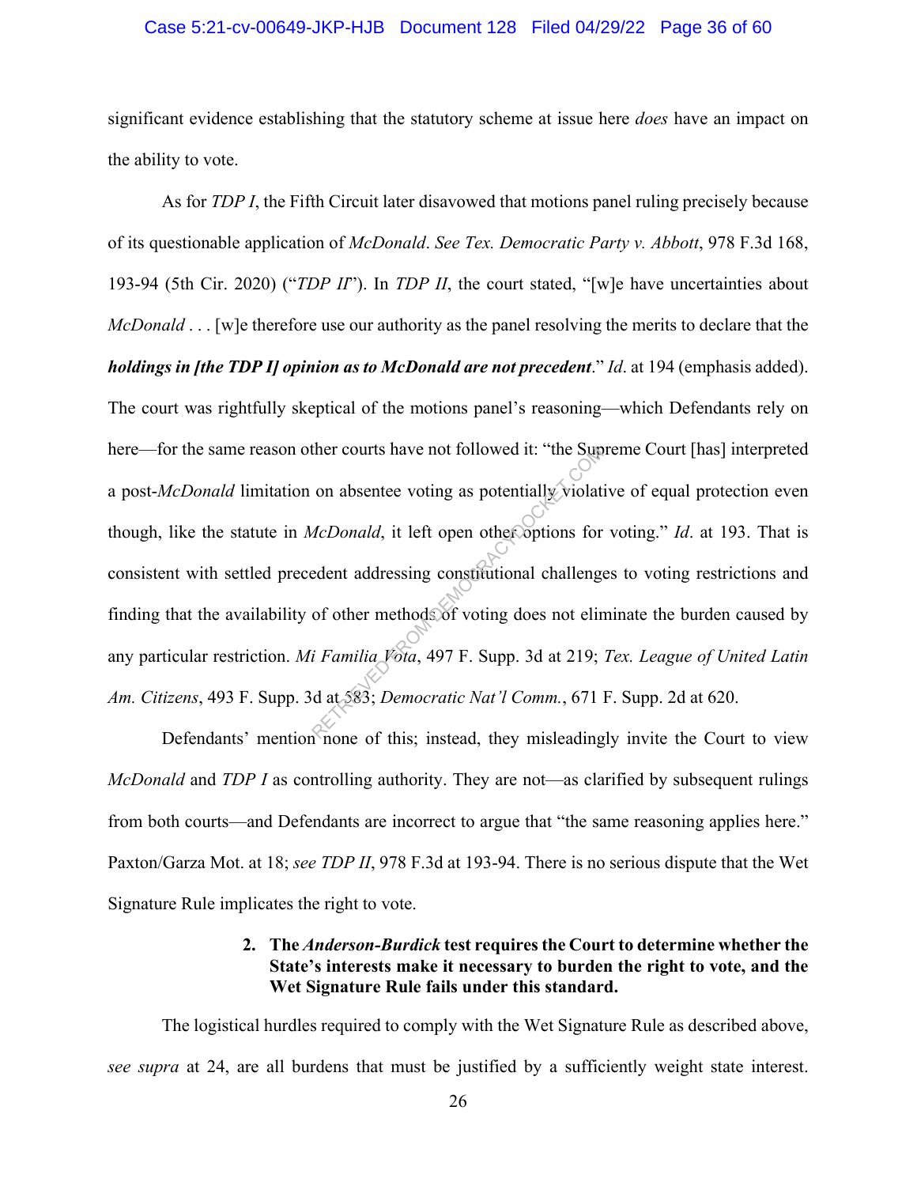significant evidence establishing that the statutory scheme at issue here *does* have an impact on the ability to vote.

As for *TDP I*, the Fifth Circuit later disavowed that motions panel ruling precisely because of its questionable application of *McDonald*. *See Tex. Democratic Party v. Abbott*, 978 F.3d 168, 193-94 (5th Cir. 2020) ("*TDP II*"). In *TDP II*, the court stated, "[w]e have uncertainties about *McDonald* . . . [w]e therefore use our authority as the panel resolving the merits to declare that the ***holdings in [the TDP I] opinion as to McDonald are not precedent***." *Id*. at 194 (emphasis added). The court was rightfully skeptical of the motions panel's reasoning—which Defendants rely on here—for the same reason other courts have not followed it: "the Supreme Court [has] interpreted a post-*McDonald* limitation on absentee voting as potentially violative of equal protection even though, like the statute in *McDonald*, it left open other options for voting." *Id*. at 193. That is consistent with settled precedent addressing constitutional challenges to voting restrictions and finding that the availability of other methods of voting does not eliminate the burden caused by any particular restriction. *Mi Familia Vota*, 497 F. Supp. 3d at 219; *Tex. League of United Latin Am. Citizens*, 493 F. Supp. 3d at 583; *Democratic Nat'l Comm.*, 671 F. Supp. 2d at 620.

Defendants' mention none of this; instead, they misleadingly invite the Court to view *McDonald* and *TDP I* as controlling authority. They are not—as clarified by subsequent rulings from both courts—and Defendants are incorrect to argue that "the same reasoning applies here." Paxton/Garza Mot. at 18; *see TDP II*, 978 F.3d at 193-94. There is no serious dispute that the Wet Signature Rule implicates the right to vote.

**2. The *Anderson-Burdick* test requires the Court to determine whether the State's interests make it necessary to burden the right to vote, and the Wet Signature Rule fails under this standard.**

The logistical hurdles required to comply with the Wet Signature Rule as described above, *see supra* at 24, are all burdens that must be justified by a sufficiently weight state interest.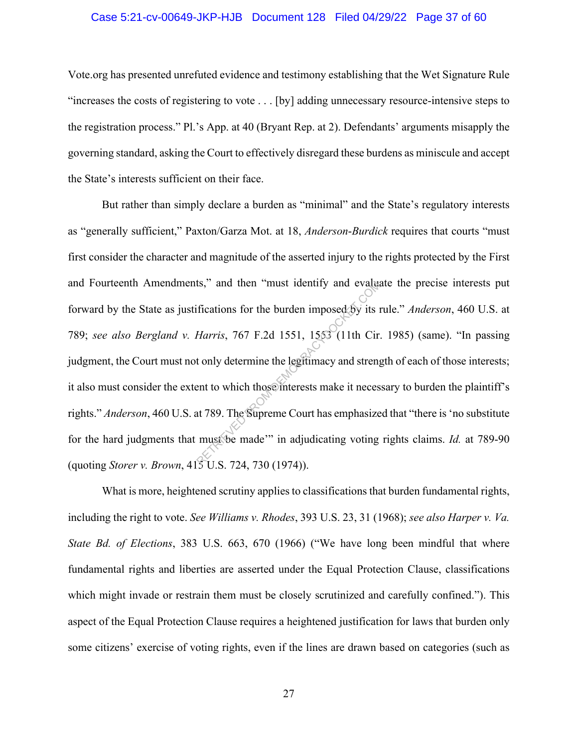Vote.org has presented unrefuted evidence and testimony establishing that the Wet Signature Rule "increases the costs of registering to vote . . . [by] adding unnecessary resource-intensive steps to the registration process." Pl.'s App. at 40 (Bryant Rep. at 2). Defendants' arguments misapply the governing standard, asking the Court to effectively disregard these burdens as miniscule and accept the State's interests sufficient on their face.

But rather than simply declare a burden as "minimal" and the State's regulatory interests as "generally sufficient," Paxton/Garza Mot. at 18, *Anderson-Burdick* requires that courts "must first consider the character and magnitude of the asserted injury to the rights protected by the First and Fourteenth Amendments," and then "must identify and evaluate the precise interests put forward by the State as justifications for the burden imposed by its rule." *Anderson*, 460 U.S. at 789; *see also Bergland v. Harris*, 767 F.2d 1551, 1553 (11th Cir. 1985) (same). "In passing judgment, the Court must not only determine the legitimacy and strength of each of those interests; it also must consider the extent to which those interests make it necessary to burden the plaintiff's rights." *Anderson*, 460 U.S. at 789. The Supreme Court has emphasized that "there is 'no substitute for the hard judgments that must be made'" in adjudicating voting rights claims. *Id.* at 789-90 (quoting *Storer v. Brown*, 415 U.S. 724, 730 (1974)).

What is more, heightened scrutiny applies to classifications that burden fundamental rights, including the right to vote. *See Williams v. Rhodes*, 393 U.S. 23, 31 (1968); *see also Harper v. Va. State Bd. of Elections*, 383 U.S. 663, 670 (1966) ("We have long been mindful that where fundamental rights and liberties are asserted under the Equal Protection Clause, classifications which might invade or restrain them must be closely scrutinized and carefully confined."). This aspect of the Equal Protection Clause requires a heightened justification for laws that burden only some citizens' exercise of voting rights, even if the lines are drawn based on categories (such as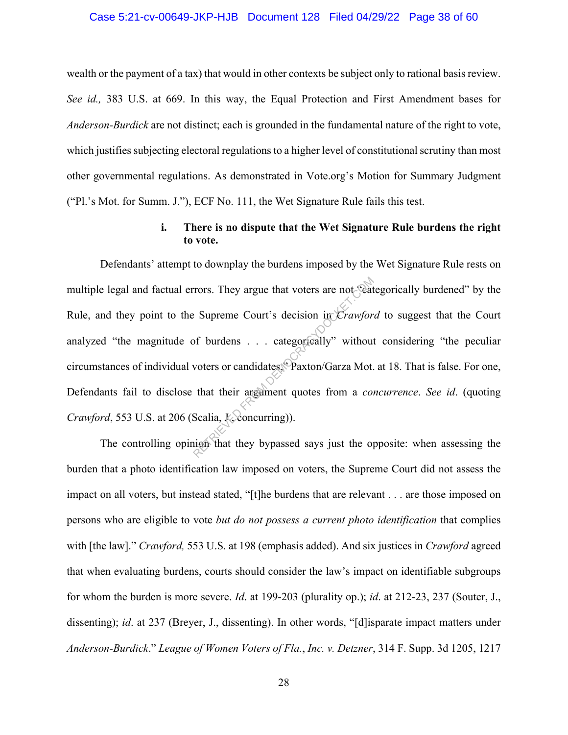wealth or the payment of a tax) that would in other contexts be subject only to rational basis review. *See id.,* 383 U.S. at 669. In this way, the Equal Protection and First Amendment bases for *Anderson-Burdick* are not distinct; each is grounded in the fundamental nature of the right to vote, which justifies subjecting electoral regulations to a higher level of constitutional scrutiny than most other governmental regulations. As demonstrated in Vote.org's Motion for Summary Judgment ("Pl.'s Mot. for Summ. J."), ECF No. 111, the Wet Signature Rule fails this test.

**i. There is no dispute that the Wet Signature Rule burdens the right to vote.**

Defendants' attempt to downplay the burdens imposed by the Wet Signature Rule rests on multiple legal and factual errors. They argue that voters are not "categorically burdened" by the Rule, and they point to the Supreme Court's decision in *Crawford* to suggest that the Court analyzed "the magnitude of burdens . . . categorically" without considering "the peculiar circumstances of individual voters or candidates." Paxton/Garza Mot. at 18. That is false. For one, Defendants fail to disclose that their argument quotes from a *concurrence*. *See id*. (quoting *Crawford*, 553 U.S. at 206 (Scalia, J., concurring)).

The controlling opinion that they bypassed says just the opposite: when assessing the burden that a photo identification law imposed on voters, the Supreme Court did not assess the impact on all voters, but instead stated, "[t]he burdens that are relevant . . . are those imposed on persons who are eligible to vote *but do not possess a current photo identification* that complies with [the law]." *Crawford,* 553 U.S. at 198 (emphasis added). And six justices in *Crawford* agreed that when evaluating burdens, courts should consider the law's impact on identifiable subgroups for whom the burden is more severe. *Id*. at 199-203 (plurality op.); *id*. at 212-23, 237 (Souter, J., dissenting); *id*. at 237 (Breyer, J., dissenting). In other words, "[d]isparate impact matters under *Anderson-Burdick*." *League of Women Voters of Fla.*, *Inc. v. Detzner*, 314 F. Supp. 3d 1205, 1217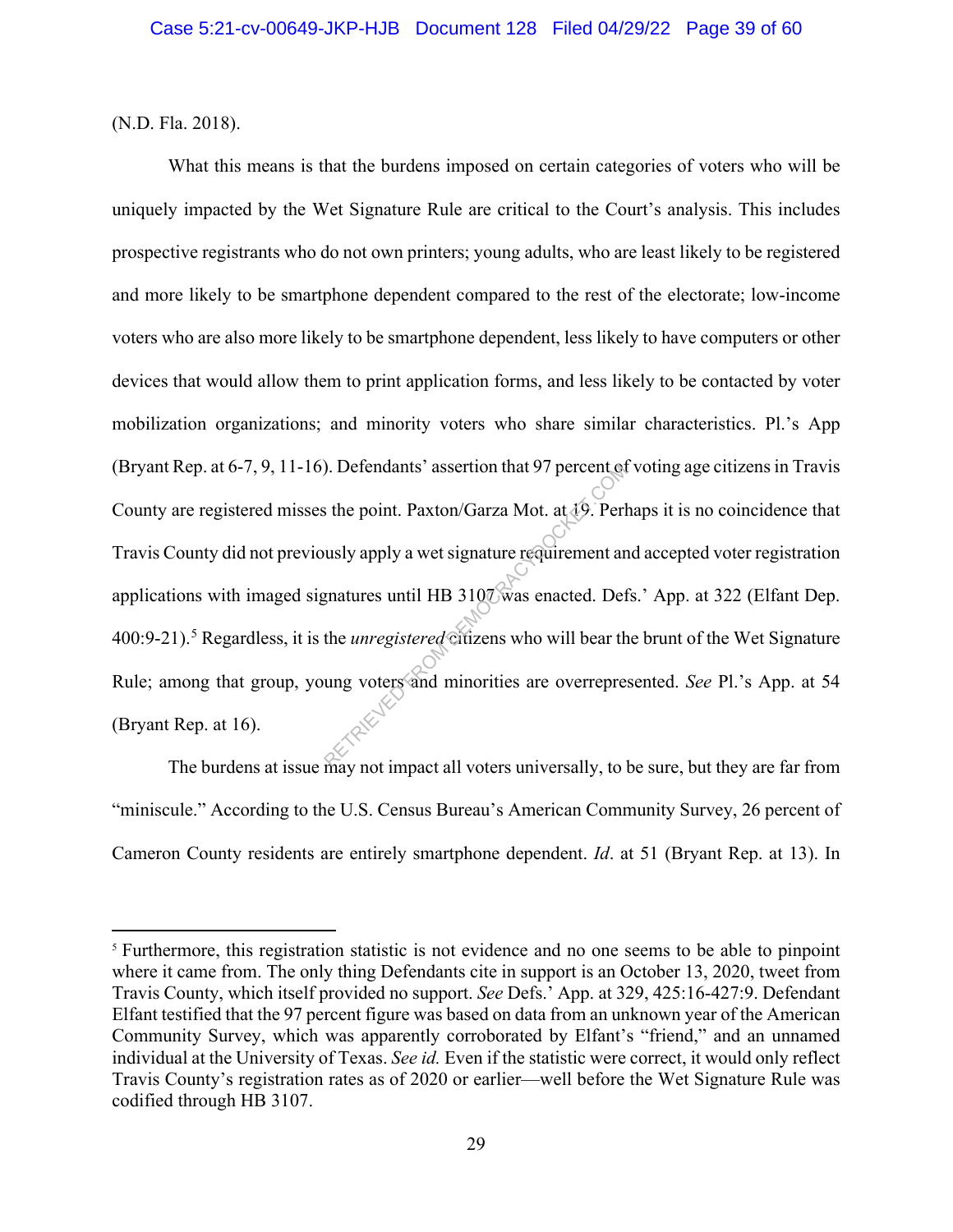(N.D. Fla. 2018).

What this means is that the burdens imposed on certain categories of voters who will be uniquely impacted by the Wet Signature Rule are critical to the Court's analysis. This includes prospective registrants who do not own printers; young adults, who are least likely to be registered and more likely to be smartphone dependent compared to the rest of the electorate; low-income voters who are also more likely to be smartphone dependent, less likely to have computers or other devices that would allow them to print application forms, and less likely to be contacted by voter mobilization organizations; and minority voters who share similar characteristics. Pl.'s App (Bryant Rep. at 6-7, 9, 11-16). Defendants' assertion that 97 percent of voting age citizens in Travis County are registered misses the point. Paxton/Garza Mot. at 19. Perhaps it is no coincidence that Travis County did not previously apply a wet signature requirement and accepted voter registration applications with imaged signatures until HB 3107 was enacted. Defs.' App. at 322 (Elfant Dep. 400:9-21).[5] Regardless, it is the *unregistered* citizens who will bear the brunt of the Wet Signature Rule; among that group, young voters and minorities are overrepresented. *See* Pl.'s App. at 54 (Bryant Rep. at 16).

The burdens at issue may not impact all voters universally, to be sure, but they are far from "miniscule." According to the U.S. Census Bureau's American Community Survey, 26 percent of Cameron County residents are entirely smartphone dependent. *Id*. at 51 (Bryant Rep. at 13). In

---

[5] Furthermore, this registration statistic is not evidence and no one seems to be able to pinpoint where it came from. The only thing Defendants cite in support is an October 13, 2020, tweet from Travis County, which itself provided no support. *See* Defs.' App. at 329, 425:16-427:9. Defendant Elfant testified that the 97 percent figure was based on data from an unknown year of the American Community Survey, which was apparently corroborated by Elfant's "friend," and an unnamed individual at the University of Texas. *See id.* Even if the statistic were correct, it would only reflect Travis County's registration rates as of 2020 or earlier—well before the Wet Signature Rule was codified through HB 3107.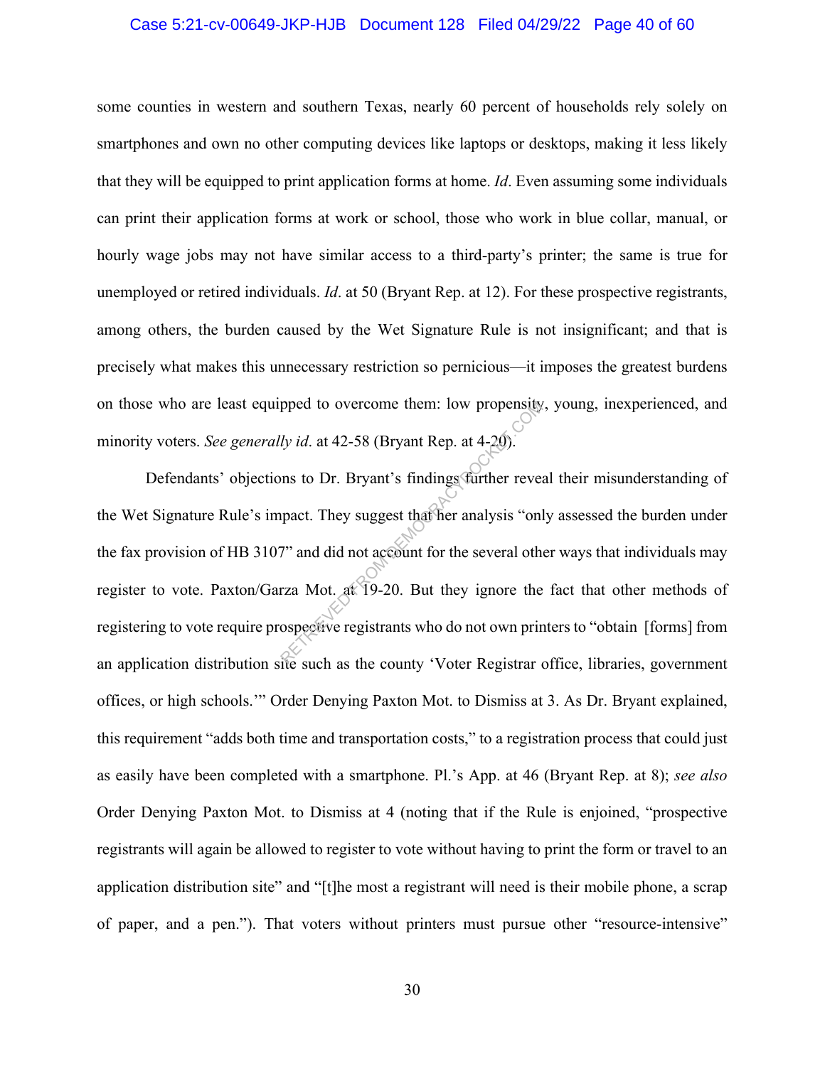some counties in western and southern Texas, nearly 60 percent of households rely solely on smartphones and own no other computing devices like laptops or desktops, making it less likely that they will be equipped to print application forms at home. *Id*. Even assuming some individuals can print their application forms at work or school, those who work in blue collar, manual, or hourly wage jobs may not have similar access to a third-party's printer; the same is true for unemployed or retired individuals. *Id*. at 50 (Bryant Rep. at 12). For these prospective registrants, among others, the burden caused by the Wet Signature Rule is not insignificant; and that is precisely what makes this unnecessary restriction so pernicious—it imposes the greatest burdens on those who are least equipped to overcome them: low propensity, young, inexperienced, and minority voters. *See generally id*. at 42-58 (Bryant Rep. at 4-20).

Defendants' objections to Dr. Bryant's findings further reveal their misunderstanding of the Wet Signature Rule's impact. They suggest that her analysis "only assessed the burden under the fax provision of HB 3107" and did not account for the several other ways that individuals may register to vote. Paxton/Garza Mot. at 19-20. But they ignore the fact that other methods of registering to vote require prospective registrants who do not own printers to "obtain [forms] from an application distribution site such as the county 'Voter Registrar office, libraries, government offices, or high schools.'" Order Denying Paxton Mot. to Dismiss at 3. As Dr. Bryant explained, this requirement "adds both time and transportation costs," to a registration process that could just as easily have been completed with a smartphone. Pl.'s App. at 46 (Bryant Rep. at 8); *see also* Order Denying Paxton Mot. to Dismiss at 4 (noting that if the Rule is enjoined, "prospective registrants will again be allowed to register to vote without having to print the form or travel to an application distribution site" and "[t]he most a registrant will need is their mobile phone, a scrap of paper, and a pen."). That voters without printers must pursue other "resource-intensive"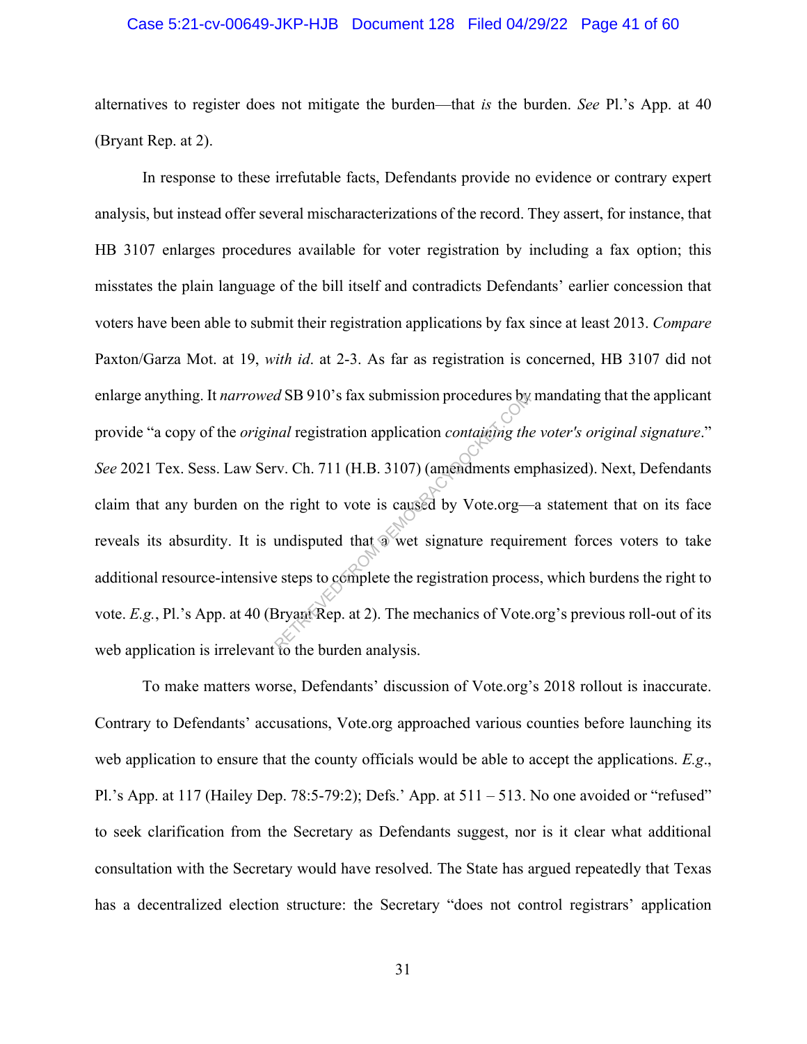alternatives to register does not mitigate the burden—that *is* the burden. *See* Pl.'s App. at 40 (Bryant Rep. at 2).

In response to these irrefutable facts, Defendants provide no evidence or contrary expert analysis, but instead offer several mischaracterizations of the record. They assert, for instance, that HB 3107 enlarges procedures available for voter registration by including a fax option; this misstates the plain language of the bill itself and contradicts Defendants' earlier concession that voters have been able to submit their registration applications by fax since at least 2013. *Compare* Paxton/Garza Mot. at 19, *with id*. at 2-3. As far as registration is concerned, HB 3107 did not enlarge anything. It *narrowed* SB 910's fax submission procedures by mandating that the applicant provide "a copy of the *original* registration application *containing the voter's original signature*." *See* 2021 Tex. Sess. Law Serv. Ch. 711 (H.B. 3107) (amendments emphasized). Next, Defendants claim that any burden on the right to vote is caused by Vote.org—a statement that on its face reveals its absurdity. It is undisputed that a wet signature requirement forces voters to take additional resource-intensive steps to complete the registration process, which burdens the right to vote. *E.g.*, Pl.'s App. at 40 (Bryant Rep. at 2). The mechanics of Vote.org's previous roll-out of its web application is irrelevant to the burden analysis.

To make matters worse, Defendants' discussion of Vote.org's 2018 rollout is inaccurate. Contrary to Defendants' accusations, Vote.org approached various counties before launching its web application to ensure that the county officials would be able to accept the applications. *E.g*., Pl.'s App. at 117 (Hailey Dep. 78:5-79:2); Defs.' App. at 511 – 513. No one avoided or "refused" to seek clarification from the Secretary as Defendants suggest, nor is it clear what additional consultation with the Secretary would have resolved. The State has argued repeatedly that Texas has a decentralized election structure: the Secretary "does not control registrars' application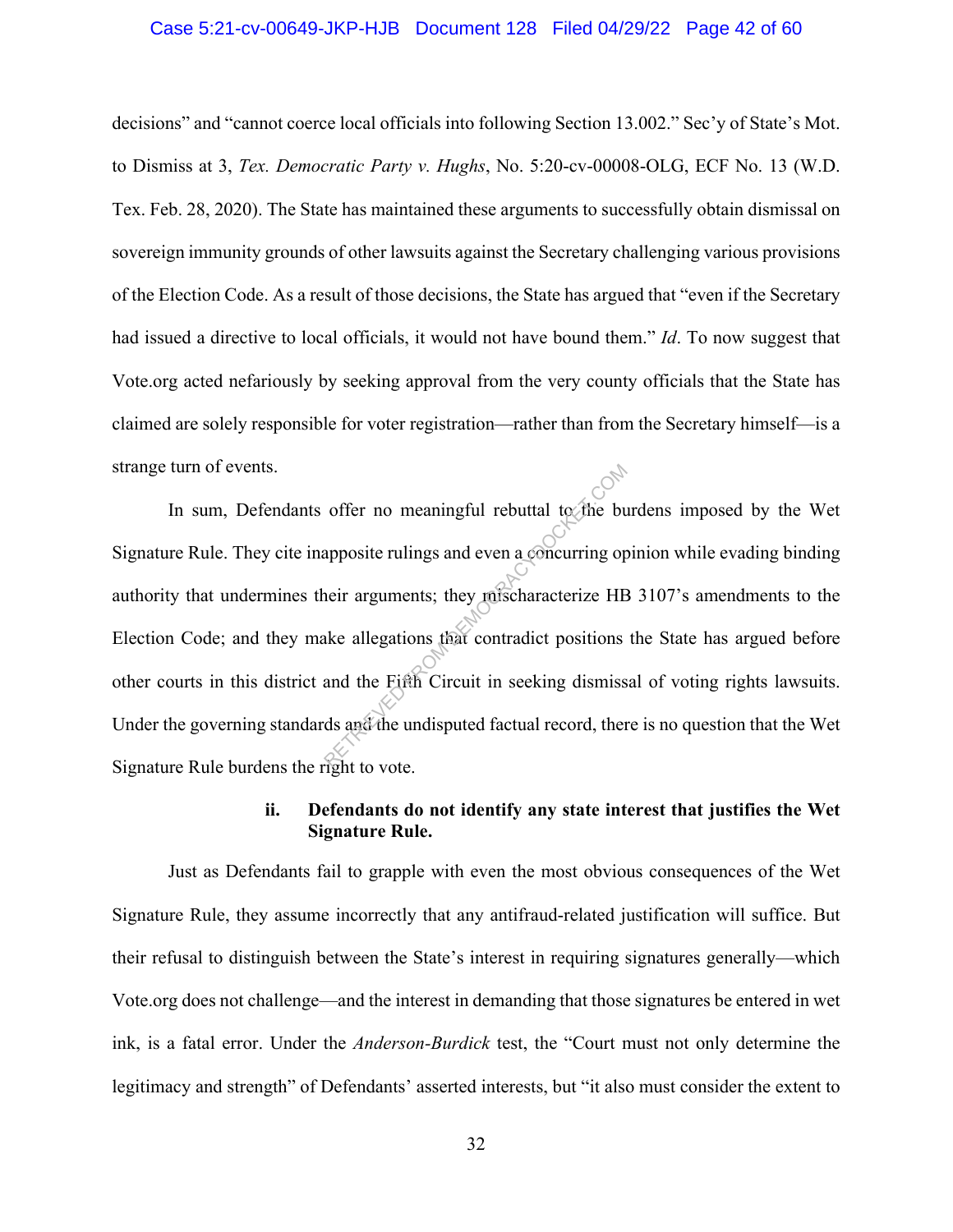decisions" and "cannot coerce local officials into following Section 13.002." Sec'y of State's Mot. to Dismiss at 3, *Tex. Democratic Party v. Hughs*, No. 5:20-cv-00008-OLG, ECF No. 13 (W.D. Tex. Feb. 28, 2020). The State has maintained these arguments to successfully obtain dismissal on sovereign immunity grounds of other lawsuits against the Secretary challenging various provisions of the Election Code. As a result of those decisions, the State has argued that "even if the Secretary had issued a directive to local officials, it would not have bound them." *Id*. To now suggest that Vote.org acted nefariously by seeking approval from the very county officials that the State has claimed are solely responsible for voter registration—rather than from the Secretary himself—is a strange turn of events.

In sum, Defendants offer no meaningful rebuttal to the burdens imposed by the Wet Signature Rule. They cite inapposite rulings and even a concurring opinion while evading binding authority that undermines their arguments; they mischaracterize HB 3107's amendments to the Election Code; and they make allegations that contradict positions the State has argued before other courts in this district and the Fifth Circuit in seeking dismissal of voting rights lawsuits. Under the governing standards and the undisputed factual record, there is no question that the Wet Signature Rule burdens the right to vote.

**ii. Defendants do not identify any state interest that justifies the Wet Signature Rule.**

Just as Defendants fail to grapple with even the most obvious consequences of the Wet Signature Rule, they assume incorrectly that any antifraud-related justification will suffice. But their refusal to distinguish between the State's interest in requiring signatures generally—which Vote.org does not challenge—and the interest in demanding that those signatures be entered in wet ink, is a fatal error. Under the *Anderson-Burdick* test, the "Court must not only determine the legitimacy and strength" of Defendants' asserted interests, but "it also must consider the extent to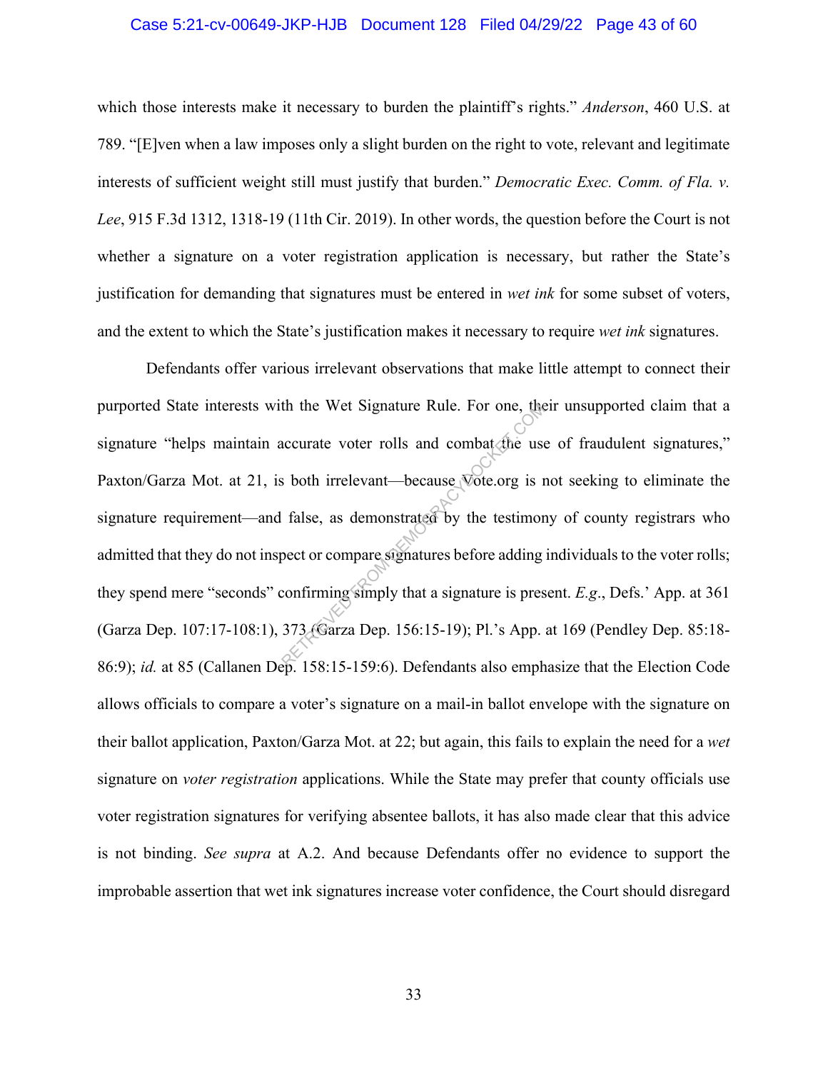which those interests make it necessary to burden the plaintiff's rights." *Anderson*, 460 U.S. at 789. "[E]ven when a law imposes only a slight burden on the right to vote, relevant and legitimate interests of sufficient weight still must justify that burden." *Democratic Exec. Comm. of Fla. v. Lee*, 915 F.3d 1312, 1318-19 (11th Cir. 2019). In other words, the question before the Court is not whether a signature on a voter registration application is necessary, but rather the State's justification for demanding that signatures must be entered in *wet ink* for some subset of voters, and the extent to which the State's justification makes it necessary to require *wet ink* signatures.

Defendants offer various irrelevant observations that make little attempt to connect their purported State interests with the Wet Signature Rule. For one, their unsupported claim that a signature "helps maintain accurate voter rolls and combat the use of fraudulent signatures," Paxton/Garza Mot. at 21, is both irrelevant—because Vote.org is not seeking to eliminate the signature requirement—and false, as demonstrated by the testimony of county registrars who admitted that they do not inspect or compare signatures before adding individuals to the voter rolls; they spend mere "seconds" confirming simply that a signature is present. *E.g.*, Defs.' App. at 361 (Garza Dep. 107:17-108:1), 373 (Garza Dep. 156:15-19); Pl.'s App. at 169 (Pendley Dep. 85:18-86:9); *id.* at 85 (Callanen Dep. 158:15-159:6). Defendants also emphasize that the Election Code allows officials to compare a voter's signature on a mail-in ballot envelope with the signature on their ballot application, Paxton/Garza Mot. at 22; but again, this fails to explain the need for a *wet* signature on *voter registration* applications. While the State may prefer that county officials use voter registration signatures for verifying absentee ballots, it has also made clear that this advice is not binding. *See supra* at A.2. And because Defendants offer no evidence to support the improbable assertion that wet ink signatures increase voter confidence, the Court should disregard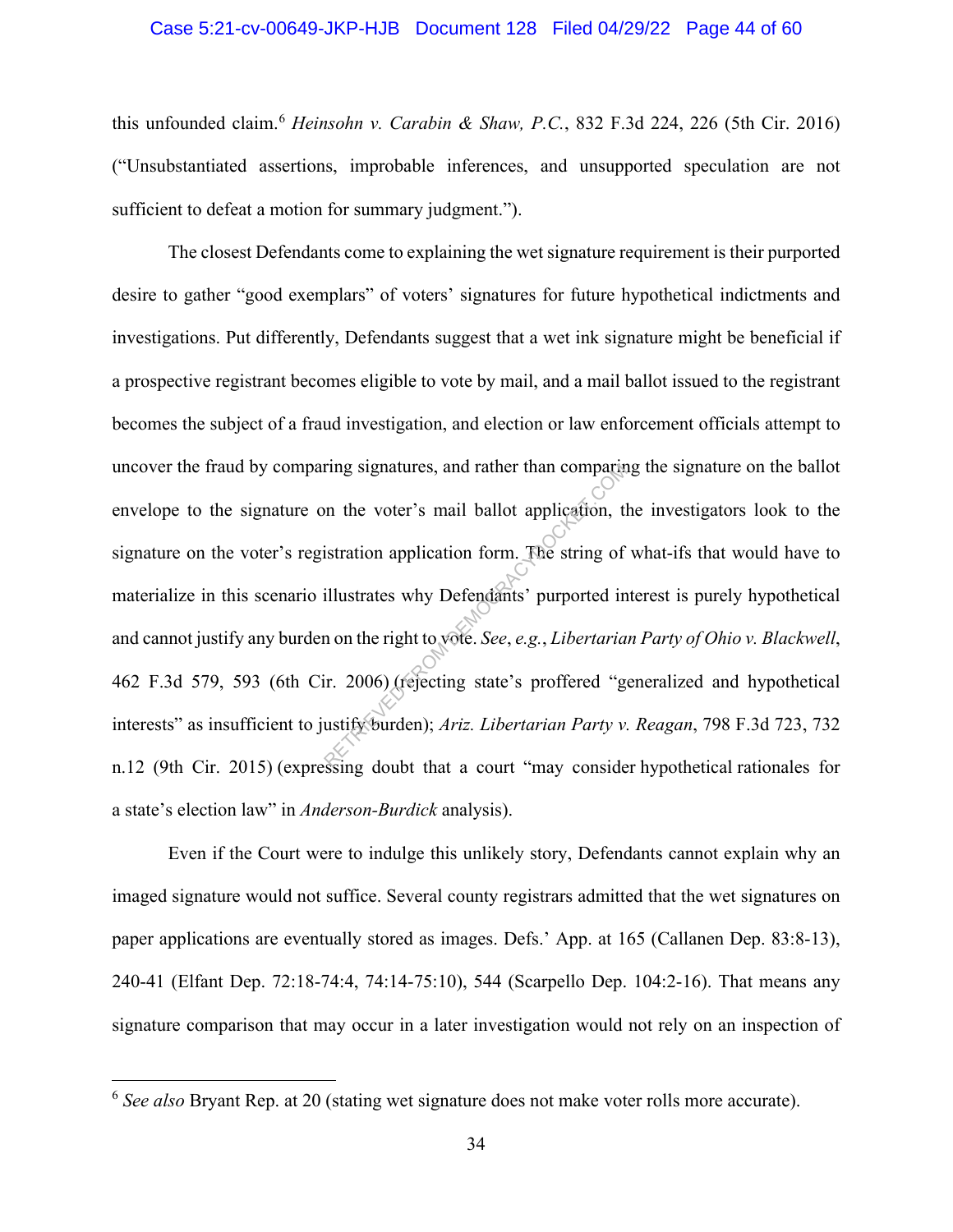this unfounded claim.[6] *Heinsohn v. Carabin & Shaw, P.C.*, 832 F.3d 224, 226 (5th Cir. 2016) ("Unsubstantiated assertions, improbable inferences, and unsupported speculation are not sufficient to defeat a motion for summary judgment.").

The closest Defendants come to explaining the wet signature requirement is their purported desire to gather "good exemplars" of voters' signatures for future hypothetical indictments and investigations. Put differently, Defendants suggest that a wet ink signature might be beneficial if a prospective registrant becomes eligible to vote by mail, and a mail ballot issued to the registrant becomes the subject of a fraud investigation, and election or law enforcement officials attempt to uncover the fraud by comparing signatures, and rather than comparing the signature on the ballot envelope to the signature on the voter's mail ballot application, the investigators look to the signature on the voter's registration application form. The string of what-ifs that would have to materialize in this scenario illustrates why Defendants' purported interest is purely hypothetical and cannot justify any burden on the right to vote. *See*, *e.g.*, *Libertarian Party of Ohio v. Blackwell*, 462 F.3d 579, 593 (6th Cir. 2006) (rejecting state's proffered "generalized and hypothetical interests" as insufficient to justify burden); *Ariz. Libertarian Party v. Reagan*, 798 F.3d 723, 732 n.12 (9th Cir. 2015) (expressing doubt that a court "may consider hypothetical rationales for a state's election law" in *Anderson-Burdick* analysis).

Even if the Court were to indulge this unlikely story, Defendants cannot explain why an imaged signature would not suffice. Several county registrars admitted that the wet signatures on paper applications are eventually stored as images. Defs.' App. at 165 (Callanen Dep. 83:8-13), 240-41 (Elfant Dep. 72:18-74:4, 74:14-75:10), 544 (Scarpello Dep. 104:2-16). That means any signature comparison that may occur in a later investigation would not rely on an inspection of

[6] *See also* Bryant Rep. at 20 (stating wet signature does not make voter rolls more accurate).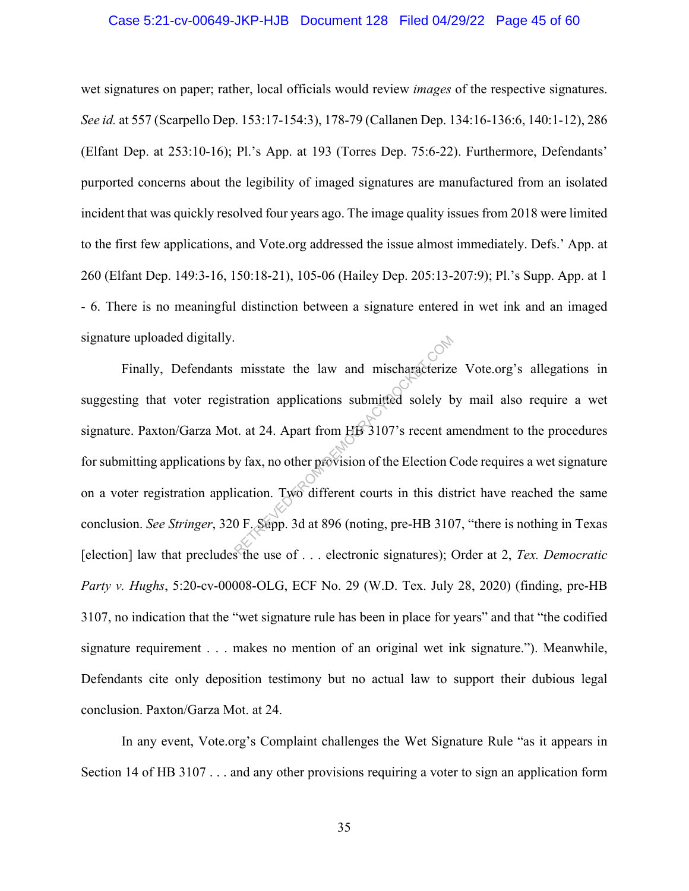wet signatures on paper; rather, local officials would review *images* of the respective signatures. *See id.* at 557 (Scarpello Dep. 153:17-154:3), 178-79 (Callanen Dep. 134:16-136:6, 140:1-12), 286 (Elfant Dep. at 253:10-16); Pl.'s App. at 193 (Torres Dep. 75:6-22). Furthermore, Defendants' purported concerns about the legibility of imaged signatures are manufactured from an isolated incident that was quickly resolved four years ago. The image quality issues from 2018 were limited to the first few applications, and Vote.org addressed the issue almost immediately. Defs.' App. at 260 (Elfant Dep. 149:3-16, 150:18-21), 105-06 (Hailey Dep. 205:13-207:9); Pl.'s Supp. App. at 1 - 6. There is no meaningful distinction between a signature entered in wet ink and an imaged signature uploaded digitally.

Finally, Defendants misstate the law and mischaracterize Vote.org's allegations in suggesting that voter registration applications submitted solely by mail also require a wet signature. Paxton/Garza Mot. at 24. Apart from HB 3107's recent amendment to the procedures for submitting applications by fax, no other provision of the Election Code requires a wet signature on a voter registration application. Two different courts in this district have reached the same conclusion. *See Stringer*, 320 F. Supp. 3d at 896 (noting, pre-HB 3107, "there is nothing in Texas [election] law that precludes the use of . . . electronic signatures); Order at 2, *Tex. Democratic Party v. Hughs*, 5:20-cv-00008-OLG, ECF No. 29 (W.D. Tex. July 28, 2020) (finding, pre-HB 3107, no indication that the "wet signature rule has been in place for years" and that "the codified signature requirement . . . makes no mention of an original wet ink signature."). Meanwhile, Defendants cite only deposition testimony but no actual law to support their dubious legal conclusion. Paxton/Garza Mot. at 24.

In any event, Vote.org's Complaint challenges the Wet Signature Rule "as it appears in Section 14 of HB 3107 . . . and any other provisions requiring a voter to sign an application form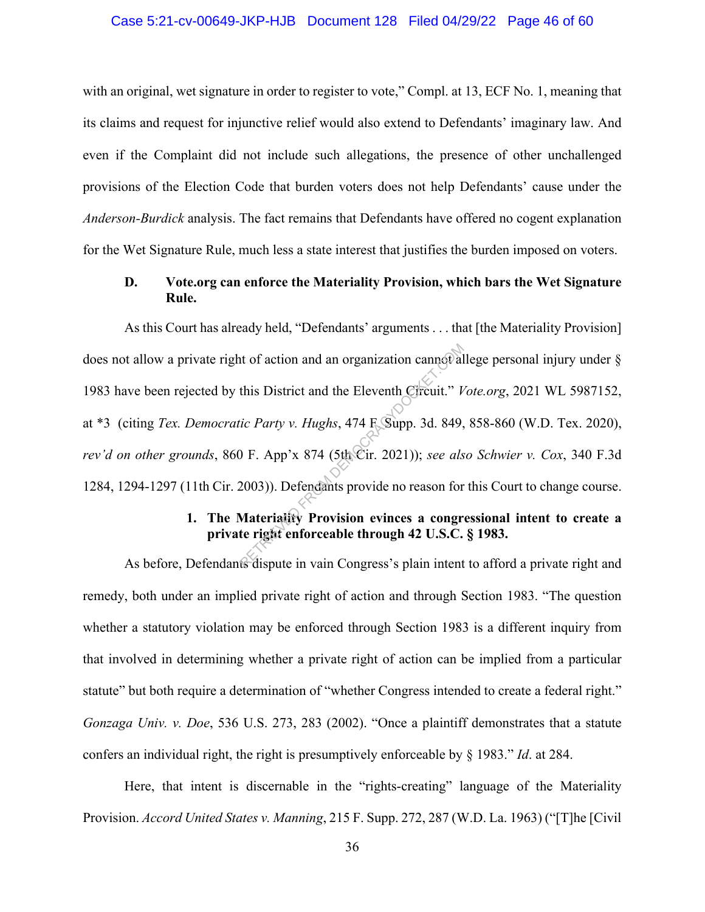with an original, wet signature in order to register to vote," Compl. at 13, ECF No. 1, meaning that its claims and request for injunctive relief would also extend to Defendants' imaginary law. And even if the Complaint did not include such allegations, the presence of other unchallenged provisions of the Election Code that burden voters does not help Defendants' cause under the *Anderson-Burdick* analysis. The fact remains that Defendants have offered no cogent explanation for the Wet Signature Rule, much less a state interest that justifies the burden imposed on voters.

### D. Vote.org can enforce the Materiality Provision, which bars the Wet Signature Rule.

As this Court has already held, "Defendants' arguments . . . that [the Materiality Provision] does not allow a private right of action and an organization cannot allege personal injury under § 1983 have been rejected by this District and the Eleventh Circuit." *Vote.org*, 2021 WL 5987152, at *3 (citing *Tex. Democratic Party v. Hughs*, 474 F. Supp. 3d. 849, 858-860 (W.D. Tex. 2020), *rev'd on other grounds*, 860 F. App'x 874 (5th Cir. 2021)); *see also Schwier v. Cox*, 340 F.3d 1284, 1294-1297 (11th Cir. 2003)). Defendants provide no reason for this Court to change course.

#### 1. The Materiality Provision evinces a congressional intent to create a private right enforceable through 42 U.S.C. § 1983.

As before, Defendants dispute in vain Congress's plain intent to afford a private right and remedy, both under an implied private right of action and through Section 1983. "The question whether a statutory violation may be enforced through Section 1983 is a different inquiry from that involved in determining whether a private right of action can be implied from a particular statute" but both require a determination of "whether Congress intended to create a federal right." *Gonzaga Univ. v. Doe*, 536 U.S. 273, 283 (2002). "Once a plaintiff demonstrates that a statute confers an individual right, the right is presumptively enforceable by § 1983." *Id*. at 284.

Here, that intent is discernable in the "rights-creating" language of the Materiality Provision. *Accord United States v. Manning*, 215 F. Supp. 272, 287 (W.D. La. 1963) ("[T]he [Civil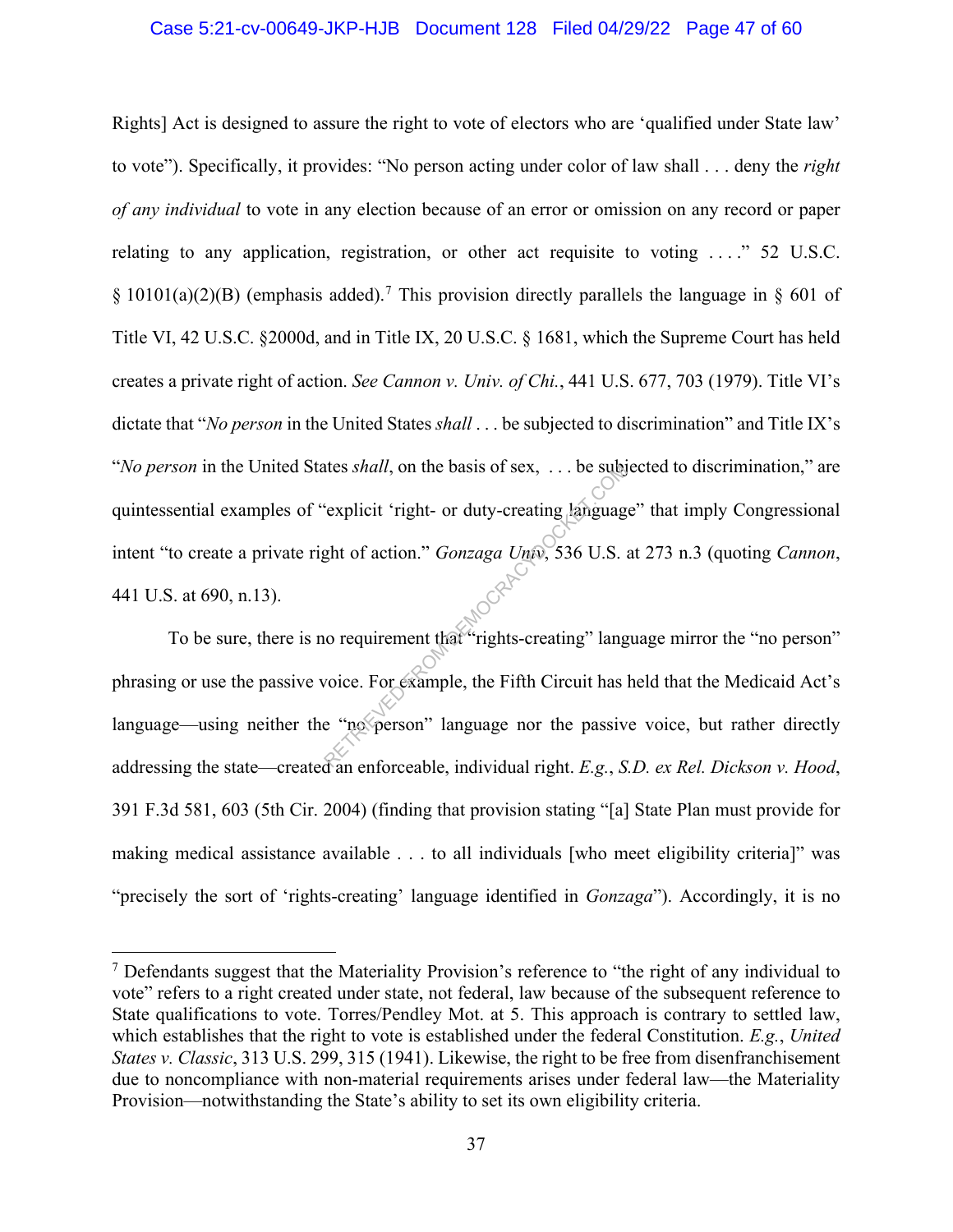Rights] Act is designed to assure the right to vote of electors who are 'qualified under State law' to vote"). Specifically, it provides: "No person acting under color of law shall . . . deny the *right of any individual* to vote in any election because of an error or omission on any record or paper relating to any application, registration, or other act requisite to voting . . . ." 52 U.S.C. § 10101(a)(2)(B) (emphasis added).[7] This provision directly parallels the language in § 601 of Title VI, 42 U.S.C. §2000d, and in Title IX, 20 U.S.C. § 1681, which the Supreme Court has held creates a private right of action. *See Cannon v. Univ. of Chi.*, 441 U.S. 677, 703 (1979). Title VI's dictate that "*No person* in the United States *shall* . . . be subjected to discrimination" and Title IX's "*No person* in the United States *shall*, on the basis of sex, . . . be subjected to discrimination," are quintessential examples of "explicit 'right- or duty-creating language" that imply Congressional intent "to create a private right of action." *Gonzaga Univ*, 536 U.S. at 273 n.3 (quoting *Cannon*, 441 U.S. at 690, n.13).

To be sure, there is no requirement that "rights-creating" language mirror the "no person" phrasing or use the passive voice. For example, the Fifth Circuit has held that the Medicaid Act's language—using neither the "no person" language nor the passive voice, but rather directly addressing the state—created an enforceable, individual right. *E.g.*, *S.D. ex Rel. Dickson v. Hood*, 391 F.3d 581, 603 (5th Cir. 2004) (finding that provision stating "[a] State Plan must provide for making medical assistance available . . . to all individuals [who meet eligibility criteria]" was "precisely the sort of 'rights-creating' language identified in *Gonzaga*"). Accordingly, it is no

---

[7] Defendants suggest that the Materiality Provision's reference to "the right of any individual to vote" refers to a right created under state, not federal, law because of the subsequent reference to State qualifications to vote. Torres/Pendley Mot. at 5. This approach is contrary to settled law, which establishes that the right to vote is established under the federal Constitution. *E.g.*, *United States v. Classic*, 313 U.S. 299, 315 (1941). Likewise, the right to be free from disenfranchisement due to noncompliance with non-material requirements arises under federal law—the Materiality Provision—notwithstanding the State's ability to set its own eligibility criteria.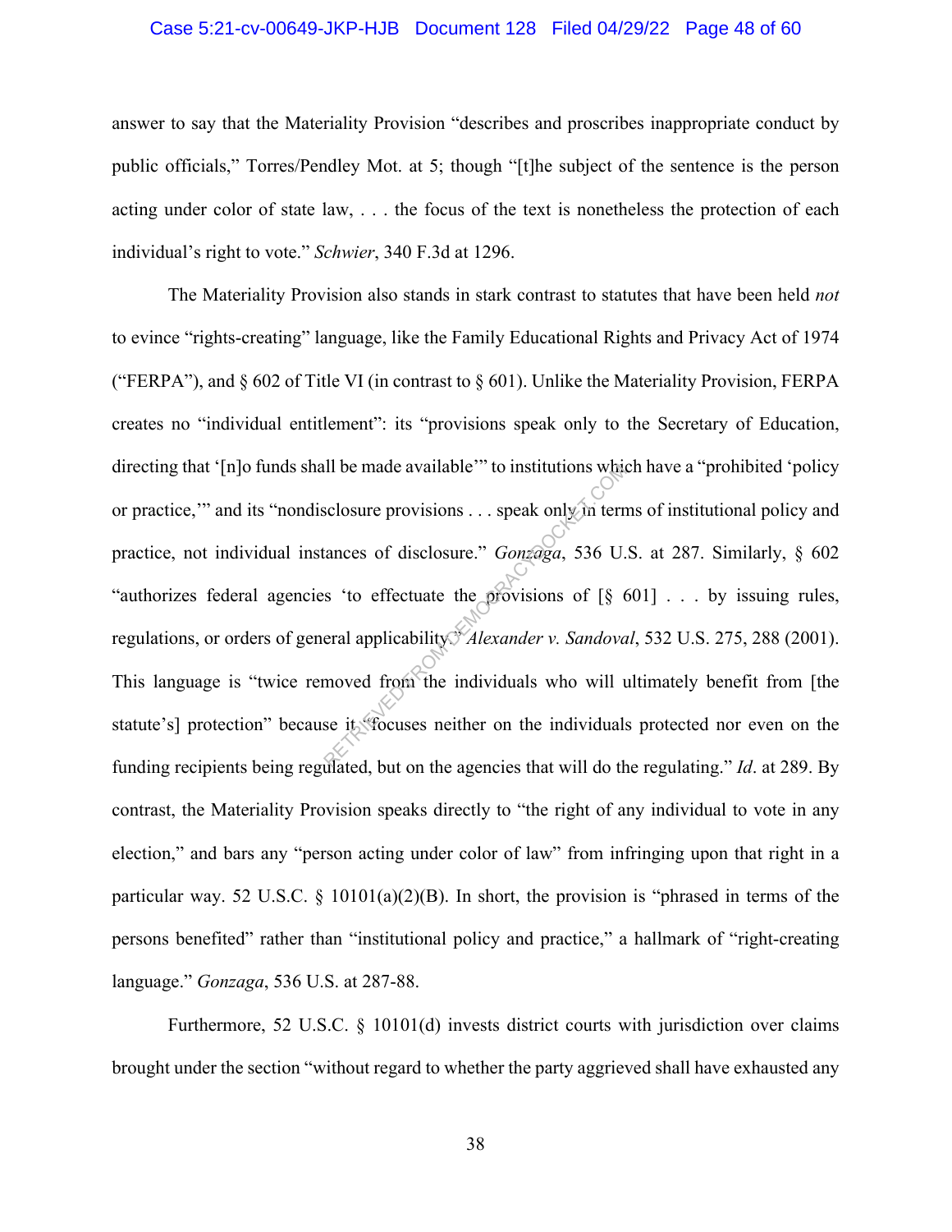answer to say that the Materiality Provision "describes and proscribes inappropriate conduct by public officials," Torres/Pendley Mot. at 5; though "[t]he subject of the sentence is the person acting under color of state law, . . . the focus of the text is nonetheless the protection of each individual's right to vote." *Schwier*, 340 F.3d at 1296.

The Materiality Provision also stands in stark contrast to statutes that have been held *not* to evince "rights-creating" language, like the Family Educational Rights and Privacy Act of 1974 ("FERPA"), and § 602 of Title VI (in contrast to § 601). Unlike the Materiality Provision, FERPA creates no "individual entitlement": its "provisions speak only to the Secretary of Education, directing that '[n]o funds shall be made available'" to institutions which have a "prohibited 'policy or practice,'" and its "nondisclosure provisions . . . speak only in terms of institutional policy and practice, not individual instances of disclosure." *Gonzaga*, 536 U.S. at 287. Similarly, § 602 "authorizes federal agencies 'to effectuate the provisions of [§ 601] . . . by issuing rules, regulations, or orders of general applicability.'" *Alexander v. Sandoval*, 532 U.S. 275, 288 (2001). This language is "twice removed from the individuals who will ultimately benefit from [the statute's] protection" because it "focuses neither on the individuals protected nor even on the funding recipients being regulated, but on the agencies that will do the regulating." *Id*. at 289. By contrast, the Materiality Provision speaks directly to "the right of any individual to vote in any election," and bars any "person acting under color of law" from infringing upon that right in a particular way. 52 U.S.C. § 10101(a)(2)(B). In short, the provision is "phrased in terms of the persons benefited" rather than "institutional policy and practice," a hallmark of "right-creating language." *Gonzaga*, 536 U.S. at 287-88.

Furthermore, 52 U.S.C. § 10101(d) invests district courts with jurisdiction over claims brought under the section "without regard to whether the party aggrieved shall have exhausted any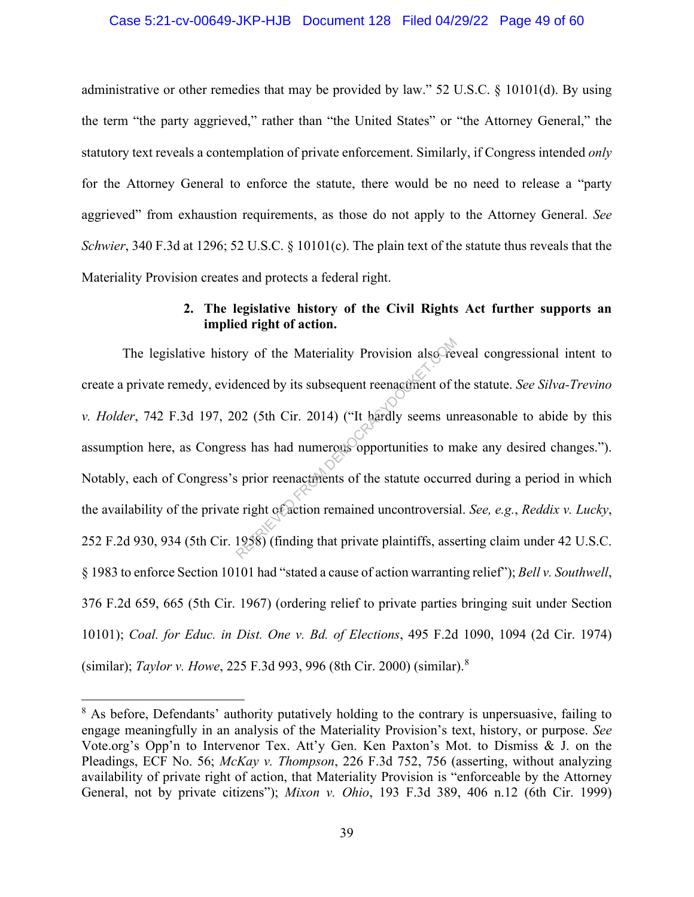administrative or other remedies that may be provided by law." 52 U.S.C. § 10101(d). By using the term "the party aggrieved," rather than "the United States" or "the Attorney General," the statutory text reveals a contemplation of private enforcement. Similarly, if Congress intended *only* for the Attorney General to enforce the statute, there would be no need to release a "party aggrieved" from exhaustion requirements, as those do not apply to the Attorney General. *See Schwier*, 340 F.3d at 1296; 52 U.S.C. § 10101(c). The plain text of the statute thus reveals that the Materiality Provision creates and protects a federal right.

**2. The legislative history of the Civil Rights Act further supports an implied right of action.**

The legislative history of the Materiality Provision also reveal congressional intent to create a private remedy, evidenced by its subsequent reenactment of the statute. *See Silva-Trevino v. Holder*, 742 F.3d 197, 202 (5th Cir. 2014) ("It hardly seems unreasonable to abide by this assumption here, as Congress has had numerous opportunities to make any desired changes."). Notably, each of Congress's prior reenactments of the statute occurred during a period in which the availability of the private right of action remained uncontroversial. *See, e.g.*, *Reddix v. Lucky*, 252 F.2d 930, 934 (5th Cir. 1958) (finding that private plaintiffs, asserting claim under 42 U.S.C. § 1983 to enforce Section 10101 had "stated a cause of action warranting relief"); *Bell v. Southwell*, 376 F.2d 659, 665 (5th Cir. 1967) (ordering relief to private parties bringing suit under Section 10101); *Coal. for Educ. in Dist. One v. Bd. of Elections*, 495 F.2d 1090, 1094 (2d Cir. 1974) (similar); *Taylor v. Howe*, 225 F.3d 993, 996 (8th Cir. 2000) (similar).[8]

[8] As before, Defendants' authority putatively holding to the contrary is unpersuasive, failing to engage meaningfully in an analysis of the Materiality Provision's text, history, or purpose. *See* Vote.org's Opp'n to Intervenor Tex. Att'y Gen. Ken Paxton's Mot. to Dismiss & J. on the Pleadings, ECF No. 56; *McKay v. Thompson*, 226 F.3d 752, 756 (asserting, without analyzing availability of private right of action, that Materiality Provision is "enforceable by the Attorney General, not by private citizens"); *Mixon v. Ohio*, 193 F.3d 389, 406 n.12 (6th Cir. 1999)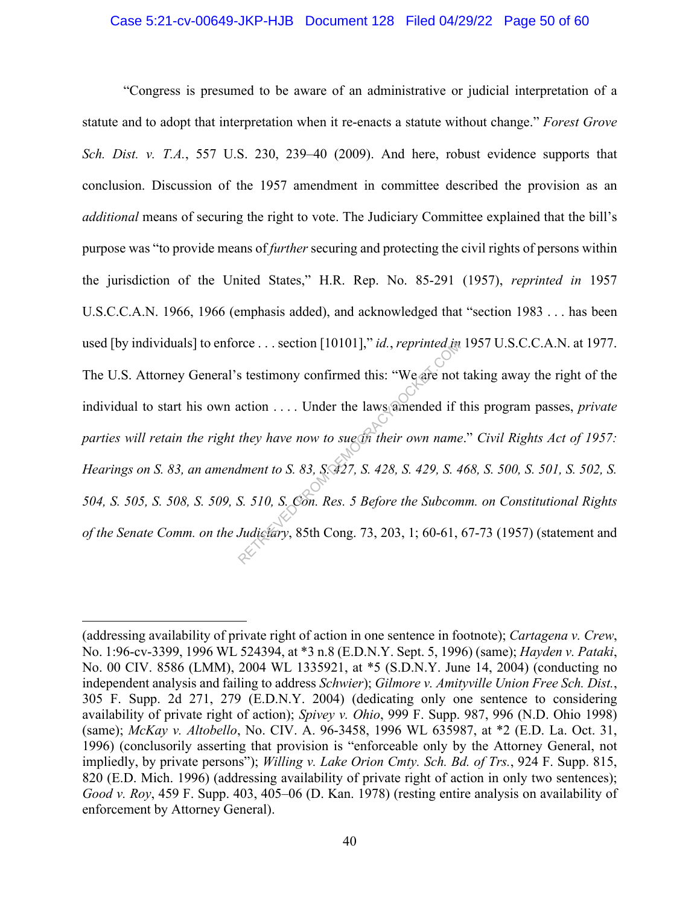"Congress is presumed to be aware of an administrative or judicial interpretation of a statute and to adopt that interpretation when it re-enacts a statute without change." *Forest Grove Sch. Dist. v. T.A.*, 557 U.S. 230, 239–40 (2009). And here, robust evidence supports that conclusion. Discussion of the 1957 amendment in committee described the provision as an *additional* means of securing the right to vote. The Judiciary Committee explained that the bill's purpose was "to provide means of *further* securing and protecting the civil rights of persons within the jurisdiction of the United States," H.R. Rep. No. 85-291 (1957), *reprinted in* 1957 U.S.C.C.A.N. 1966, 1966 (emphasis added), and acknowledged that "section 1983 . . . has been used [by individuals] to enforce . . . section [10101]," *id.*, *reprinted in* 1957 U.S.C.C.A.N. at 1977. The U.S. Attorney General's testimony confirmed this: "We are not taking away the right of the individual to start his own action . . . . Under the laws amended if this program passes, *private parties will retain the right they have now to sue in their own name*." *Civil Rights Act of 1957: Hearings on S. 83, an amendment to S. 83, S. 427, S. 428, S. 429, S. 468, S. 500, S. 501, S. 502, S. 504, S. 505, S. 508, S. 509, S. 510, S. Con. Res. 5 Before the Subcomm. on Constitutional Rights of the Senate Comm. on the Judiciary*, 85th Cong. 73, 203, 1; 60-61, 67-73 (1957) (statement and

---

(addressing availability of private right of action in one sentence in footnote); *Cartagena v. Crew*, No. 1:96-cv-3399, 1996 WL 524394, at *3 n.8 (E.D.N.Y. Sept. 5, 1996) (same); *Hayden v. Pataki*, No. 00 CIV. 8586 (LMM), 2004 WL 1335921, at *5 (S.D.N.Y. June 14, 2004) (conducting no independent analysis and failing to address *Schwier*); *Gilmore v. Amityville Union Free Sch. Dist.*, 305 F. Supp. 2d 271, 279 (E.D.N.Y. 2004) (dedicating only one sentence to considering availability of private right of action); *Spivey v. Ohio*, 999 F. Supp. 987, 996 (N.D. Ohio 1998) (same); *McKay v. Altobello*, No. CIV. A. 96-3458, 1996 WL 635987, at *2 (E.D. La. Oct. 31, 1996) (conclusorily asserting that provision is "enforceable only by the Attorney General, not impliedly, by private persons"); *Willing v. Lake Orion Cmty. Sch. Bd. of Trs.*, 924 F. Supp. 815, 820 (E.D. Mich. 1996) (addressing availability of private right of action in only two sentences); *Good v. Roy*, 459 F. Supp. 403, 405–06 (D. Kan. 1978) (resting entire analysis on availability of enforcement by Attorney General).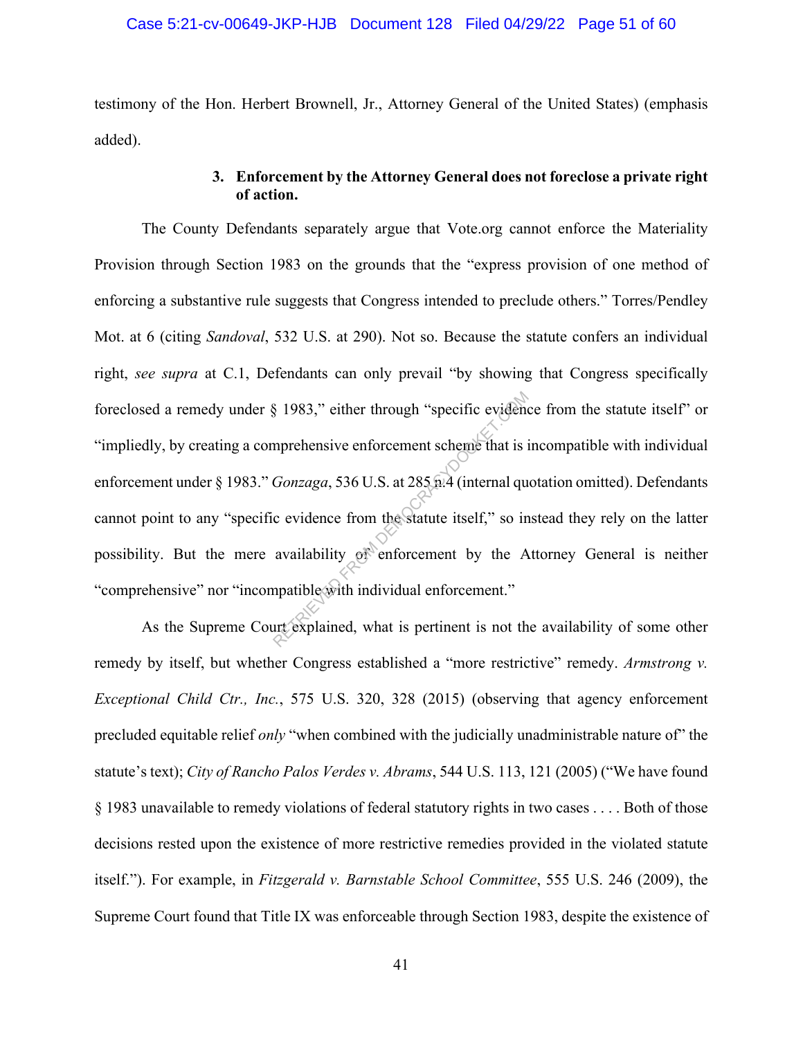testimony of the Hon. Herbert Brownell, Jr., Attorney General of the United States) (emphasis added).

### 3. Enforcement by the Attorney General does not foreclose a private right of action.

The County Defendants separately argue that Vote.org cannot enforce the Materiality Provision through Section 1983 on the grounds that the "express provision of one method of enforcing a substantive rule suggests that Congress intended to preclude others." Torres/Pendley Mot. at 6 (citing *Sandoval*, 532 U.S. at 290). Not so. Because the statute confers an individual right, *see supra* at C.1, Defendants can only prevail "by showing that Congress specifically foreclosed a remedy under § 1983," either through "specific evidence from the statute itself" or "impliedly, by creating a comprehensive enforcement scheme that is incompatible with individual enforcement under § 1983." *Gonzaga*, 536 U.S. at 285 n.4 (internal quotation omitted). Defendants cannot point to any "specific evidence from the statute itself," so instead they rely on the latter possibility. But the mere availability of enforcement by the Attorney General is neither "comprehensive" nor "incompatible with individual enforcement."

As the Supreme Court explained, what is pertinent is not the availability of some other remedy by itself, but whether Congress established a "more restrictive" remedy. *Armstrong v. Exceptional Child Ctr., Inc.*, 575 U.S. 320, 328 (2015) (observing that agency enforcement precluded equitable relief *only* "when combined with the judicially unadministrable nature of" the statute's text); *City of Rancho Palos Verdes v. Abrams*, 544 U.S. 113, 121 (2005) ("We have found § 1983 unavailable to remedy violations of federal statutory rights in two cases . . . . Both of those decisions rested upon the existence of more restrictive remedies provided in the violated statute itself."). For example, in *Fitzgerald v. Barnstable School Committee*, 555 U.S. 246 (2009), the Supreme Court found that Title IX was enforceable through Section 1983, despite the existence of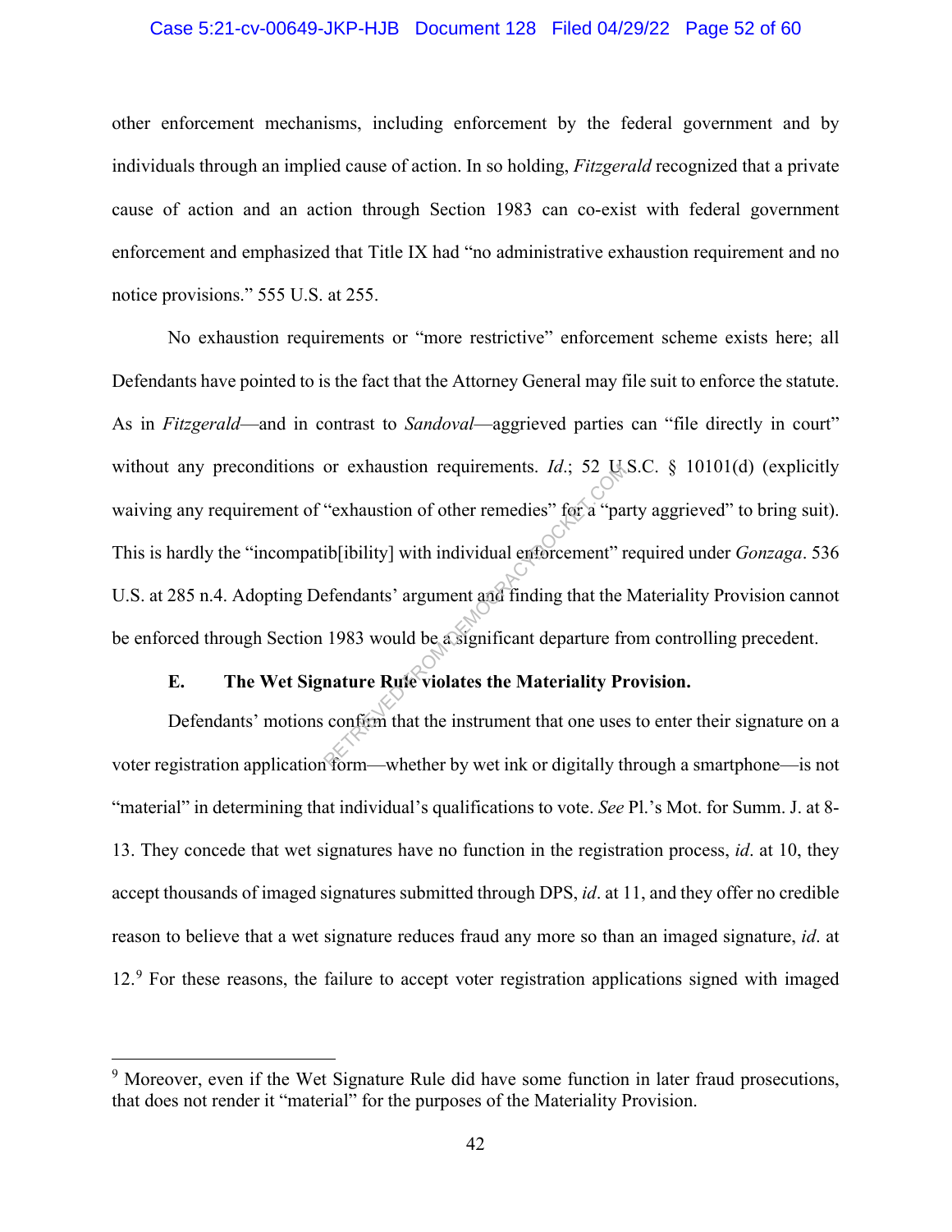other enforcement mechanisms, including enforcement by the federal government and by individuals through an implied cause of action. In so holding, *Fitzgerald* recognized that a private cause of action and an action through Section 1983 can co-exist with federal government enforcement and emphasized that Title IX had "no administrative exhaustion requirement and no notice provisions." 555 U.S. at 255.

No exhaustion requirements or "more restrictive" enforcement scheme exists here; all Defendants have pointed to is the fact that the Attorney General may file suit to enforce the statute. As in *Fitzgerald*—and in contrast to *Sandoval*—aggrieved parties can "file directly in court" without any preconditions or exhaustion requirements. *Id*.; 52 U.S.C. § 10101(d) (explicitly waiving any requirement of "exhaustion of other remedies" for a "party aggrieved" to bring suit). This is hardly the "incompatib[ibility] with individual enforcement" required under *Gonzaga*. 536 U.S. at 285 n.4. Adopting Defendants' argument and finding that the Materiality Provision cannot be enforced through Section 1983 would be a significant departure from controlling precedent.

### E. The Wet Signature Rule violates the Materiality Provision.

Defendants' motions confirm that the instrument that one uses to enter their signature on a voter registration application form—whether by wet ink or digitally through a smartphone—is not "material" in determining that individual's qualifications to vote. *See* Pl.'s Mot. for Summ. J. at 8-13. They concede that wet signatures have no function in the registration process, *id*. at 10, they accept thousands of imaged signatures submitted through DPS, *id*. at 11, and they offer no credible reason to believe that a wet signature reduces fraud any more so than an imaged signature, *id*. at 12.[9] For these reasons, the failure to accept voter registration applications signed with imaged

---

[9] Moreover, even if the Wet Signature Rule did have some function in later fraud prosecutions, that does not render it "material" for the purposes of the Materiality Provision.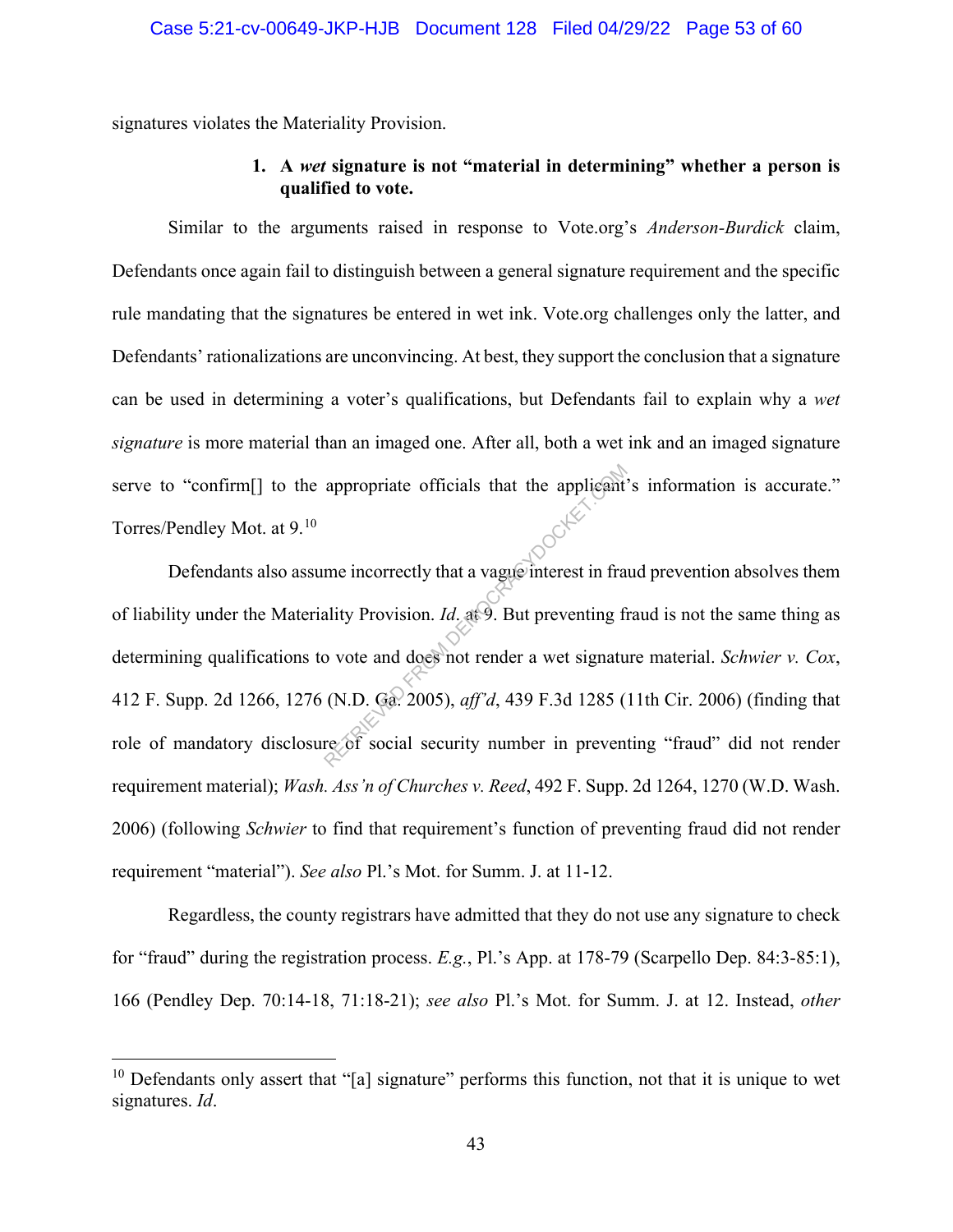signatures violates the Materiality Provision.

### 1. A *wet* signature is not "material in determining" whether a person is qualified to vote.

Similar to the arguments raised in response to Vote.org's *Anderson-Burdick* claim, Defendants once again fail to distinguish between a general signature requirement and the specific rule mandating that the signatures be entered in wet ink. Vote.org challenges only the latter, and Defendants' rationalizations are unconvincing. At best, they support the conclusion that a signature can be used in determining a voter's qualifications, but Defendants fail to explain why a *wet signature* is more material than an imaged one. After all, both a wet ink and an imaged signature serve to "confirm[] to the appropriate officials that the applicant's information is accurate." Torres/Pendley Mot. at 9.[10]

Defendants also assume incorrectly that a vague interest in fraud prevention absolves them of liability under the Materiality Provision. *Id.* at 9. But preventing fraud is not the same thing as determining qualifications to vote and does not render a wet signature material. *Schwier v. Cox*, 412 F. Supp. 2d 1266, 1276 (N.D. Ga. 2005), *aff'd*, 439 F.3d 1285 (11th Cir. 2006) (finding that role of mandatory disclosure of social security number in preventing "fraud" did not render requirement material); *Wash. Ass'n of Churches v. Reed*, 492 F. Supp. 2d 1264, 1270 (W.D. Wash. 2006) (following *Schwier* to find that requirement's function of preventing fraud did not render requirement "material"). *See also* Pl.'s Mot. for Summ. J. at 11-12.

Regardless, the county registrars have admitted that they do not use any signature to check for "fraud" during the registration process. *E.g.*, Pl.'s App. at 178-79 (Scarpello Dep. 84:3-85:1), 166 (Pendley Dep. 70:14-18, 71:18-21); *see also* Pl.'s Mot. for Summ. J. at 12. Instead, *other*

---

[10] Defendants only assert that "[a] signature" performs this function, not that it is unique to wet signatures. *Id*.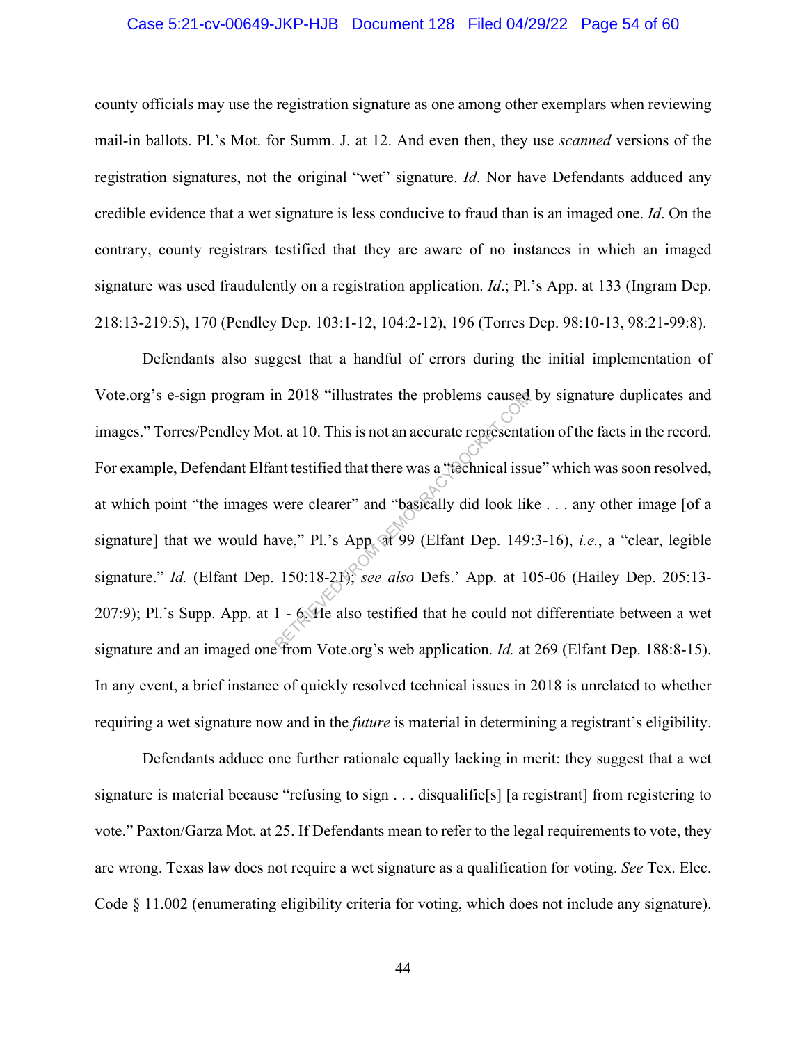county officials may use the registration signature as one among other exemplars when reviewing mail-in ballots. Pl.'s Mot. for Summ. J. at 12. And even then, they use *scanned* versions of the registration signatures, not the original "wet" signature. *Id*. Nor have Defendants adduced any credible evidence that a wet signature is less conducive to fraud than is an imaged one. *Id*. On the contrary, county registrars testified that they are aware of no instances in which an imaged signature was used fraudulently on a registration application. *Id*.; Pl.'s App. at 133 (Ingram Dep. 218:13-219:5), 170 (Pendley Dep. 103:1-12, 104:2-12), 196 (Torres Dep. 98:10-13, 98:21-99:8).

Defendants also suggest that a handful of errors during the initial implementation of Vote.org's e-sign program in 2018 "illustrates the problems caused by signature duplicates and images." Torres/Pendley Mot. at 10. This is not an accurate representation of the facts in the record. For example, Defendant Elfant testified that there was a "technical issue" which was soon resolved, at which point "the images were clearer" and "basically did look like . . . any other image [of a signature] that we would have," Pl.'s App. at 99 (Elfant Dep. 149:3-16), *i.e.*, a "clear, legible signature." *Id.* (Elfant Dep. 150:18-21); *see also* Defs.' App. at 105-06 (Hailey Dep. 205:13-207:9); Pl.'s Supp. App. at 1 - 6. He also testified that he could not differentiate between a wet signature and an imaged one from Vote.org's web application. *Id.* at 269 (Elfant Dep. 188:8-15). In any event, a brief instance of quickly resolved technical issues in 2018 is unrelated to whether requiring a wet signature now and in the *future* is material in determining a registrant's eligibility.

Defendants adduce one further rationale equally lacking in merit: they suggest that a wet signature is material because "refusing to sign . . . disqualifie[s] [a registrant] from registering to vote." Paxton/Garza Mot. at 25. If Defendants mean to refer to the legal requirements to vote, they are wrong. Texas law does not require a wet signature as a qualification for voting. *See* Tex. Elec. Code § 11.002 (enumerating eligibility criteria for voting, which does not include any signature).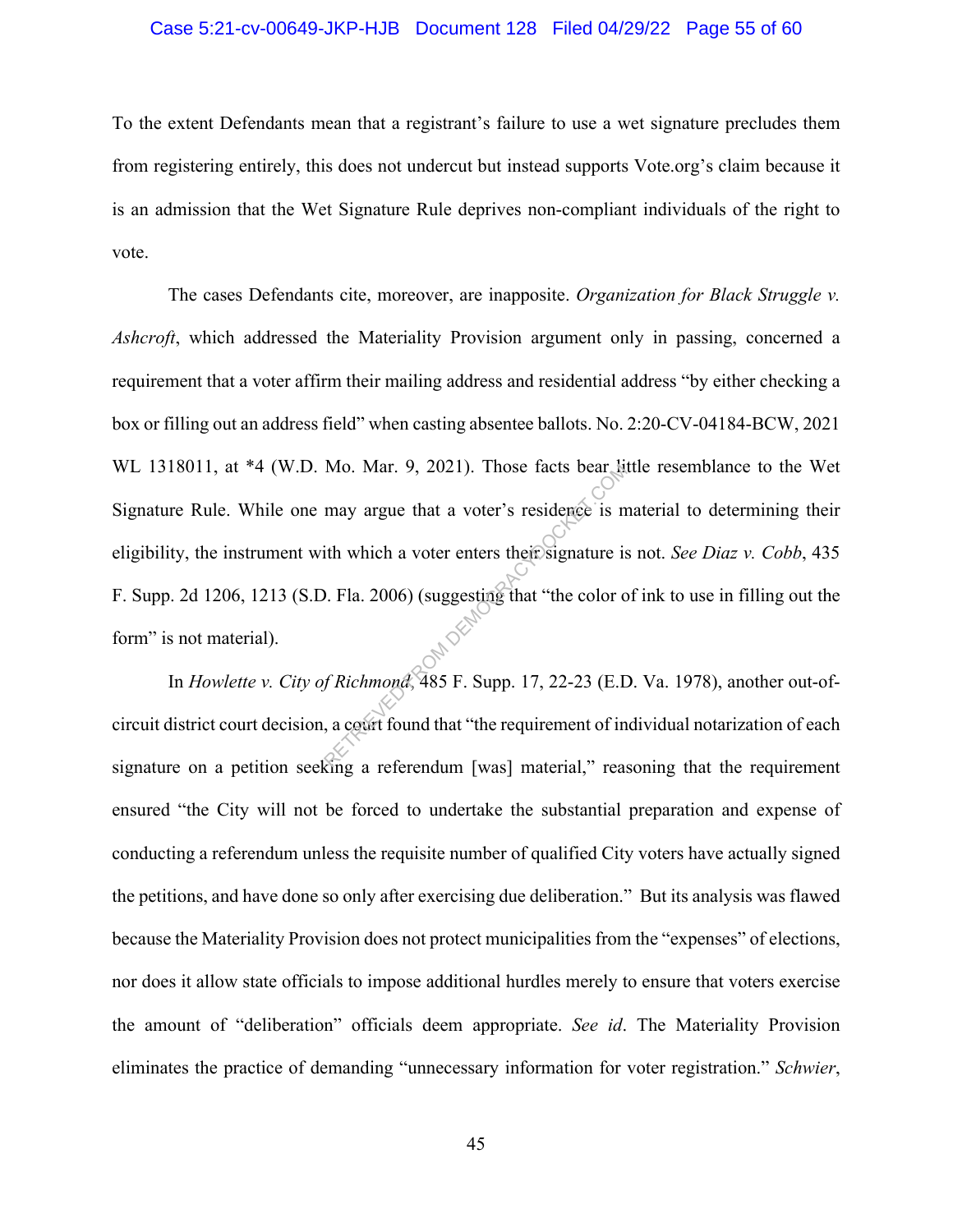To the extent Defendants mean that a registrant's failure to use a wet signature precludes them from registering entirely, this does not undercut but instead supports Vote.org's claim because it is an admission that the Wet Signature Rule deprives non-compliant individuals of the right to vote.

The cases Defendants cite, moreover, are inapposite. *Organization for Black Struggle v. Ashcroft*, which addressed the Materiality Provision argument only in passing, concerned a requirement that a voter affirm their mailing address and residential address "by either checking a box or filling out an address field" when casting absentee ballots. No. 2:20-CV-04184-BCW, 2021 WL 1318011, at *4 (W.D. Mo. Mar. 9, 2021). Those facts bear little resemblance to the Wet Signature Rule. While one may argue that a voter's residence is material to determining their eligibility, the instrument with which a voter enters their signature is not. *See Diaz v. Cobb*, 435 F. Supp. 2d 1206, 1213 (S.D. Fla. 2006) (suggesting that "the color of ink to use in filling out the form" is not material).

In *Howlette v. City of Richmond*, 485 F. Supp. 17, 22-23 (E.D. Va. 1978), another out-of-circuit district court decision, a court found that "the requirement of individual notarization of each signature on a petition seeking a referendum [was] material," reasoning that the requirement ensured "the City will not be forced to undertake the substantial preparation and expense of conducting a referendum unless the requisite number of qualified City voters have actually signed the petitions, and have done so only after exercising due deliberation." But its analysis was flawed because the Materiality Provision does not protect municipalities from the "expenses" of elections, nor does it allow state officials to impose additional hurdles merely to ensure that voters exercise the amount of "deliberation" officials deem appropriate. *See id*. The Materiality Provision eliminates the practice of demanding "unnecessary information for voter registration." *Schwier*,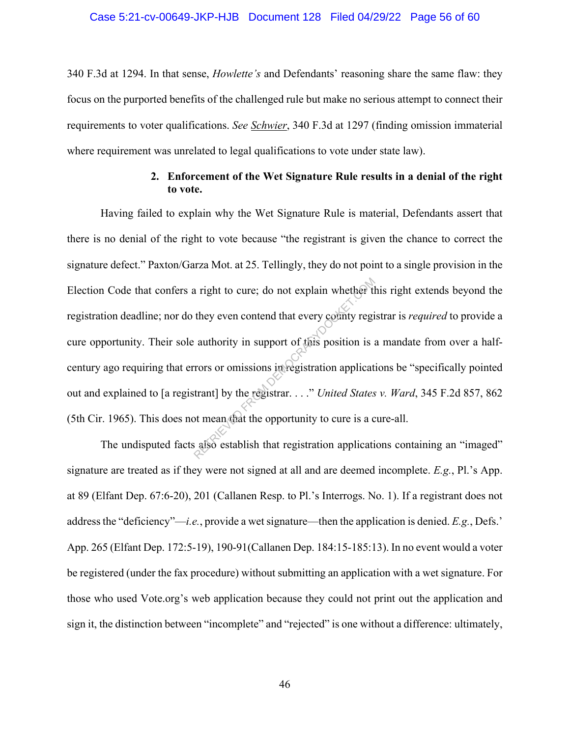340 F.3d at 1294. In that sense, *Howlette's* and Defendants' reasoning share the same flaw: they focus on the purported benefits of the challenged rule but make no serious attempt to connect their requirements to voter qualifications. *See Schwier*, 340 F.3d at 1297 (finding omission immaterial where requirement was unrelated to legal qualifications to vote under state law).

**2. Enforcement of the Wet Signature Rule results in a denial of the right to vote.**

Having failed to explain why the Wet Signature Rule is material, Defendants assert that there is no denial of the right to vote because "the registrant is given the chance to correct the signature defect." Paxton/Garza Mot. at 25. Tellingly, they do not point to a single provision in the Election Code that confers a right to cure; do not explain whether this right extends beyond the registration deadline; nor do they even contend that every county registrar is *required* to provide a cure opportunity. Their sole authority in support of this position is a mandate from over a half-century ago requiring that errors or omissions in registration applications be "specifically pointed out and explained to [a registrant] by the registrar. . . ." *United States v. Ward*, 345 F.2d 857, 862 (5th Cir. 1965). This does not mean that the opportunity to cure is a cure-all.

The undisputed facts also establish that registration applications containing an "imaged" signature are treated as if they were not signed at all and are deemed incomplete. *E.g.*, Pl.'s App. at 89 (Elfant Dep. 67:6-20), 201 (Callanen Resp. to Pl.'s Interrogs. No. 1). If a registrant does not address the "deficiency"—*i.e.*, provide a wet signature—then the application is denied. *E.g.*, Defs.' App. 265 (Elfant Dep. 172:5-19), 190-91(Callanen Dep. 184:15-185:13). In no event would a voter be registered (under the fax procedure) without submitting an application with a wet signature. For those who used Vote.org's web application because they could not print out the application and sign it, the distinction between "incomplete" and "rejected" is one without a difference: ultimately,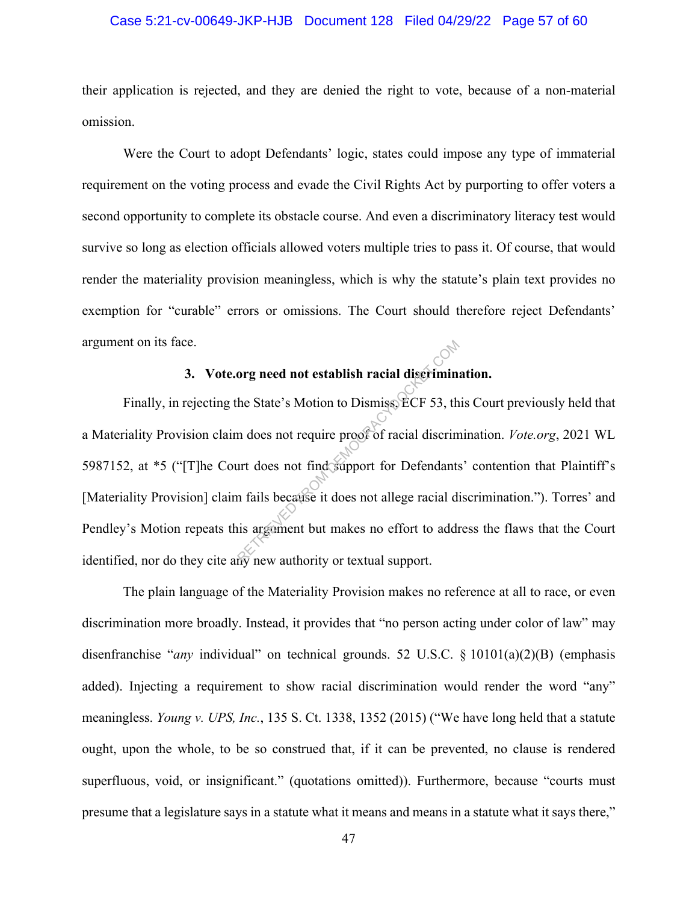their application is rejected, and they are denied the right to vote, because of a non-material omission.

Were the Court to adopt Defendants' logic, states could impose any type of immaterial requirement on the voting process and evade the Civil Rights Act by purporting to offer voters a second opportunity to complete its obstacle course. And even a discriminatory literacy test would survive so long as election officials allowed voters multiple tries to pass it. Of course, that would render the materiality provision meaningless, which is why the statute's plain text provides no exemption for "curable" errors or omissions. The Court should therefore reject Defendants' argument on its face.

### 3. Vote.org need not establish racial discrimination.

Finally, in rejecting the State's Motion to Dismiss, ECF 53, this Court previously held that a Materiality Provision claim does not require proof of racial discrimination. *Vote.org*, 2021 WL 5987152, at *5 ("[T]he Court does not find support for Defendants' contention that Plaintiff's [Materiality Provision] claim fails because it does not allege racial discrimination."). Torres' and Pendley's Motion repeats this argument but makes no effort to address the flaws that the Court identified, nor do they cite any new authority or textual support.

The plain language of the Materiality Provision makes no reference at all to race, or even discrimination more broadly. Instead, it provides that "no person acting under color of law" may disenfranchise "*any* individual" on technical grounds. 52 U.S.C. § 10101(a)(2)(B) (emphasis added). Injecting a requirement to show racial discrimination would render the word "any" meaningless. *Young v. UPS, Inc.*, 135 S. Ct. 1338, 1352 (2015) ("We have long held that a statute ought, upon the whole, to be so construed that, if it can be prevented, no clause is rendered superfluous, void, or insignificant." (quotations omitted)). Furthermore, because "courts must presume that a legislature says in a statute what it means and means in a statute what it says there,"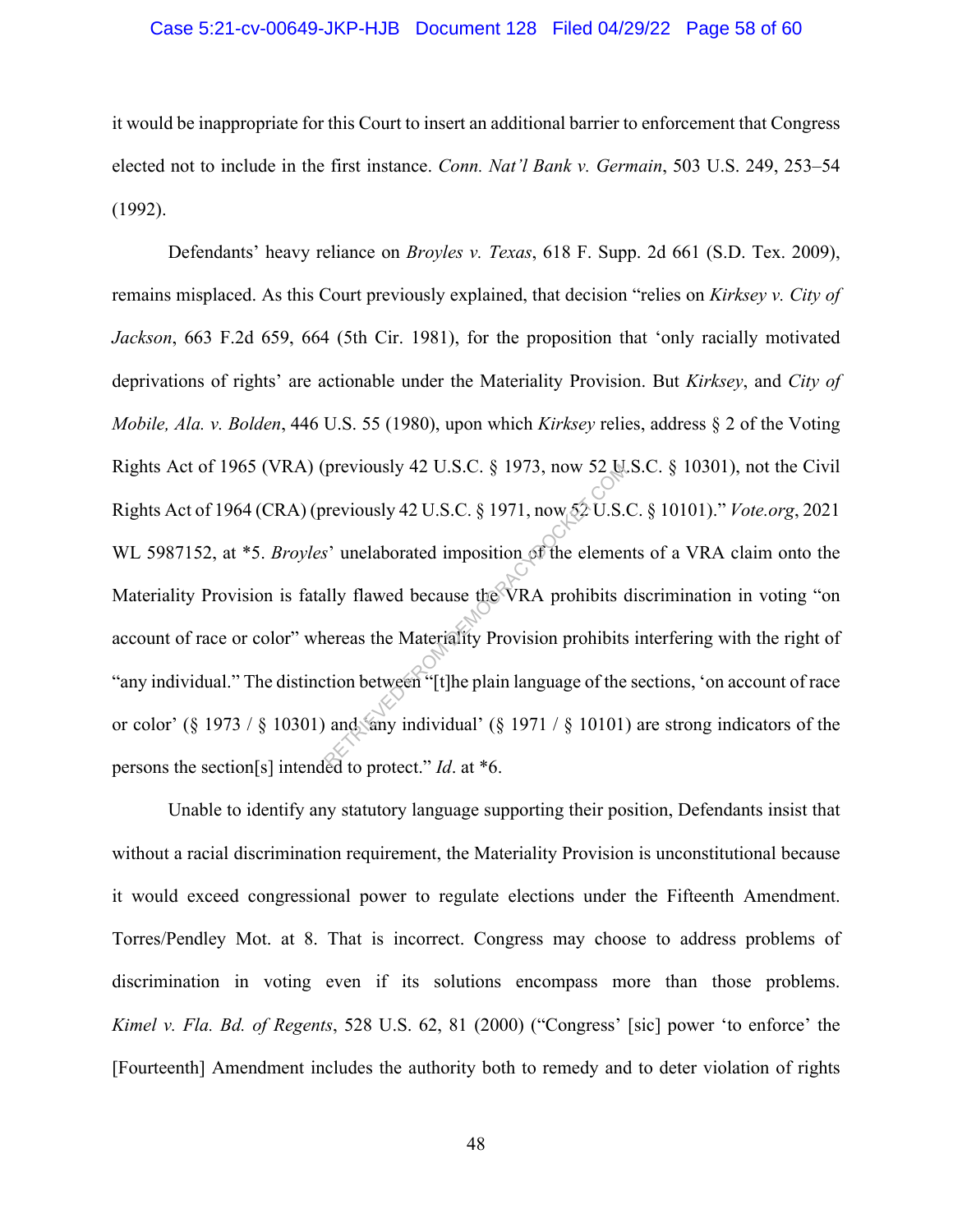it would be inappropriate for this Court to insert an additional barrier to enforcement that Congress elected not to include in the first instance. *Conn. Nat'l Bank v. Germain*, 503 U.S. 249, 253–54 (1992).

Defendants' heavy reliance on *Broyles v. Texas*, 618 F. Supp. 2d 661 (S.D. Tex. 2009), remains misplaced. As this Court previously explained, that decision "relies on *Kirksey v. City of Jackson*, 663 F.2d 659, 664 (5th Cir. 1981), for the proposition that 'only racially motivated deprivations of rights' are actionable under the Materiality Provision. But *Kirksey*, and *City of Mobile, Ala. v. Bolden*, 446 U.S. 55 (1980), upon which *Kirksey* relies, address § 2 of the Voting Rights Act of 1965 (VRA) (previously 42 U.S.C. § 1973, now 52 U.S.C. § 10301), not the Civil Rights Act of 1964 (CRA) (previously 42 U.S.C. § 1971, now 52 U.S.C. § 10101)." *Vote.org*, 2021 WL 5987152, at *5. *Broyles*' unelaborated imposition of the elements of a VRA claim onto the Materiality Provision is fatally flawed because the VRA prohibits discrimination in voting "on account of race or color" whereas the Materiality Provision prohibits interfering with the right of "any individual." The distinction between "[t]he plain language of the sections, 'on account of race or color' (§ 1973 / § 10301) and 'any individual' (§ 1971 / § 10101) are strong indicators of the persons the section[s] intended to protect." *Id*. at *6.

Unable to identify any statutory language supporting their position, Defendants insist that without a racial discrimination requirement, the Materiality Provision is unconstitutional because it would exceed congressional power to regulate elections under the Fifteenth Amendment. Torres/Pendley Mot. at 8. That is incorrect. Congress may choose to address problems of discrimination in voting even if its solutions encompass more than those problems. *Kimel v. Fla. Bd. of Regents*, 528 U.S. 62, 81 (2000) ("Congress' [sic] power 'to enforce' the [Fourteenth] Amendment includes the authority both to remedy and to deter violation of rights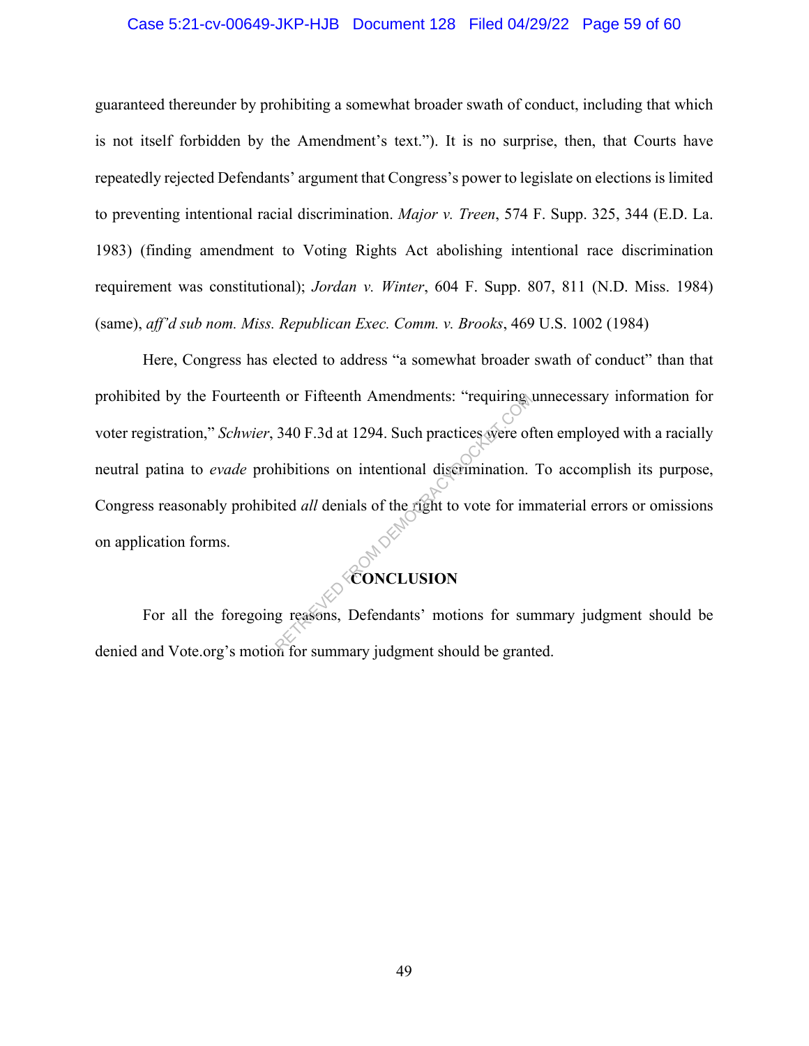guaranteed thereunder by prohibiting a somewhat broader swath of conduct, including that which is not itself forbidden by the Amendment's text."). It is no surprise, then, that Courts have repeatedly rejected Defendants' argument that Congress's power to legislate on elections is limited to preventing intentional racial discrimination. *Major v. Treen*, 574 F. Supp. 325, 344 (E.D. La. 1983) (finding amendment to Voting Rights Act abolishing intentional race discrimination requirement was constitutional); *Jordan v. Winter*, 604 F. Supp. 807, 811 (N.D. Miss. 1984) (same), *aff'd sub nom. Miss. Republican Exec. Comm. v. Brooks*, 469 U.S. 1002 (1984)

Here, Congress has elected to address "a somewhat broader swath of conduct" than that prohibited by the Fourteenth or Fifteenth Amendments: "requiring unnecessary information for voter registration," *Schwier*, 340 F.3d at 1294. Such practices were often employed with a racially neutral patina to *evade* prohibitions on intentional discrimination. To accomplish its purpose, Congress reasonably prohibited *all* denials of the right to vote for immaterial errors or omissions on application forms.

## CONCLUSION

For all the foregoing reasons, Defendants' motions for summary judgment should be denied and Vote.org's motion for summary judgment should be granted.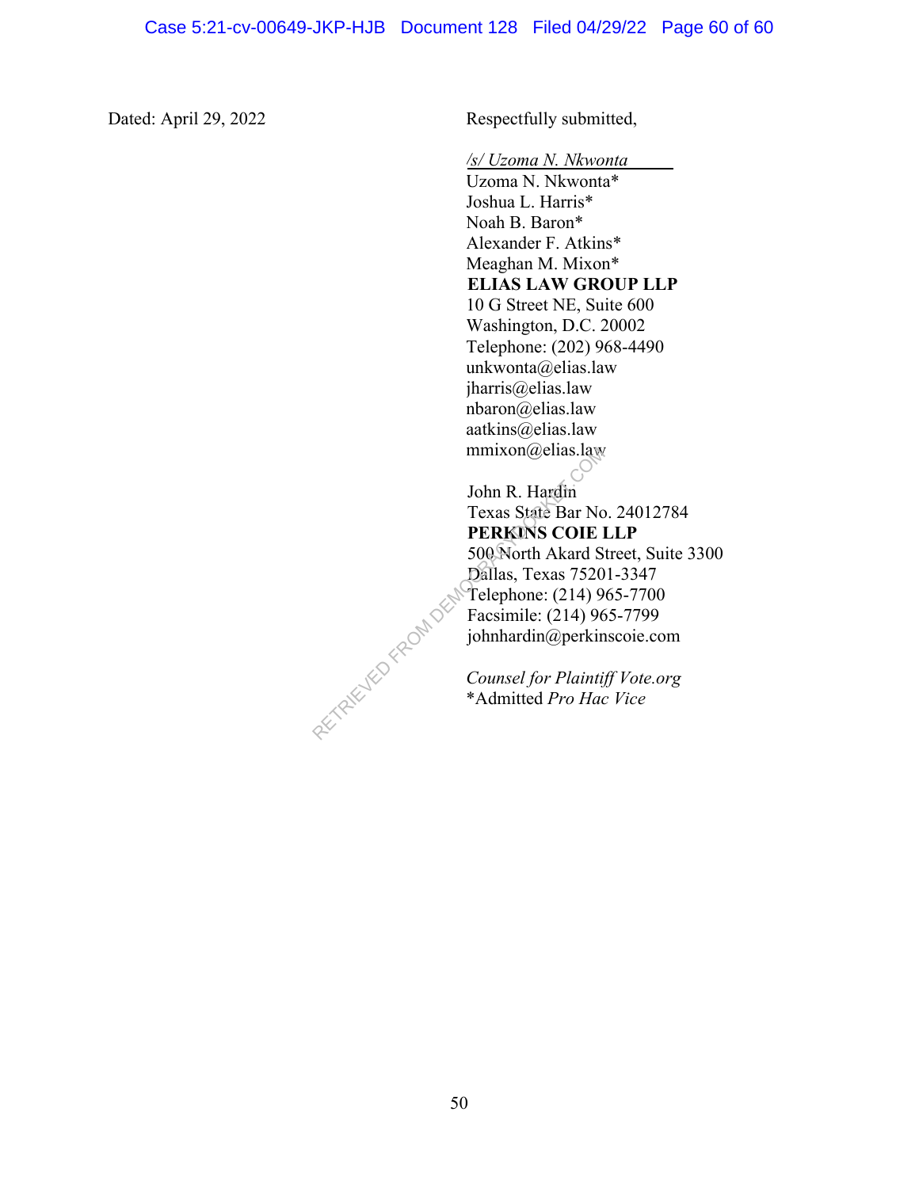Dated: April 29, 2022

Respectfully submitted,

*/s/ Uzoma N. Nkwonta*
Uzoma N. Nkwonta*
Joshua L. Harris*
Noah B. Baron*
Alexander F. Atkins*
Meaghan M. Mixon*
**ELIAS LAW GROUP LLP**
10 G Street NE, Suite 600
Washington, D.C. 20002
Telephone: (202) 968-4490
unkwonta@elias.law
jharris@elias.law
nbaron@elias.law
aatkins@elias.law
mmixon@elias.law

John R. Hardin
Texas State Bar No. 24012784
**PERKINS COIE LLP**
500 North Akard Street, Suite 3300
Dallas, Texas 75201-3347
Telephone: (214) 965-7700
Facsimile: (214) 965-7799
johnhardin@perkinscoie.com

*Counsel for Plaintiff Vote.org*
*Admitted *Pro Hac Vice*